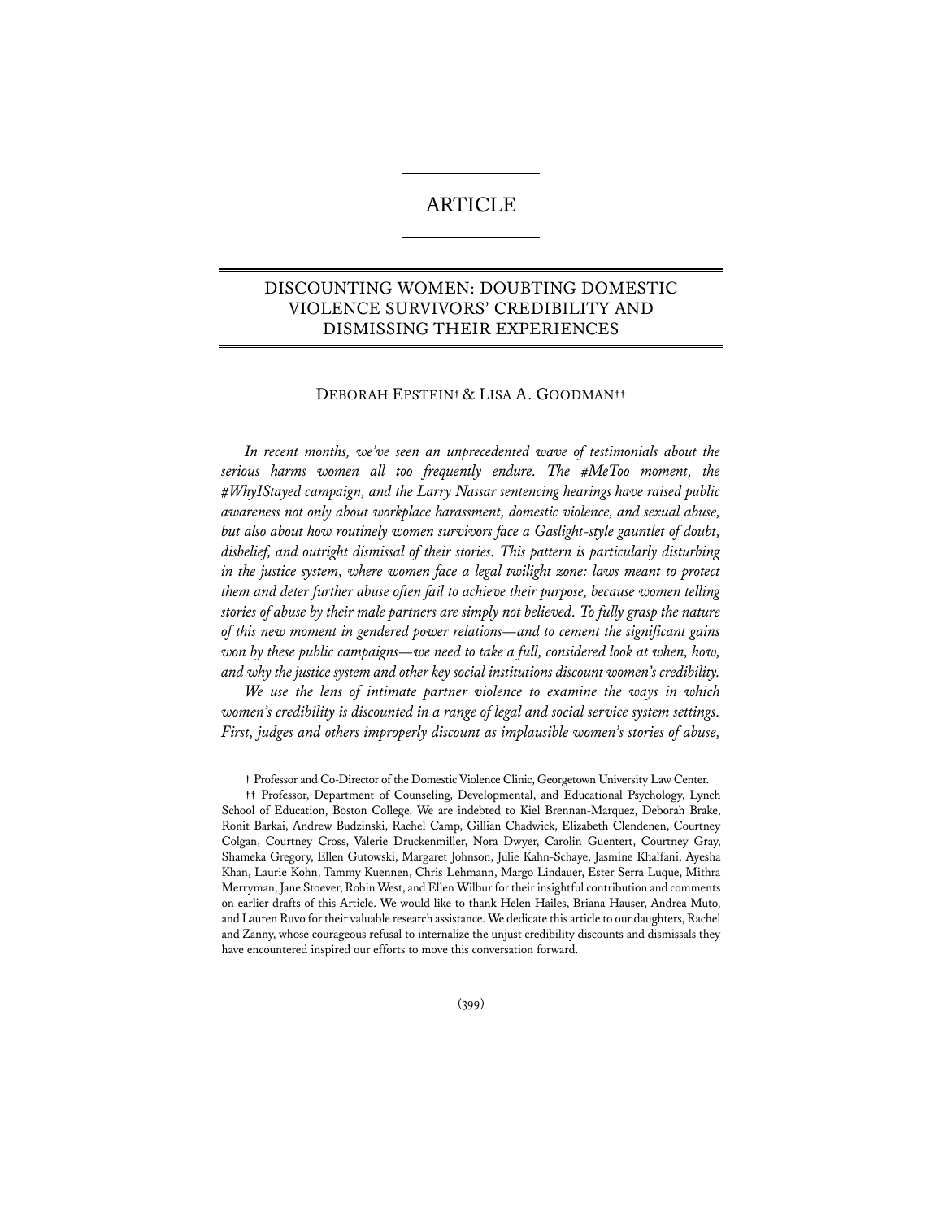# ARTICLE

## DISCOUNTING WOMEN: DOUBTING DOMESTIC VIOLENCE SURVIVORS' CREDIBILITY AND DISMISSING THEIR EXPERIENCES

DEBORAH EPSTEIN† & LISA A. GOODMAN††

*In recent months, we've seen an unprecedented wave of testimonials about the serious harms women all too frequently endure. The #MeToo moment, the #WhyIStayed campaign, and the Larry Nassar sentencing hearings have raised public awareness not only about workplace harassment, domestic violence, and sexual abuse, but also about how routinely women survivors face a Gaslight-style gauntlet of doubt, disbelief, and outright dismissal of their stories. This pattern is particularly disturbing in the justice system, where women face a legal twilight zone: laws meant to protect them and deter further abuse often fail to achieve their purpose, because women telling stories of abuse by their male partners are simply not believed. To fully grasp the nature of this new moment in gendered power relations—and to cement the significant gains won by these public campaigns—we need to take a full, considered look at when, how, and why the justice system and other key social institutions discount women's credibility.*

*We use the lens of intimate partner violence to examine the ways in which women's credibility is discounted in a range of legal and social service system settings. First, judges and others improperly discount as implausible women's stories of abuse,*

† Professor and Co-Director of the Domestic Violence Clinic, Georgetown University Law Center.

†† Professor, Department of Counseling, Developmental, and Educational Psychology, Lynch School of Education, Boston College. We are indebted to Kiel Brennan-Marquez, Deborah Brake, Ronit Barkai, Andrew Budzinski, Rachel Camp, Gillian Chadwick, Elizabeth Clendenen, Courtney Colgan, Courtney Cross, Valerie Druckenmiller, Nora Dwyer, Carolin Guentert, Courtney Gray, Shameka Gregory, Ellen Gutowski, Margaret Johnson, Julie Kahn-Schaye, Jasmine Khalfani, Ayesha Khan, Laurie Kohn, Tammy Kuennen, Chris Lehmann, Margo Lindauer, Ester Serra Luque, Mithra Merryman, Jane Stoever, Robin West, and Ellen Wilbur for their insightful contribution and comments on earlier drafts of this Article. We would like to thank Helen Hailes, Briana Hauser, Andrea Muto, and Lauren Ruvo for their valuable research assistance. We dedicate this article to our daughters, Rachel and Zanny, whose courageous refusal to internalize the unjust credibility discounts and dismissals they have encountered inspired our efforts to move this conversation forward.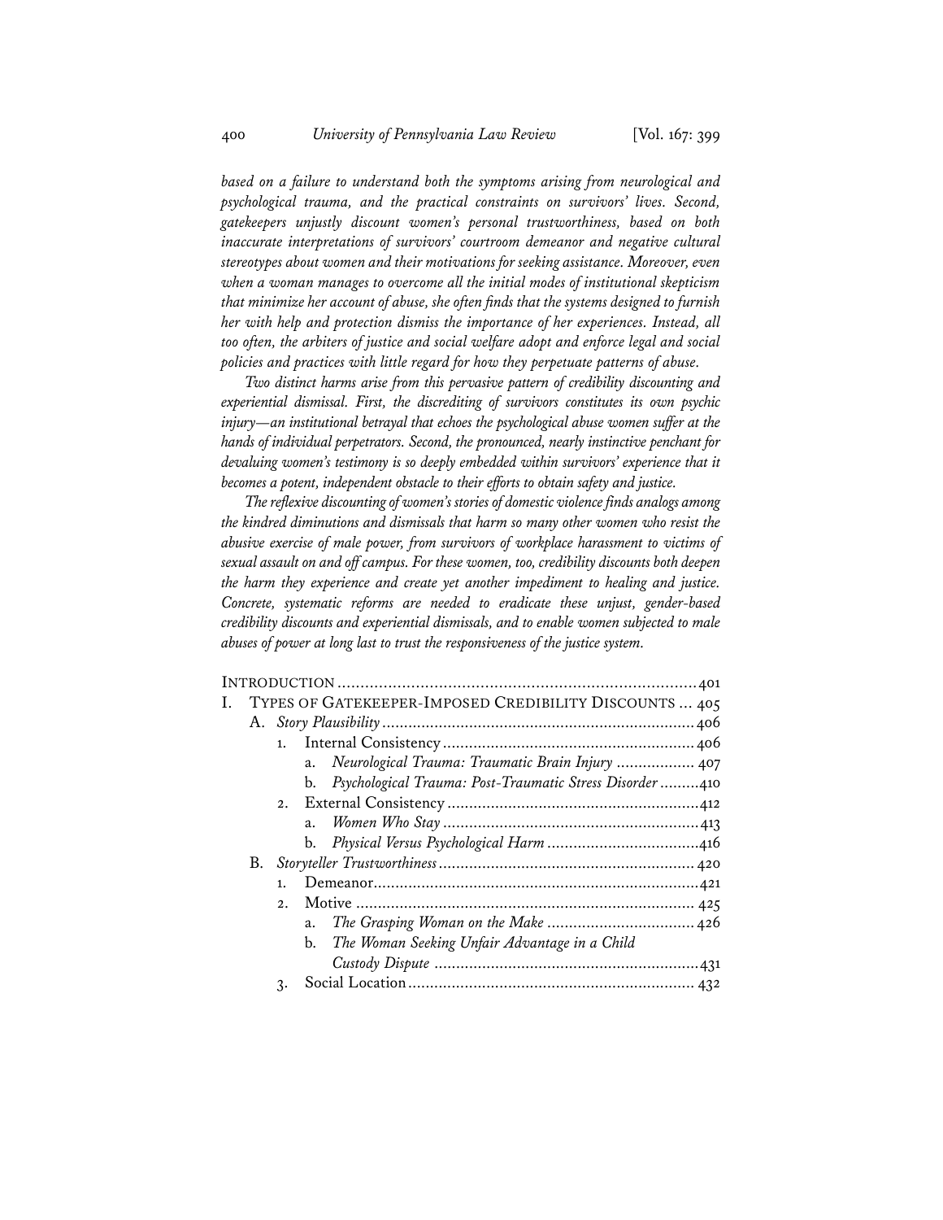*based on a failure to understand both the symptoms arising from neurological and psychological trauma, and the practical constraints on survivors' lives. Second, gatekeepers unjustly discount women's personal trustworthiness, based on both inaccurate interpretations of survivors' courtroom demeanor and negative cultural stereotypes about women and their motivations for seeking assistance. Moreover, even when a woman manages to overcome all the initial modes of institutional skepticism that minimize her account of abuse, she often finds that the systems designed to furnish her with help and protection dismiss the importance of her experiences. Instead, all too often, the arbiters of justice and social welfare adopt and enforce legal and social policies and practices with little regard for how they perpetuate patterns of abuse.*

*Two distinct harms arise from this pervasive pattern of credibility discounting and experiential dismissal. First, the discrediting of survivors constitutes its own psychic injury—an institutional betrayal that echoes the psychological abuse women suffer at the hands of individual perpetrators. Second, the pronounced, nearly instinctive penchant for devaluing women's testimony is so deeply embedded within survivors' experience that it becomes a potent, independent obstacle to their efforts to obtain safety and justice.*

*The reflexive discounting of women's stories of domestic violence finds analogs among the kindred diminutions and dismissals that harm so many other women who resist the abusive exercise of male power, from survivors of workplace harassment to victims of sexual assault on and off campus. For these women, too, credibility discounts both deepen the harm they experience and create yet another impediment to healing and justice. Concrete, systematic reforms are needed to eradicate these unjust, gender-based credibility discounts and experiential dismissals, and to enable women subjected to male abuses of power at long last to trust the responsiveness of the justice system.*

INTRODUCTION ........................................................................ 401

I. TYPES OF GATEKEEPER-IMPOSED CREDIBILITY DISCOUNTS ... 405
   - A. *Story Plausibility* ........................................................ 406
     1. Internal Consistency ........................................................ 406
        - a. *Neurological Trauma: Traumatic Brain Injury* .................. 407
        - b. *Psychological Trauma: Post-Traumatic Stress Disorder* .........410
     2. External Consistency ........................................................412
        - a. *Women Who Stay* ........................................................ 413
        - b. *Physical Versus Psychological Harm* ..................................416
   - B. *Storyteller Trustworthiness* ........................................... 420
     1. Demeanor........................................................................421
     2. Motive .......................................................................... 425
        - a. *The Grasping Woman on the Make* ................................. 426
        - b. *The Woman Seeking Unfair Advantage in a Child Custody Dispute* ...............................................................431
     3. Social Location................................................................. 432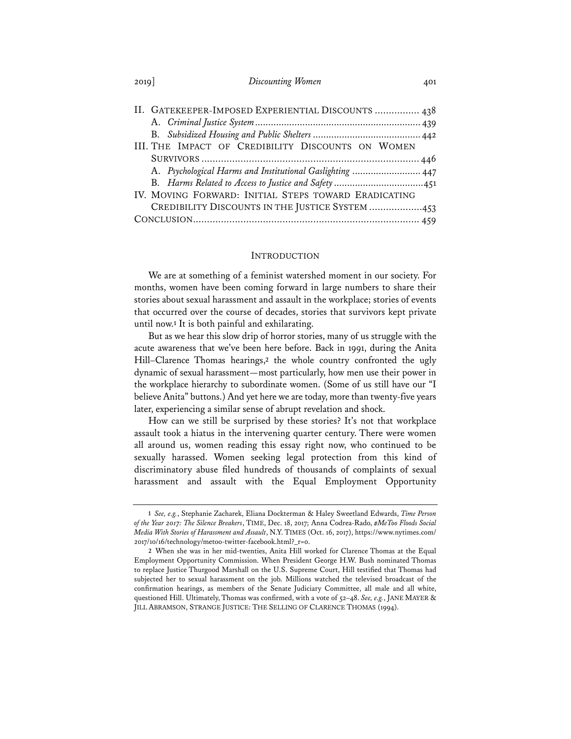II. GATEKEEPER-IMPOSED EXPERIENTIAL DISCOUNTS ................ 438
  A. *Criminal Justice System* ................................................................ 439
  B. *Subsidized Housing and Public Shelters* ........................................ 442
III. THE IMPACT OF CREDIBILITY DISCOUNTS ON WOMEN SURVIVORS ................................................................................ 446
  A. *Psychological Harms and Institutional Gaslighting* ......................... 447
  B. *Harms Related to Access to Justice and Safety* .................................451
IV. MOVING FORWARD: INITIAL STEPS TOWARD ERADICATING CREDIBILITY DISCOUNTS IN THE JUSTICE SYSTEM ...................453
CONCLUSION................................................................................. 459

## INTRODUCTION

We are at something of a feminist watershed moment in our society. For months, women have been coming forward in large numbers to share their stories about sexual harassment and assault in the workplace; stories of events that occurred over the course of decades, stories that survivors kept private until now.[1] It is both painful and exhilarating.

But as we hear this slow drip of horror stories, many of us struggle with the acute awareness that we've been here before. Back in 1991, during the Anita Hill–Clarence Thomas hearings,[2] the whole country confronted the ugly dynamic of sexual harassment—most particularly, how men use their power in the workplace hierarchy to subordinate women. (Some of us still have our "I believe Anita" buttons.) And yet here we are today, more than twenty-five years later, experiencing a similar sense of abrupt revelation and shock.

How can we still be surprised by these stories? It's not that workplace assault took a hiatus in the intervening quarter century. There were women all around us, women reading this essay right now, who continued to be sexually harassed. Women seeking legal protection from this kind of discriminatory abuse filed hundreds of thousands of complaints of sexual harassment and assault with the Equal Employment Opportunity

---

1 *See, e.g.*, Stephanie Zacharek, Eliana Dockterman & Haley Sweetland Edwards, *Time Person of the Year 2017: The Silence Breakers*, TIME, Dec. 18, 2017; Anna Codrea-Rado, *#MeToo Floods Social Media With Stories of Harassment and Assault*, N.Y. TIMES (Oct. 16, 2017), https://www.nytimes.com/2017/10/16/technology/metoo-twitter-facebook.html?_r=0.

2 When she was in her mid-twenties, Anita Hill worked for Clarence Thomas at the Equal Employment Opportunity Commission. When President George H.W. Bush nominated Thomas to replace Justice Thurgood Marshall on the U.S. Supreme Court, Hill testified that Thomas had subjected her to sexual harassment on the job. Millions watched the televised broadcast of the confirmation hearings, as members of the Senate Judiciary Committee, all male and all white, questioned Hill. Ultimately, Thomas was confirmed, with a vote of 52–48. *See, e.g.*, JANE MAYER & JILL ABRAMSON, STRANGE JUSTICE: THE SELLING OF CLARENCE THOMAS (1994).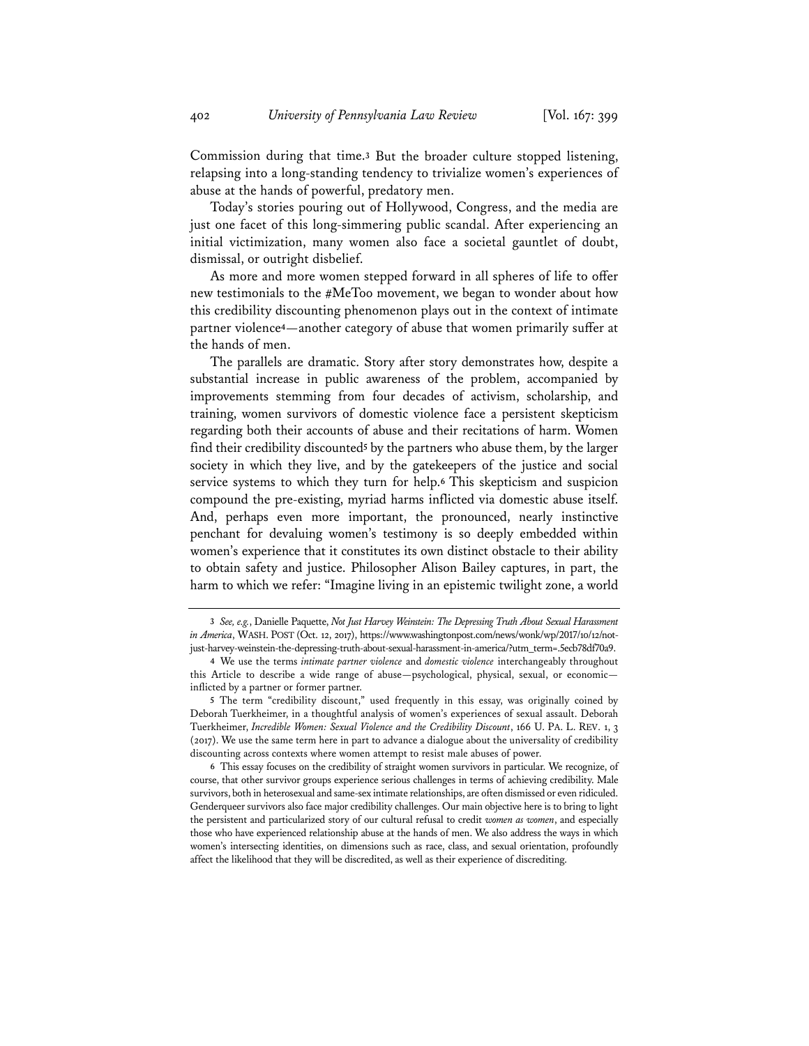Commission during that time.[3] But the broader culture stopped listening, relapsing into a long-standing tendency to trivialize women's experiences of abuse at the hands of powerful, predatory men.

Today's stories pouring out of Hollywood, Congress, and the media are just one facet of this long-simmering public scandal. After experiencing an initial victimization, many women also face a societal gauntlet of doubt, dismissal, or outright disbelief.

As more and more women stepped forward in all spheres of life to offer new testimonials to the #MeToo movement, we began to wonder about how this credibility discounting phenomenon plays out in the context of intimate partner violence[4]—another category of abuse that women primarily suffer at the hands of men.

The parallels are dramatic. Story after story demonstrates how, despite a substantial increase in public awareness of the problem, accompanied by improvements stemming from four decades of activism, scholarship, and training, women survivors of domestic violence face a persistent skepticism regarding both their accounts of abuse and their recitations of harm. Women find their credibility discounted[5] by the partners who abuse them, by the larger society in which they live, and by the gatekeepers of the justice and social service systems to which they turn for help.[6] This skepticism and suspicion compound the pre-existing, myriad harms inflicted via domestic abuse itself. And, perhaps even more important, the pronounced, nearly instinctive penchant for devaluing women's testimony is so deeply embedded within women's experience that it constitutes its own distinct obstacle to their ability to obtain safety and justice. Philosopher Alison Bailey captures, in part, the harm to which we refer: "Imagine living in an epistemic twilight zone, a world

---

3 *See, e.g.*, Danielle Paquette, *Not Just Harvey Weinstein: The Depressing Truth About Sexual Harassment in America*, WASH. POST (Oct. 12, 2017), https://www.washingtonpost.com/news/wonk/wp/2017/10/12/not-just-harvey-weinstein-the-depressing-truth-about-sexual-harassment-in-america/?utm_term=.5ecb78df70a9.

4 We use the terms *intimate partner violence* and *domestic violence* interchangeably throughout this Article to describe a wide range of abuse—psychological, physical, sexual, or economic—inflicted by a partner or former partner.

5 The term "credibility discount," used frequently in this essay, was originally coined by Deborah Tuerkheimer, in a thoughtful analysis of women's experiences of sexual assault. Deborah Tuerkheimer, *Incredible Women: Sexual Violence and the Credibility Discount*, 166 U. PA. L. REV. 1, 3 (2017). We use the same term here in part to advance a dialogue about the universality of credibility discounting across contexts where women attempt to resist male abuses of power.

6 This essay focuses on the credibility of straight women survivors in particular. We recognize, of course, that other survivor groups experience serious challenges in terms of achieving credibility. Male survivors, both in heterosexual and same-sex intimate relationships, are often dismissed or even ridiculed. Genderqueer survivors also face major credibility challenges. Our main objective here is to bring to light the persistent and particularized story of our cultural refusal to credit *women as women*, and especially those who have experienced relationship abuse at the hands of men. We also address the ways in which women's intersecting identities, on dimensions such as race, class, and sexual orientation, profoundly affect the likelihood that they will be discredited, as well as their experience of discrediting.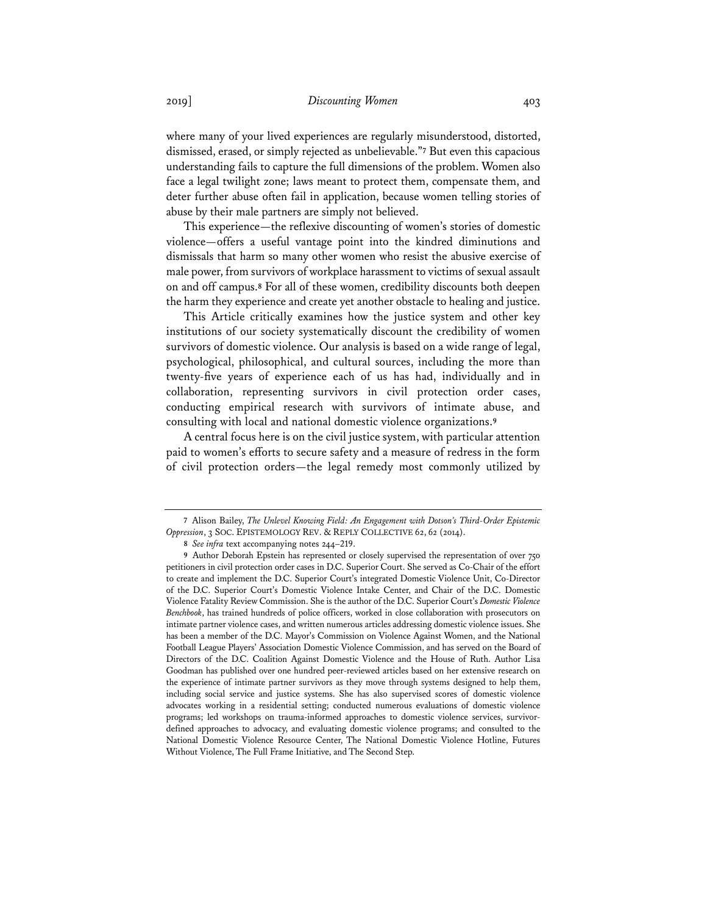where many of your lived experiences are regularly misunderstood, distorted, dismissed, erased, or simply rejected as unbelievable."[7] But even this capacious understanding fails to capture the full dimensions of the problem. Women also face a legal twilight zone; laws meant to protect them, compensate them, and deter further abuse often fail in application, because women telling stories of abuse by their male partners are simply not believed.

This experience—the reflexive discounting of women's stories of domestic violence—offers a useful vantage point into the kindred diminutions and dismissals that harm so many other women who resist the abusive exercise of male power, from survivors of workplace harassment to victims of sexual assault on and off campus.[8] For all of these women, credibility discounts both deepen the harm they experience and create yet another obstacle to healing and justice.

This Article critically examines how the justice system and other key institutions of our society systematically discount the credibility of women survivors of domestic violence. Our analysis is based on a wide range of legal, psychological, philosophical, and cultural sources, including the more than twenty-five years of experience each of us has had, individually and in collaboration, representing survivors in civil protection order cases, conducting empirical research with survivors of intimate abuse, and consulting with local and national domestic violence organizations.[9]

A central focus here is on the civil justice system, with particular attention paid to women's efforts to secure safety and a measure of redress in the form of civil protection orders—the legal remedy most commonly utilized by

---

[7] Alison Bailey, *The Unlevel Knowing Field: An Engagement with Dotson's Third-Order Epistemic Oppression*, 3 SOC. EPISTEMOLOGY REV. & REPLY COLLECTIVE 62, 62 (2014).

[8] *See infra* text accompanying notes 244–219.

[9] Author Deborah Epstein has represented or closely supervised the representation of over 750 petitioners in civil protection order cases in D.C. Superior Court. She served as Co-Chair of the effort to create and implement the D.C. Superior Court's integrated Domestic Violence Unit, Co-Director of the D.C. Superior Court's Domestic Violence Intake Center, and Chair of the D.C. Domestic Violence Fatality Review Commission. She is the author of the D.C. Superior Court's *Domestic Violence Benchbook*, has trained hundreds of police officers, worked in close collaboration with prosecutors on intimate partner violence cases, and written numerous articles addressing domestic violence issues. She has been a member of the D.C. Mayor's Commission on Violence Against Women, and the National Football League Players' Association Domestic Violence Commission, and has served on the Board of Directors of the D.C. Coalition Against Domestic Violence and the House of Ruth. Author Lisa Goodman has published over one hundred peer-reviewed articles based on her extensive research on the experience of intimate partner survivors as they move through systems designed to help them, including social service and justice systems. She has also supervised scores of domestic violence advocates working in a residential setting; conducted numerous evaluations of domestic violence programs; led workshops on trauma-informed approaches to domestic violence services, survivor-defined approaches to advocacy, and evaluating domestic violence programs; and consulted to the National Domestic Violence Resource Center, The National Domestic Violence Hotline, Futures Without Violence, The Full Frame Initiative, and The Second Step.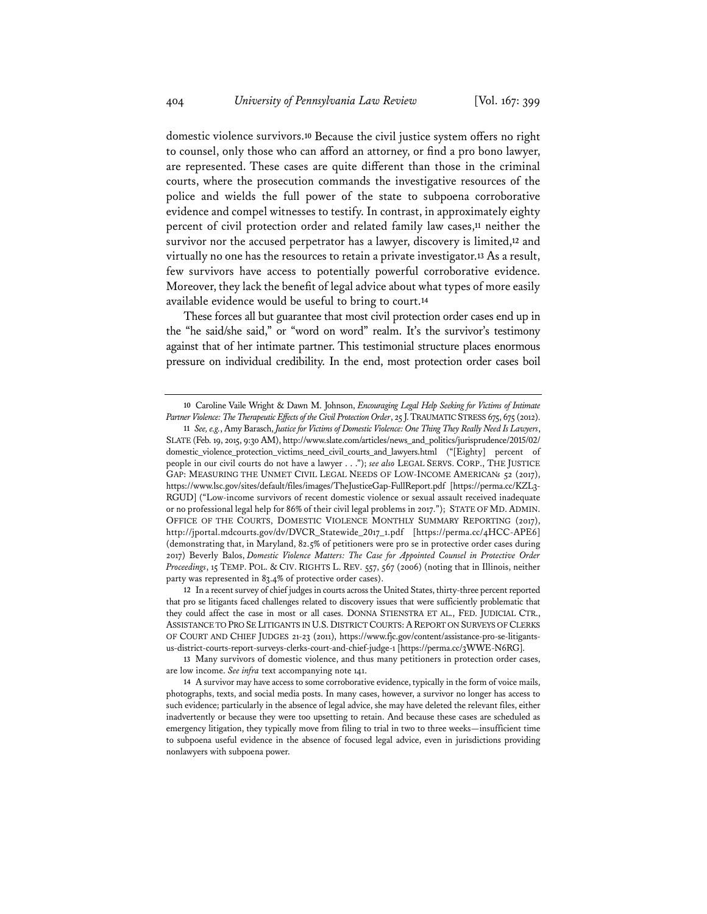domestic violence survivors.[10] Because the civil justice system offers no right to counsel, only those who can afford an attorney, or find a pro bono lawyer, are represented. These cases are quite different than those in the criminal courts, where the prosecution commands the investigative resources of the police and wields the full power of the state to subpoena corroborative evidence and compel witnesses to testify. In contrast, in approximately eighty percent of civil protection order and related family law cases,[11] neither the survivor nor the accused perpetrator has a lawyer, discovery is limited,[12] and virtually no one has the resources to retain a private investigator.[13] As a result, few survivors have access to potentially powerful corroborative evidence. Moreover, they lack the benefit of legal advice about what types of more easily available evidence would be useful to bring to court.[14]

These forces all but guarantee that most civil protection order cases end up in the "he said/she said," or "word on word" realm. It's the survivor's testimony against that of her intimate partner. This testimonial structure places enormous pressure on individual credibility. In the end, most protection order cases boil

---

10 Caroline Vaile Wright & Dawn M. Johnson, *Encouraging Legal Help Seeking for Victims of Intimate Partner Violence: The Therapeutic Effects of the Civil Protection Order*, 25 J. TRAUMATIC STRESS 675, 675 (2012).

11 *See, e.g.*, Amy Barasch, *Justice for Victims of Domestic Violence: One Thing They Really Need Is Lawyers*, SLATE (Feb. 19, 2015, 9:30 AM), http://www.slate.com/articles/news_and_politics/jurisprudence/2015/02/domestic_violence_protection_victims_need_civil_courts_and_lawyers.html ("[Eighty] percent of people in our civil courts do not have a lawyer . . ."); *see also* LEGAL SERVS. CORP., THE JUSTICE GAP: MEASURING THE UNMET CIVIL LEGAL NEEDS OF LOW-INCOME AMERICANS 52 (2017), https://www.lsc.gov/sites/default/files/images/TheJusticeGap-FullReport.pdf [https://perma.cc/KZL3-RGUD] ("Low-income survivors of recent domestic violence or sexual assault received inadequate or no professional legal help for 86% of their civil legal problems in 2017."); STATE OF MD. ADMIN. OFFICE OF THE COURTS, DOMESTIC VIOLENCE MONTHLY SUMMARY REPORTING (2017), http://jportal.mdcourts.gov/dv/DVCR_Statewide_2017_1.pdf [https://perma.cc/4HCC-APE6] (demonstrating that, in Maryland, 82.5% of petitioners were pro se in protective order cases during 2017) Beverly Balos, *Domestic Violence Matters: The Case for Appointed Counsel in Protective Order Proceedings*, 15 TEMP. POL. & CIV. RIGHTS L. REV. 557, 567 (2006) (noting that in Illinois, neither party was represented in 83.4% of protective order cases).

12 In a recent survey of chief judges in courts across the United States, thirty-three percent reported that pro se litigants faced challenges related to discovery issues that were sufficiently problematic that they could affect the case in most or all cases. DONNA STIENSTRA ET AL., FED. JUDICIAL CTR., ASSISTANCE TO PRO SE LITIGANTS IN U.S. DISTRICT COURTS: A REPORT ON SURVEYS OF CLERKS OF COURT AND CHIEF JUDGES 21-23 (2011), https://www.fjc.gov/content/assistance-pro-se-litigants-us-district-courts-report-surveys-clerks-court-and-chief-judge-1 [https://perma.cc/3WWE-N6RG].

13 Many survivors of domestic violence, and thus many petitioners in protection order cases, are low income. *See infra* text accompanying note 141.

14 A survivor may have access to some corroborative evidence, typically in the form of voice mails, photographs, texts, and social media posts. In many cases, however, a survivor no longer has access to such evidence; particularly in the absence of legal advice, she may have deleted the relevant files, either inadvertently or because they were too upsetting to retain. And because these cases are scheduled as emergency litigation, they typically move from filing to trial in two to three weeks—insufficient time to subpoena useful evidence in the absence of focused legal advice, even in jurisdictions providing nonlawyers with subpoena power.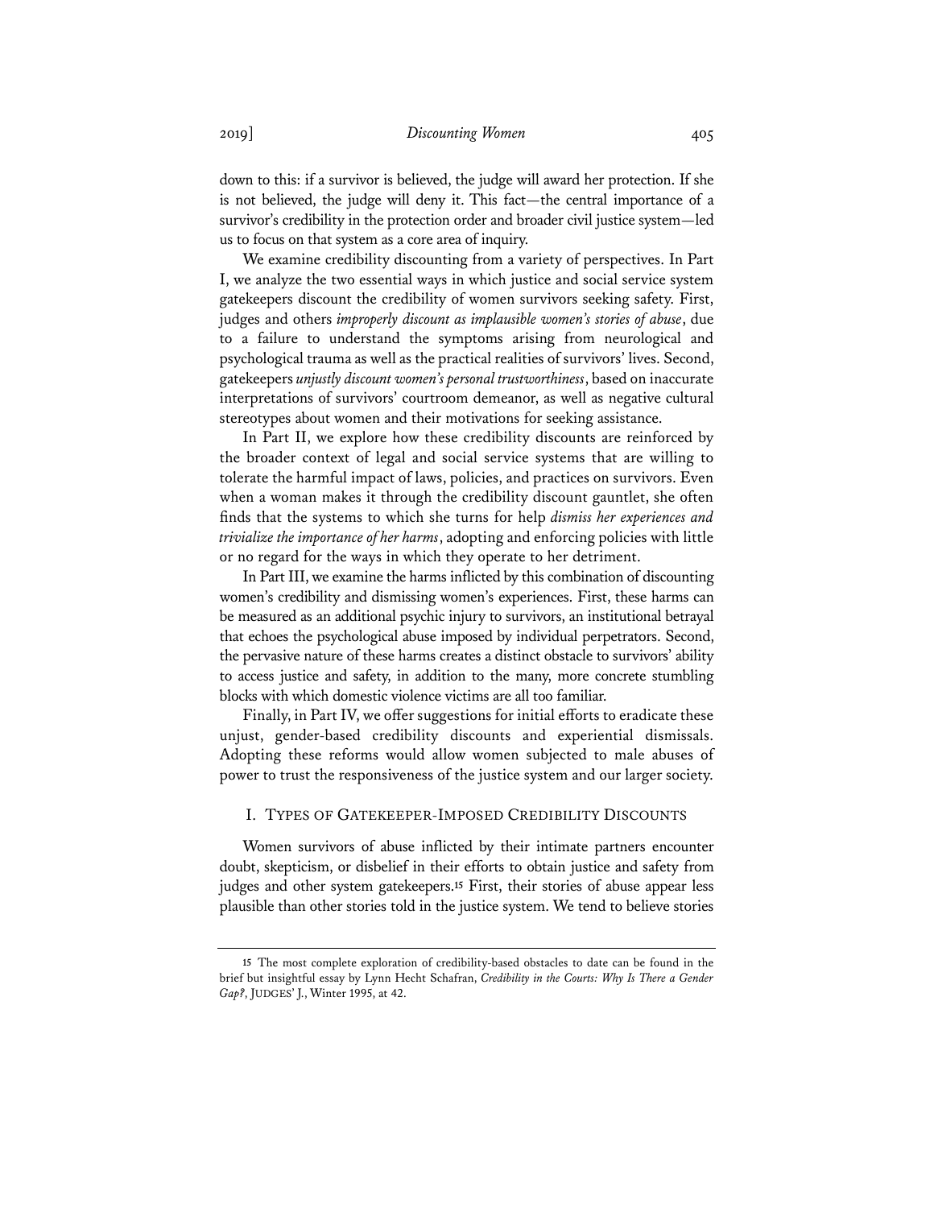down to this: if a survivor is believed, the judge will award her protection. If she is not believed, the judge will deny it. This fact—the central importance of a survivor's credibility in the protection order and broader civil justice system—led us to focus on that system as a core area of inquiry.

We examine credibility discounting from a variety of perspectives. In Part I, we analyze the two essential ways in which justice and social service system gatekeepers discount the credibility of women survivors seeking safety. First, judges and others *improperly discount as implausible women's stories of abuse*, due to a failure to understand the symptoms arising from neurological and psychological trauma as well as the practical realities of survivors' lives. Second, gatekeepers *unjustly discount women's personal trustworthiness*, based on inaccurate interpretations of survivors' courtroom demeanor, as well as negative cultural stereotypes about women and their motivations for seeking assistance.

In Part II, we explore how these credibility discounts are reinforced by the broader context of legal and social service systems that are willing to tolerate the harmful impact of laws, policies, and practices on survivors. Even when a woman makes it through the credibility discount gauntlet, she often finds that the systems to which she turns for help *dismiss her experiences and trivialize the importance of her harms*, adopting and enforcing policies with little or no regard for the ways in which they operate to her detriment.

In Part III, we examine the harms inflicted by this combination of discounting women's credibility and dismissing women's experiences. First, these harms can be measured as an additional psychic injury to survivors, an institutional betrayal that echoes the psychological abuse imposed by individual perpetrators. Second, the pervasive nature of these harms creates a distinct obstacle to survivors' ability to access justice and safety, in addition to the many, more concrete stumbling blocks with which domestic violence victims are all too familiar.

Finally, in Part IV, we offer suggestions for initial efforts to eradicate these unjust, gender-based credibility discounts and experiential dismissals. Adopting these reforms would allow women subjected to male abuses of power to trust the responsiveness of the justice system and our larger society.

## I. TYPES OF GATEKEEPER-IMPOSED CREDIBILITY DISCOUNTS

Women survivors of abuse inflicted by their intimate partners encounter doubt, skepticism, or disbelief in their efforts to obtain justice and safety from judges and other system gatekeepers.[15] First, their stories of abuse appear less plausible than other stories told in the justice system. We tend to believe stories

---

[15] The most complete exploration of credibility-based obstacles to date can be found in the brief but insightful essay by Lynn Hecht Schafran, *Credibility in the Courts: Why Is There a Gender Gap?*, JUDGES' J., Winter 1995, at 42.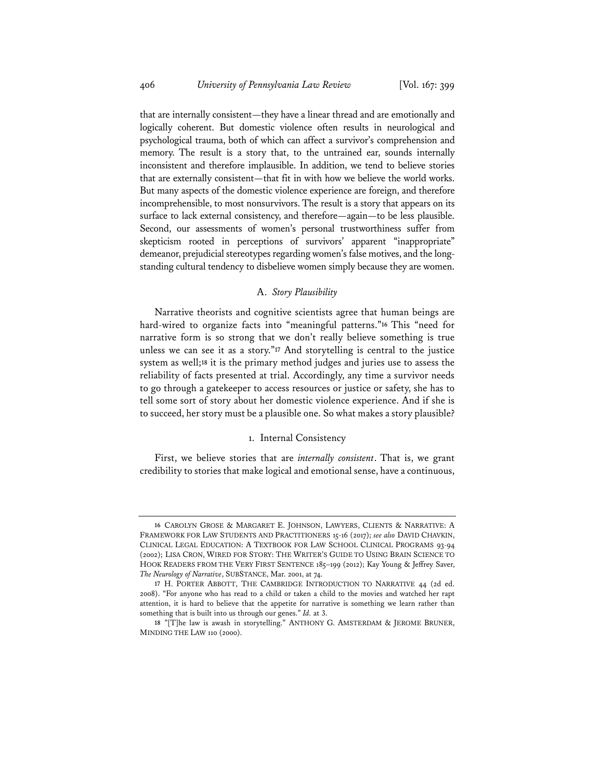that are internally consistent—they have a linear thread and are emotionally and logically coherent. But domestic violence often results in neurological and psychological trauma, both of which can affect a survivor's comprehension and memory. The result is a story that, to the untrained ear, sounds internally inconsistent and therefore implausible. In addition, we tend to believe stories that are externally consistent—that fit in with how we believe the world works. But many aspects of the domestic violence experience are foreign, and therefore incomprehensible, to most nonsurvivors. The result is a story that appears on its surface to lack external consistency, and therefore—again—to be less plausible. Second, our assessments of women's personal trustworthiness suffer from skepticism rooted in perceptions of survivors' apparent "inappropriate" demeanor, prejudicial stereotypes regarding women's false motives, and the long-standing cultural tendency to disbelieve women simply because they are women.

## A. *Story Plausibility*

Narrative theorists and cognitive scientists agree that human beings are hard-wired to organize facts into "meaningful patterns."[16] This "need for narrative form is so strong that we don't really believe something is true unless we can see it as a story."[17] And storytelling is central to the justice system as well;[18] it is the primary method judges and juries use to assess the reliability of facts presented at trial. Accordingly, any time a survivor needs to go through a gatekeeper to access resources or justice or safety, she has to tell some sort of story about her domestic violence experience. And if she is to succeed, her story must be a plausible one. So what makes a story plausible?

### 1. Internal Consistency

First, we believe stories that are *internally consistent*. That is, we grant credibility to stories that make logical and emotional sense, have a continuous,

---

16 CAROLYN GROSE & MARGARET E. JOHNSON, LAWYERS, CLIENTS & NARRATIVE: A FRAMEWORK FOR LAW STUDENTS AND PRACTITIONERS 15-16 (2017); *see also* DAVID CHAVKIN, CLINICAL LEGAL EDUCATION: A TEXTBOOK FOR LAW SCHOOL CLINICAL PROGRAMS 93-94 (2002); LISA CRON, WIRED FOR STORY: THE WRITER'S GUIDE TO USING BRAIN SCIENCE TO HOOK READERS FROM THE VERY FIRST SENTENCE 185–199 (2012); Kay Young & Jeffrey Saver, *The Neurology of Narrative*, SUBSTANCE, Mar. 2001, at 74.

17 H. PORTER ABBOTT, THE CAMBRIDGE INTRODUCTION TO NARRATIVE 44 (2d ed. 2008). "For anyone who has read to a child or taken a child to the movies and watched her rapt attention, it is hard to believe that the appetite for narrative is something we learn rather than something that is built into us through our genes." *Id.* at 3.

18 "[T]he law is awash in storytelling." ANTHONY G. AMSTERDAM & JEROME BRUNER, MINDING THE LAW 110 (2000).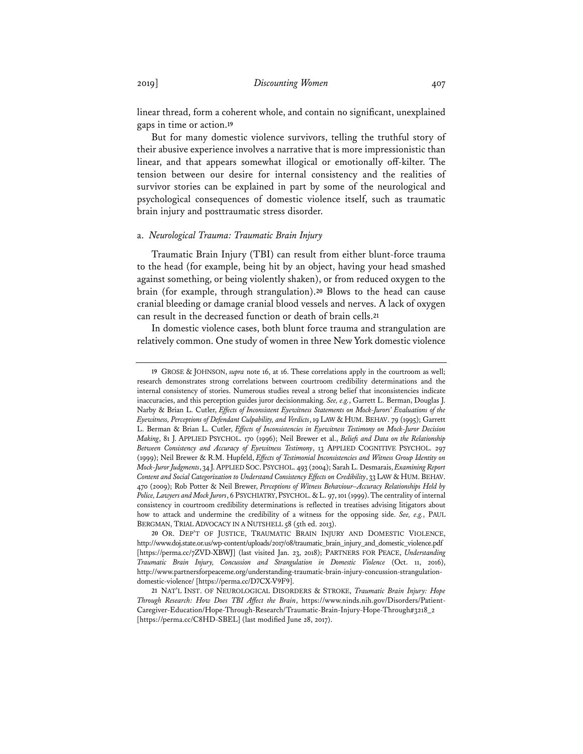linear thread, form a coherent whole, and contain no significant, unexplained gaps in time or action.[19]

But for many domestic violence survivors, telling the truthful story of their abusive experience involves a narrative that is more impressionistic than linear, and that appears somewhat illogical or emotionally off-kilter. The tension between our desire for internal consistency and the realities of survivor stories can be explained in part by some of the neurological and psychological consequences of domestic violence itself, such as traumatic brain injury and posttraumatic stress disorder.

### a. *Neurological Trauma: Traumatic Brain Injury*

Traumatic Brain Injury (TBI) can result from either blunt-force trauma to the head (for example, being hit by an object, having your head smashed against something, or being violently shaken), or from reduced oxygen to the brain (for example, through strangulation).[20] Blows to the head can cause cranial bleeding or damage cranial blood vessels and nerves. A lack of oxygen can result in the decreased function or death of brain cells.[21]

In domestic violence cases, both blunt force trauma and strangulation are relatively common. One study of women in three New York domestic violence

---

[19] GROSE & JOHNSON, *supra* note 16, at 16. These correlations apply in the courtroom as well; research demonstrates strong correlations between courtroom credibility determinations and the internal consistency of stories. Numerous studies reveal a strong belief that inconsistencies indicate inaccuracies, and this perception guides juror decisionmaking. *See, e.g.*, Garrett L. Berman, Douglas J. Narby & Brian L. Cutler, *Effects of Inconsistent Eyewitness Statements on Mock-Jurors' Evaluations of the Eyewitness, Perceptions of Defendant Culpability, and Verdicts*, 19 LAW & HUM. BEHAV. 79 (1995); Garrett L. Berman & Brian L. Cutler, *Effects of Inconsistencies in Eyewitness Testimony on Mock-Juror Decision Making*, 81 J. APPLIED PSYCHOL. 170 (1996); Neil Brewer et al., *Beliefs and Data on the Relationship Between Consistency and Accuracy of Eyewitness Testimony*, 13 APPLIED COGNITIVE PSYCHOL. 297 (1999); Neil Brewer & R.M. Hupfeld, *Effects of Testimonial Inconsistencies and Witness Group Identity on Mock-Juror Judgments*, 34 J. APPLIED SOC. PSYCHOL. 493 (2004); Sarah L. Desmarais, *Examining Report Content and Social Categorization to Understand Consistency Effects on Credibility*, 33 LAW & HUM. BEHAV. 470 (2009); Rob Potter & Neil Brewer, *Perceptions of Witness Behaviour–Accuracy Relationships Held by Police, Lawyers and Mock Jurors*, 6 PSYCHIATRY, PSYCHOL. & L. 97, 101 (1999). The centrality of internal consistency in courtroom credibility determinations is reflected in treatises advising litigators about how to attack and undermine the credibility of a witness for the opposing side. *See, e.g.*, PAUL BERGMAN, TRIAL ADVOCACY IN A NUTSHELL 58 (5th ed. 2013).

[20] OR. DEP'T OF JUSTICE, TRAUMATIC BRAIN INJURY AND DOMESTIC VIOLENCE, http://www.doj.state.or.us/wp-content/uploads/2017/08/traumatic_brain_injury_and_domestic_violence.pdf [https://perma.cc/7ZVD-XBWJ] (last visited Jan. 23, 2018); PARTNERS FOR PEACE, *Understanding Traumatic Brain Injury, Concussion and Strangulation in Domestic Violence* (Oct. 11, 2016), http://www.partnersforpeaceme.org/understanding-traumatic-brain-injury-concussion-strangulation-domestic-violence/ [https://perma.cc/D7CX-V9F9].

[21] NAT'L INST. OF NEUROLOGICAL DISORDERS & STROKE, *Traumatic Brain Injury: Hope Through Research: How Does TBI Affect the Brain*, https://www.ninds.nih.gov/Disorders/Patient-Caregiver-Education/Hope-Through-Research/Traumatic-Brain-Injury-Hope-Through#3218_2 [https://perma.cc/C8HD-SBEL] (last modified June 28, 2017).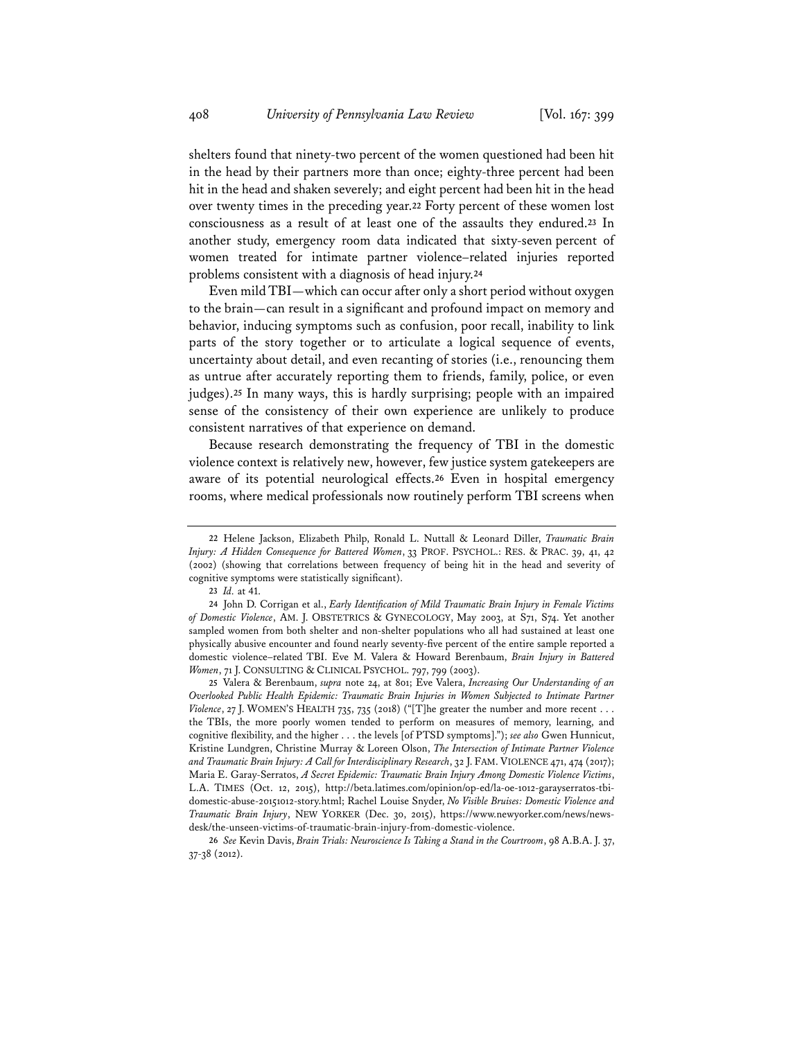shelters found that ninety-two percent of the women questioned had been hit in the head by their partners more than once; eighty-three percent had been hit in the head and shaken severely; and eight percent had been hit in the head over twenty times in the preceding year.[22] Forty percent of these women lost consciousness as a result of at least one of the assaults they endured.[23] In another study, emergency room data indicated that sixty-seven percent of women treated for intimate partner violence–related injuries reported problems consistent with a diagnosis of head injury.[24]

Even mild TBI—which can occur after only a short period without oxygen to the brain—can result in a significant and profound impact on memory and behavior, inducing symptoms such as confusion, poor recall, inability to link parts of the story together or to articulate a logical sequence of events, uncertainty about detail, and even recanting of stories (i.e., renouncing them as untrue after accurately reporting them to friends, family, police, or even judges).[25] In many ways, this is hardly surprising; people with an impaired sense of the consistency of their own experience are unlikely to produce consistent narratives of that experience on demand.

Because research demonstrating the frequency of TBI in the domestic violence context is relatively new, however, few justice system gatekeepers are aware of its potential neurological effects.[26] Even in hospital emergency rooms, where medical professionals now routinely perform TBI screens when

---

22 Helene Jackson, Elizabeth Philp, Ronald L. Nuttall & Leonard Diller, *Traumatic Brain Injury: A Hidden Consequence for Battered Women*, 33 PROF. PSYCHOL.: RES. & PRAC. 39, 41, 42 (2002) (showing that correlations between frequency of being hit in the head and severity of cognitive symptoms were statistically significant).

23 *Id.* at 41.

24 John D. Corrigan et al., *Early Identification of Mild Traumatic Brain Injury in Female Victims of Domestic Violence*, AM. J. OBSTETRICS & GYNECOLOGY, May 2003, at S71, S74. Yet another sampled women from both shelter and non-shelter populations who all had sustained at least one physically abusive encounter and found nearly seventy-five percent of the entire sample reported a domestic violence–related TBI. Eve M. Valera & Howard Berenbaum, *Brain Injury in Battered Women*, 71 J. CONSULTING & CLINICAL PSYCHOL. 797, 799 (2003).

25 Valera & Berenbaum, *supra* note 24, at 801; Eve Valera, *Increasing Our Understanding of an Overlooked Public Health Epidemic: Traumatic Brain Injuries in Women Subjected to Intimate Partner Violence*, 27 J. WOMEN'S HEALTH 735, 735 (2018) ("[T]he greater the number and more recent . . . the TBIs, the more poorly women tended to perform on measures of memory, learning, and cognitive flexibility, and the higher . . . the levels [of PTSD symptoms]."); *see also* Gwen Hunnicut, Kristine Lundgren, Christine Murray & Loreen Olson, *The Intersection of Intimate Partner Violence and Traumatic Brain Injury: A Call for Interdisciplinary Research*, 32 J. FAM. VIOLENCE 471, 474 (2017); Maria E. Garay-Serratos, *A Secret Epidemic: Traumatic Brain Injury Among Domestic Violence Victims*, L.A. TIMES (Oct. 12, 2015), http://beta.latimes.com/opinion/op-ed/la-oe-1012-garayserratos-tbi-domestic-abuse-20151012-story.html; Rachel Louise Snyder, *No Visible Bruises: Domestic Violence and Traumatic Brain Injury*, NEW YORKER (Dec. 30, 2015), https://www.newyorker.com/news/news-desk/the-unseen-victims-of-traumatic-brain-injury-from-domestic-violence.

26 *See* Kevin Davis, *Brain Trials: Neuroscience Is Taking a Stand in the Courtroom*, 98 A.B.A. J. 37, 37-38 (2012).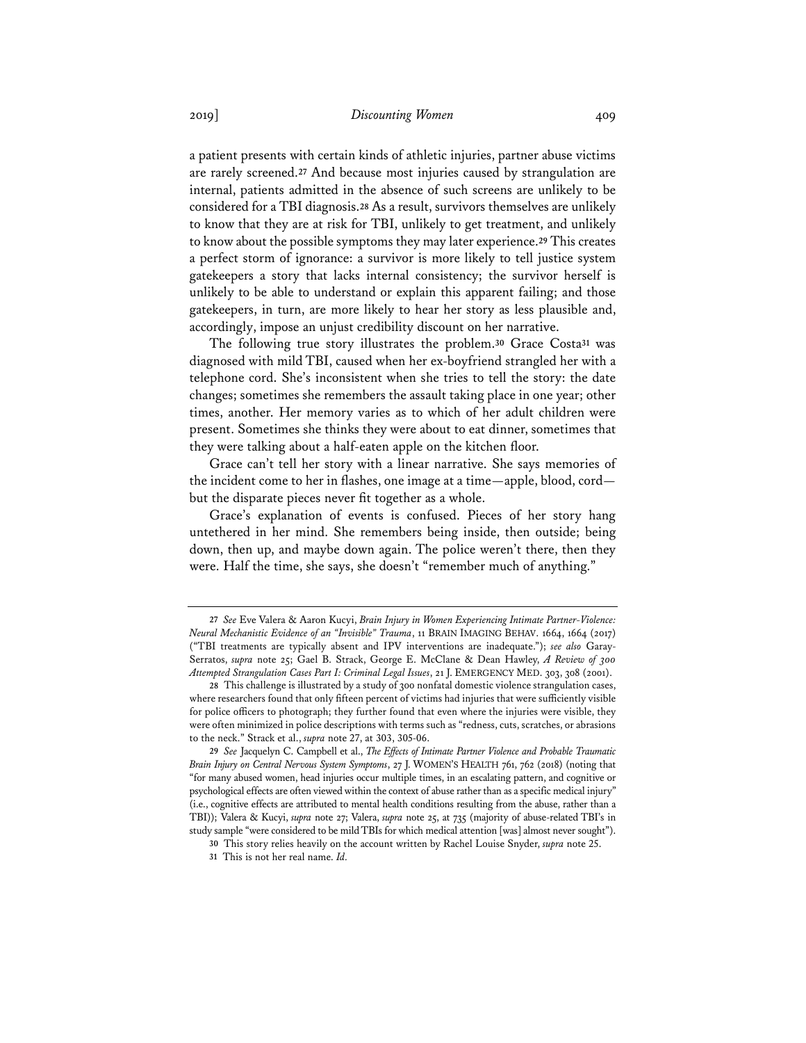a patient presents with certain kinds of athletic injuries, partner abuse victims are rarely screened.[27] And because most injuries caused by strangulation are internal, patients admitted in the absence of such screens are unlikely to be considered for a TBI diagnosis.[28] As a result, survivors themselves are unlikely to know that they are at risk for TBI, unlikely to get treatment, and unlikely to know about the possible symptoms they may later experience.[29] This creates a perfect storm of ignorance: a survivor is more likely to tell justice system gatekeepers a story that lacks internal consistency; the survivor herself is unlikely to be able to understand or explain this apparent failing; and those gatekeepers, in turn, are more likely to hear her story as less plausible and, accordingly, impose an unjust credibility discount on her narrative.

The following true story illustrates the problem.[30] Grace Costa[31] was diagnosed with mild TBI, caused when her ex-boyfriend strangled her with a telephone cord. She's inconsistent when she tries to tell the story: the date changes; sometimes she remembers the assault taking place in one year; other times, another. Her memory varies as to which of her adult children were present. Sometimes she thinks they were about to eat dinner, sometimes that they were talking about a half-eaten apple on the kitchen floor.

Grace can't tell her story with a linear narrative. She says memories of the incident come to her in flashes, one image at a time—apple, blood, cord—but the disparate pieces never fit together as a whole.

Grace's explanation of events is confused. Pieces of her story hang untethered in her mind. She remembers being inside, then outside; being down, then up, and maybe down again. The police weren't there, then they were. Half the time, she says, she doesn't "remember much of anything."

---

[27] *See* Eve Valera & Aaron Kucyi, *Brain Injury in Women Experiencing Intimate Partner-Violence: Neural Mechanistic Evidence of an "Invisible" Trauma*, 11 BRAIN IMAGING BEHAV. 1664, 1664 (2017) ("TBI treatments are typically absent and IPV interventions are inadequate."); *see also* Garay-Serratos, *supra* note 25; Gael B. Strack, George E. McClane & Dean Hawley, *A Review of 300 Attempted Strangulation Cases Part I: Criminal Legal Issues*, 21 J. EMERGENCY MED. 303, 308 (2001).

[28] This challenge is illustrated by a study of 300 nonfatal domestic violence strangulation cases, where researchers found that only fifteen percent of victims had injuries that were sufficiently visible for police officers to photograph; they further found that even where the injuries were visible, they were often minimized in police descriptions with terms such as "redness, cuts, scratches, or abrasions to the neck." Strack et al., *supra* note 27, at 303, 305-06.

[29] *See* Jacquelyn C. Campbell et al., *The Effects of Intimate Partner Violence and Probable Traumatic Brain Injury on Central Nervous System Symptoms*, 27 J. WOMEN'S HEALTH 761, 762 (2018) (noting that "for many abused women, head injuries occur multiple times, in an escalating pattern, and cognitive or psychological effects are often viewed within the context of abuse rather than as a specific medical injury" (i.e., cognitive effects are attributed to mental health conditions resulting from the abuse, rather than a TBI)); Valera & Kucyi, *supra* note 27; Valera, *supra* note 25, at 735 (majority of abuse-related TBI's in study sample "were considered to be mild TBIs for which medical attention [was] almost never sought").

[30] This story relies heavily on the account written by Rachel Louise Snyder, *supra* note 25.

[31] This is not her real name. *Id.*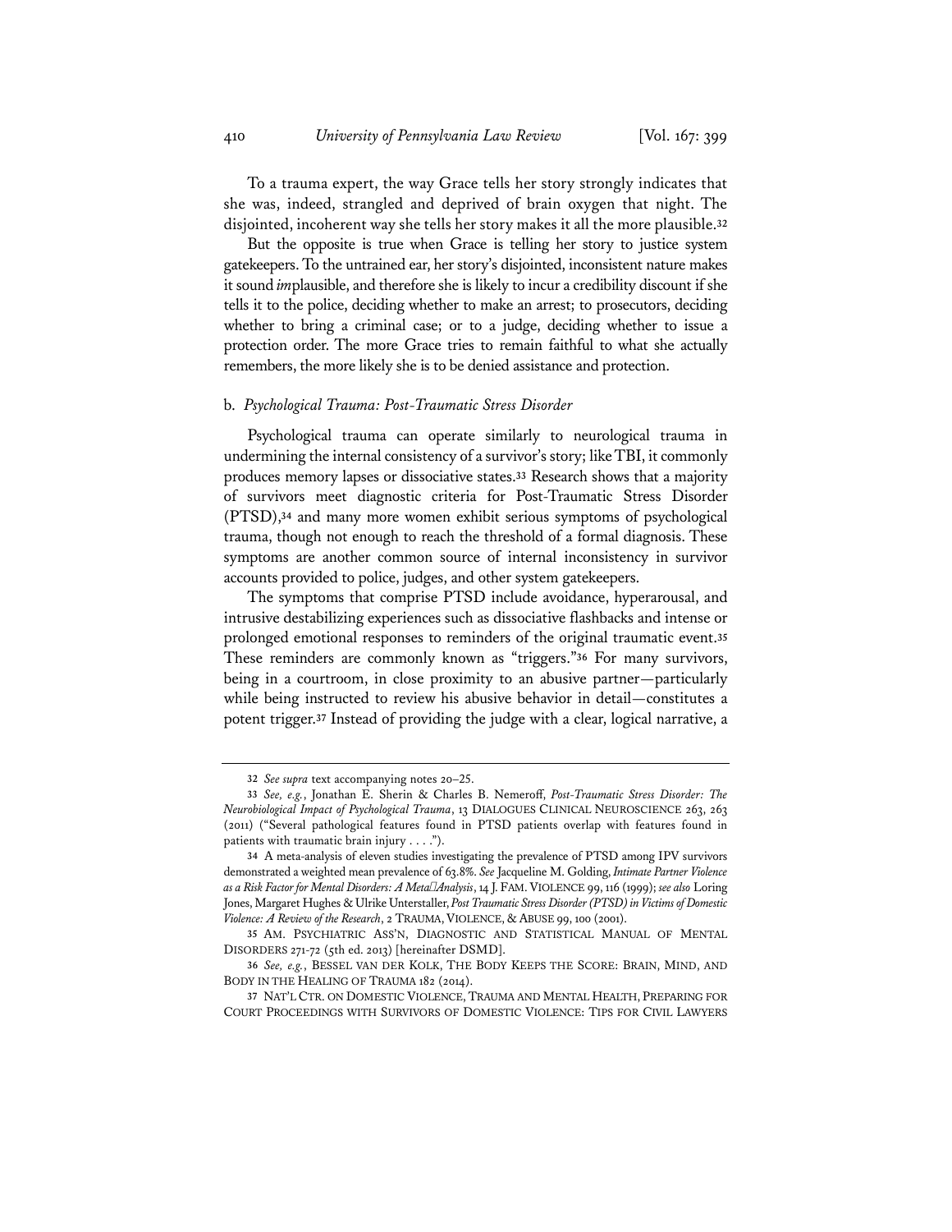To a trauma expert, the way Grace tells her story strongly indicates that she was, indeed, strangled and deprived of brain oxygen that night. The disjointed, incoherent way she tells her story makes it all the more plausible.[32]

But the opposite is true when Grace is telling her story to justice system gatekeepers. To the untrained ear, her story's disjointed, inconsistent nature makes it sound *im*plausible, and therefore she is likely to incur a credibility discount if she tells it to the police, deciding whether to make an arrest; to prosecutors, deciding whether to bring a criminal case; or to a judge, deciding whether to issue a protection order. The more Grace tries to remain faithful to what she actually remembers, the more likely she is to be denied assistance and protection.

### b. *Psychological Trauma: Post-Traumatic Stress Disorder*

Psychological trauma can operate similarly to neurological trauma in undermining the internal consistency of a survivor's story; like TBI, it commonly produces memory lapses or dissociative states.[33] Research shows that a majority of survivors meet diagnostic criteria for Post-Traumatic Stress Disorder (PTSD),[34] and many more women exhibit serious symptoms of psychological trauma, though not enough to reach the threshold of a formal diagnosis. These symptoms are another common source of internal inconsistency in survivor accounts provided to police, judges, and other system gatekeepers.

The symptoms that comprise PTSD include avoidance, hyperarousal, and intrusive destabilizing experiences such as dissociative flashbacks and intense or prolonged emotional responses to reminders of the original traumatic event.[35] These reminders are commonly known as "triggers."[36] For many survivors, being in a courtroom, in close proximity to an abusive partner—particularly while being instructed to review his abusive behavior in detail—constitutes a potent trigger.[37] Instead of providing the judge with a clear, logical narrative, a

---

32 *See supra* text accompanying notes 20–25.

33 *See, e.g.*, Jonathan E. Sherin & Charles B. Nemeroff, *Post-Traumatic Stress Disorder: The Neurobiological Impact of Psychological Trauma*, 13 DIALOGUES CLINICAL NEUROSCIENCE 263, 263 (2011) ("Several pathological features found in PTSD patients overlap with features found in patients with traumatic brain injury . . . .").

34 A meta-analysis of eleven studies investigating the prevalence of PTSD among IPV survivors demonstrated a weighted mean prevalence of 63.8%. *See* Jacqueline M. Golding, *Intimate Partner Violence as a Risk Factor for Mental Disorders: A Meta-Analysis*, 14 J. FAM. VIOLENCE 99, 116 (1999); *see also* Loring Jones, Margaret Hughes & Ulrike Unterstaller, *Post Traumatic Stress Disorder (PTSD) in Victims of Domestic Violence: A Review of the Research*, 2 TRAUMA, VIOLENCE, & ABUSE 99, 100 (2001).

35 AM. PSYCHIATRIC ASS'N, DIAGNOSTIC AND STATISTICAL MANUAL OF MENTAL DISORDERS 271-72 (5th ed. 2013) [hereinafter DSMD].

36 *See, e.g.*, BESSEL VAN DER KOLK, THE BODY KEEPS THE SCORE: BRAIN, MIND, AND BODY IN THE HEALING OF TRAUMA 182 (2014).

37 NAT'L CTR. ON DOMESTIC VIOLENCE, TRAUMA AND MENTAL HEALTH, PREPARING FOR COURT PROCEEDINGS WITH SURVIVORS OF DOMESTIC VIOLENCE: TIPS FOR CIVIL LAWYERS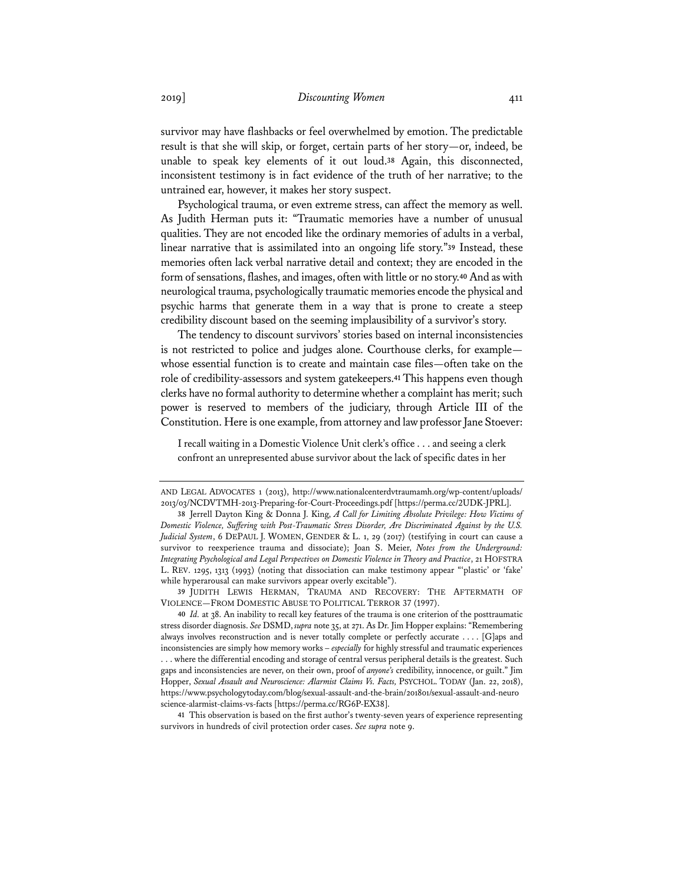survivor may have flashbacks or feel overwhelmed by emotion. The predictable result is that she will skip, or forget, certain parts of her story—or, indeed, be unable to speak key elements of it out loud.[38] Again, this disconnected, inconsistent testimony is in fact evidence of the truth of her narrative; to the untrained ear, however, it makes her story suspect.

Psychological trauma, or even extreme stress, can affect the memory as well. As Judith Herman puts it: "Traumatic memories have a number of unusual qualities. They are not encoded like the ordinary memories of adults in a verbal, linear narrative that is assimilated into an ongoing life story."[39] Instead, these memories often lack verbal narrative detail and context; they are encoded in the form of sensations, flashes, and images, often with little or no story.[40] And as with neurological trauma, psychologically traumatic memories encode the physical and psychic harms that generate them in a way that is prone to create a steep credibility discount based on the seeming implausibility of a survivor's story.

The tendency to discount survivors' stories based on internal inconsistencies is not restricted to police and judges alone. Courthouse clerks, for example—whose essential function is to create and maintain case files—often take on the role of credibility-assessors and system gatekeepers.[41] This happens even though clerks have no formal authority to determine whether a complaint has merit; such power is reserved to members of the judiciary, through Article III of the Constitution. Here is one example, from attorney and law professor Jane Stoever:

> I recall waiting in a Domestic Violence Unit clerk's office . . . and seeing a clerk confront an unrepresented abuse survivor about the lack of specific dates in her

---

AND LEGAL ADVOCATES 1 (2013), http://www.nationalcenterdvtraumamh.org/wp-content/uploads/2013/03/NCDVTMH-2013-Preparing-for-Court-Proceedings.pdf [https://perma.cc/2UDK-JPRL].

38 Jerrell Dayton King & Donna J. King, *A Call for Limiting Absolute Privilege: How Victims of Domestic Violence, Suffering with Post-Traumatic Stress Disorder, Are Discriminated Against by the U.S. Judicial System*, 6 DEPAUL J. WOMEN, GENDER & L. 1, 29 (2017) (testifying in court can cause a survivor to reexperience trauma and dissociate); Joan S. Meier, *Notes from the Underground: Integrating Psychological and Legal Perspectives on Domestic Violence in Theory and Practice*, 21 HOFSTRA L. REV. 1295, 1313 (1993) (noting that dissociation can make testimony appear "'plastic' or 'fake' while hyperarousal can make survivors appear overly excitable").

39 JUDITH LEWIS HERMAN, TRAUMA AND RECOVERY: THE AFTERMATH OF VIOLENCE—FROM DOMESTIC ABUSE TO POLITICAL TERROR 37 (1997).

40 *Id.* at 38. An inability to recall key features of the trauma is one criterion of the posttraumatic stress disorder diagnosis. *See* DSMD, *supra* note 35, at 271. As Dr. Jim Hopper explains: "Remembering always involves reconstruction and is never totally complete or perfectly accurate . . . . [G]aps and inconsistencies are simply how memory works – *especially* for highly stressful and traumatic experiences . . . where the differential encoding and storage of central versus peripheral details is the greatest. Such gaps and inconsistencies are never, on their own, proof of *anyone's* credibility, innocence, or guilt." Jim Hopper, *Sexual Assault and Neuroscience: Alarmist Claims Vs. Facts*, PSYCHOL. TODAY (Jan. 22, 2018), https://www.psychologytoday.com/blog/sexual-assault-and-the-brain/201801/sexual-assault-and-neuroscience-alarmist-claims-vs-facts [https://perma.cc/RG6P-EX38].

41 This observation is based on the first author's twenty-seven years of experience representing survivors in hundreds of civil protection order cases. *See supra* note 9.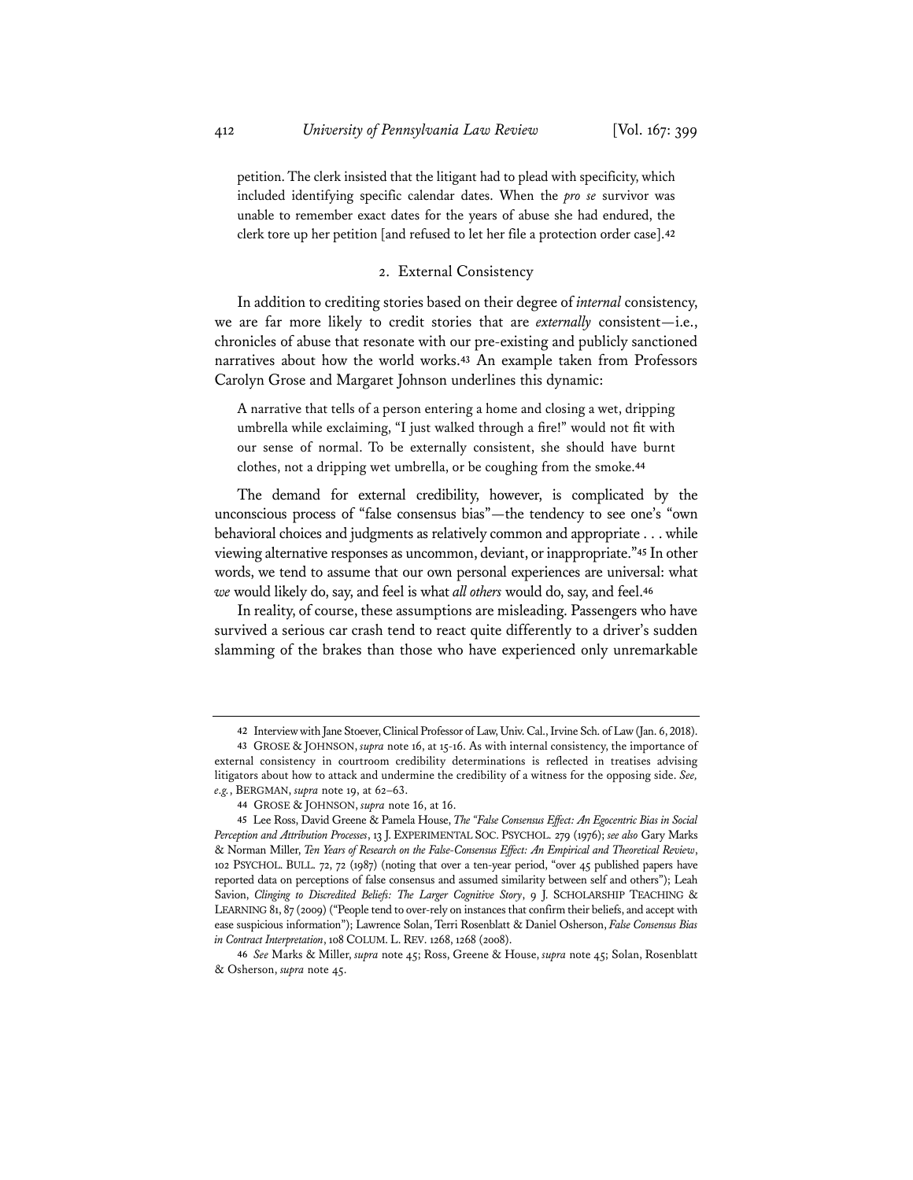petition. The clerk insisted that the litigant had to plead with specificity, which included identifying specific calendar dates. When the *pro se* survivor was unable to remember exact dates for the years of abuse she had endured, the clerk tore up her petition [and refused to let her file a protection order case].[42]

### 2. External Consistency

In addition to crediting stories based on their degree of *internal* consistency, we are far more likely to credit stories that are *externally* consistent—i.e., chronicles of abuse that resonate with our pre-existing and publicly sanctioned narratives about how the world works.[43] An example taken from Professors Carolyn Grose and Margaret Johnson underlines this dynamic:

> A narrative that tells of a person entering a home and closing a wet, dripping umbrella while exclaiming, "I just walked through a fire!" would not fit with our sense of normal. To be externally consistent, she should have burnt clothes, not a dripping wet umbrella, or be coughing from the smoke.[44]

The demand for external credibility, however, is complicated by the unconscious process of "false consensus bias"—the tendency to see one's "own behavioral choices and judgments as relatively common and appropriate . . . while viewing alternative responses as uncommon, deviant, or inappropriate."[45] In other words, we tend to assume that our own personal experiences are universal: what *we* would likely do, say, and feel is what *all others* would do, say, and feel.[46]

In reality, of course, these assumptions are misleading. Passengers who have survived a serious car crash tend to react quite differently to a driver's sudden slamming of the brakes than those who have experienced only unremarkable

---

42 Interview with Jane Stoever, Clinical Professor of Law, Univ. Cal., Irvine Sch. of Law (Jan. 6, 2018).

43 GROSE & JOHNSON, *supra* note 16, at 15-16. As with internal consistency, the importance of external consistency in courtroom credibility determinations is reflected in treatises advising litigators about how to attack and undermine the credibility of a witness for the opposing side. *See, e.g.*, BERGMAN, *supra* note 19, at 62–63.

44 GROSE & JOHNSON, *supra* note 16, at 16.

45 Lee Ross, David Greene & Pamela House, *The "False Consensus Effect: An Egocentric Bias in Social Perception and Attribution Processes*, 13 J. EXPERIMENTAL SOC. PSYCHOL. 279 (1976); *see also* Gary Marks & Norman Miller, *Ten Years of Research on the False-Consensus Effect: An Empirical and Theoretical Review*, 102 PSYCHOL. BULL. 72, 72 (1987) (noting that over a ten-year period, "over 45 published papers have reported data on perceptions of false consensus and assumed similarity between self and others"); Leah Savion, *Clinging to Discredited Beliefs: The Larger Cognitive Story*, 9 J. SCHOLARSHIP TEACHING & LEARNING 81, 87 (2009) ("People tend to over-rely on instances that confirm their beliefs, and accept with ease suspicious information"); Lawrence Solan, Terri Rosenblatt & Daniel Osherson, *False Consensus Bias in Contract Interpretation*, 108 COLUM. L. REV. 1268, 1268 (2008).

46 *See* Marks & Miller, *supra* note 45; Ross, Greene & House, *supra* note 45; Solan, Rosenblatt & Osherson, *supra* note 45.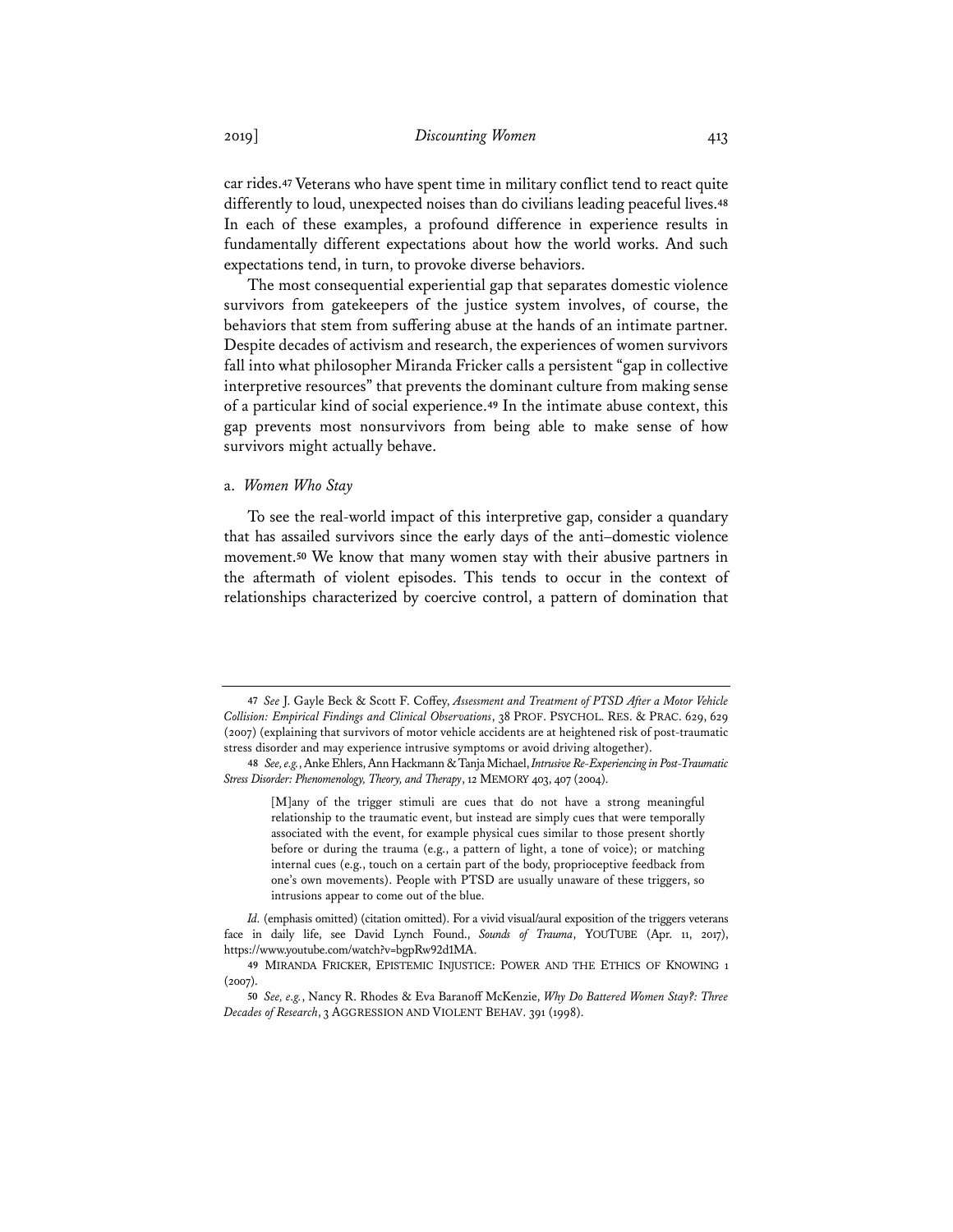car rides.[47] Veterans who have spent time in military conflict tend to react quite differently to loud, unexpected noises than do civilians leading peaceful lives.[48] In each of these examples, a profound difference in experience results in fundamentally different expectations about how the world works. And such expectations tend, in turn, to provoke diverse behaviors.

The most consequential experiential gap that separates domestic violence survivors from gatekeepers of the justice system involves, of course, the behaviors that stem from suffering abuse at the hands of an intimate partner. Despite decades of activism and research, the experiences of women survivors fall into what philosopher Miranda Fricker calls a persistent "gap in collective interpretive resources" that prevents the dominant culture from making sense of a particular kind of social experience.[49] In the intimate abuse context, this gap prevents most nonsurvivors from being able to make sense of how survivors might actually behave.

a. *Women Who Stay*

To see the real-world impact of this interpretive gap, consider a quandary that has assailed survivors since the early days of the anti–domestic violence movement.[50] We know that many women stay with their abusive partners in the aftermath of violent episodes. This tends to occur in the context of relationships characterized by coercive control, a pattern of domination that

---

[47] *See* J. Gayle Beck & Scott F. Coffey, *Assessment and Treatment of PTSD After a Motor Vehicle Collision: Empirical Findings and Clinical Observations*, 38 PROF. PSYCHOL. RES. & PRAC. 629, 629 (2007) (explaining that survivors of motor vehicle accidents are at heightened risk of post-traumatic stress disorder and may experience intrusive symptoms or avoid driving altogether).

[48] *See, e.g.*, Anke Ehlers, Ann Hackmann & Tanja Michael, *Intrusive Re-Experiencing in Post-Traumatic Stress Disorder: Phenomenology, Theory, and Therapy*, 12 MEMORY 403, 407 (2004).

> [M]any of the trigger stimuli are cues that do not have a strong meaningful relationship to the traumatic event, but instead are simply cues that were temporally associated with the event, for example physical cues similar to those present shortly before or during the trauma (e.g., a pattern of light, a tone of voice); or matching internal cues (e.g., touch on a certain part of the body, proprioceptive feedback from one's own movements). People with PTSD are usually unaware of these triggers, so intrusions appear to come out of the blue.

*Id.* (emphasis omitted) (citation omitted). For a vivid visual/aural exposition of the triggers veterans face in daily life, see David Lynch Found., *Sounds of Trauma*, YOUTUBE (Apr. 11, 2017), https://www.youtube.com/watch?v=bgpRw92d1MA.

[49] MIRANDA FRICKER, EPISTEMIC INJUSTICE: POWER AND THE ETHICS OF KNOWING 1 (2007).

[50] *See, e.g.*, Nancy R. Rhodes & Eva Baranoff McKenzie, *Why Do Battered Women Stay?: Three Decades of Research*, 3 AGGRESSION AND VIOLENT BEHAV. 391 (1998).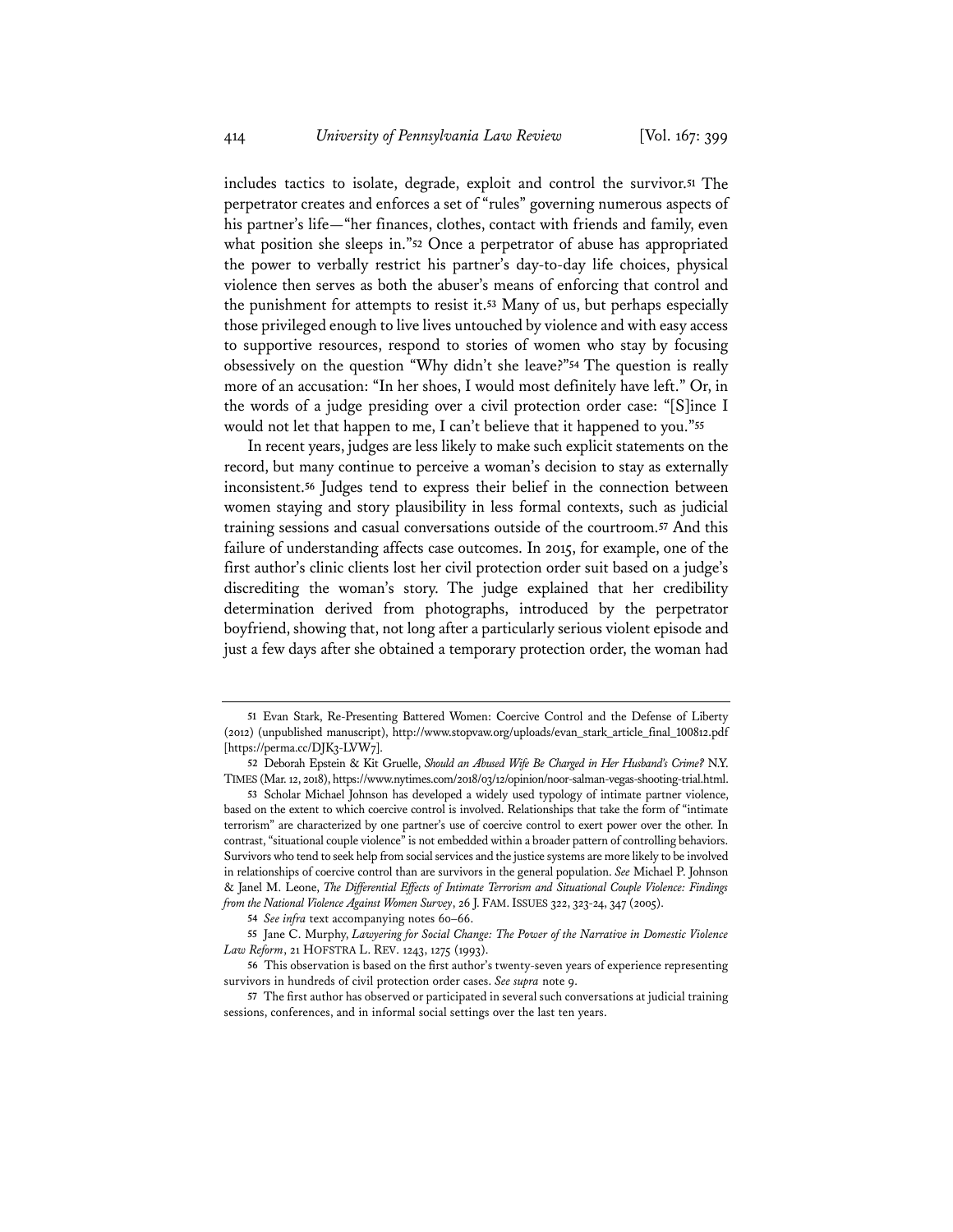includes tactics to isolate, degrade, exploit and control the survivor.[51] The perpetrator creates and enforces a set of "rules" governing numerous aspects of his partner's life—"her finances, clothes, contact with friends and family, even what position she sleeps in."[52] Once a perpetrator of abuse has appropriated the power to verbally restrict his partner's day-to-day life choices, physical violence then serves as both the abuser's means of enforcing that control and the punishment for attempts to resist it.[53] Many of us, but perhaps especially those privileged enough to live lives untouched by violence and with easy access to supportive resources, respond to stories of women who stay by focusing obsessively on the question "Why didn't she leave?"[54] The question is really more of an accusation: "In her shoes, I would most definitely have left." Or, in the words of a judge presiding over a civil protection order case: "[S]ince I would not let that happen to me, I can't believe that it happened to you."[55]

In recent years, judges are less likely to make such explicit statements on the record, but many continue to perceive a woman's decision to stay as externally inconsistent.[56] Judges tend to express their belief in the connection between women staying and story plausibility in less formal contexts, such as judicial training sessions and casual conversations outside of the courtroom.[57] And this failure of understanding affects case outcomes. In 2015, for example, one of the first author's clinic clients lost her civil protection order suit based on a judge's discrediting the woman's story. The judge explained that her credibility determination derived from photographs, introduced by the perpetrator boyfriend, showing that, not long after a particularly serious violent episode and just a few days after she obtained a temporary protection order, the woman had

---

51 Evan Stark, Re-Presenting Battered Women: Coercive Control and the Defense of Liberty (2012) (unpublished manuscript), http://www.stopvaw.org/uploads/evan_stark_article_final_100812.pdf [https://perma.cc/DJK3-LVW7].

52 Deborah Epstein & Kit Gruelle, *Should an Abused Wife Be Charged in Her Husband's Crime?* N.Y. TIMES (Mar. 12, 2018), https://www.nytimes.com/2018/03/12/opinion/noor-salman-vegas-shooting-trial.html.

53 Scholar Michael Johnson has developed a widely used typology of intimate partner violence, based on the extent to which coercive control is involved. Relationships that take the form of "intimate terrorism" are characterized by one partner's use of coercive control to exert power over the other. In contrast, "situational couple violence" is not embedded within a broader pattern of controlling behaviors. Survivors who tend to seek help from social services and the justice systems are more likely to be involved in relationships of coercive control than are survivors in the general population. *See* Michael P. Johnson & Janel M. Leone, *The Differential Effects of Intimate Terrorism and Situational Couple Violence: Findings from the National Violence Against Women Survey*, 26 J. FAM. ISSUES 322, 323-24, 347 (2005).

54 *See infra* text accompanying notes 60–66.

55 Jane C. Murphy, *Lawyering for Social Change: The Power of the Narrative in Domestic Violence Law Reform*, 21 HOFSTRA L. REV. 1243, 1275 (1993).

56 This observation is based on the first author's twenty-seven years of experience representing survivors in hundreds of civil protection order cases. *See supra* note 9.

57 The first author has observed or participated in several such conversations at judicial training sessions, conferences, and in informal social settings over the last ten years.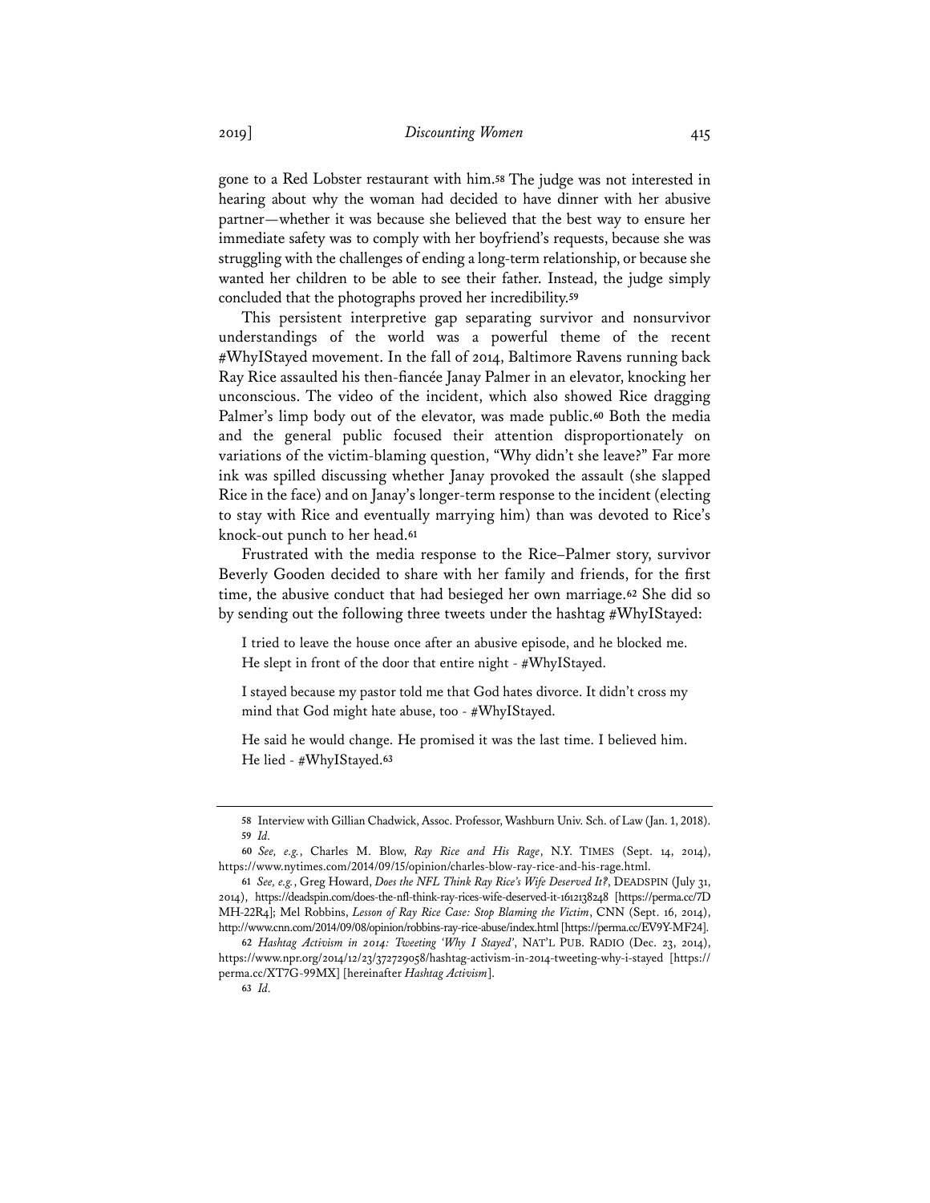gone to a Red Lobster restaurant with him.[58] The judge was not interested in hearing about why the woman had decided to have dinner with her abusive partner—whether it was because she believed that the best way to ensure her immediate safety was to comply with her boyfriend's requests, because she was struggling with the challenges of ending a long-term relationship, or because she wanted her children to be able to see their father. Instead, the judge simply concluded that the photographs proved her incredibility.[59]

This persistent interpretive gap separating survivor and nonsurvivor understandings of the world was a powerful theme of the recent #WhyIStayed movement. In the fall of 2014, Baltimore Ravens running back Ray Rice assaulted his then-fiancée Janay Palmer in an elevator, knocking her unconscious. The video of the incident, which also showed Rice dragging Palmer's limp body out of the elevator, was made public.[60] Both the media and the general public focused their attention disproportionately on variations of the victim-blaming question, "Why didn't she leave?" Far more ink was spilled discussing whether Janay provoked the assault (she slapped Rice in the face) and on Janay's longer-term response to the incident (electing to stay with Rice and eventually marrying him) than was devoted to Rice's knock-out punch to her head.[61]

Frustrated with the media response to the Rice–Palmer story, survivor Beverly Gooden decided to share with her family and friends, for the first time, the abusive conduct that had besieged her own marriage.[62] She did so by sending out the following three tweets under the hashtag #WhyIStayed:

> I tried to leave the house once after an abusive episode, and he blocked me. He slept in front of the door that entire night - #WhyIStayed.
>
> I stayed because my pastor told me that God hates divorce. It didn't cross my mind that God might hate abuse, too - #WhyIStayed.
>
> He said he would change. He promised it was the last time. I believed him. He lied - #WhyIStayed.[63]

---

58 Interview with Gillian Chadwick, Assoc. Professor, Washburn Univ. Sch. of Law (Jan. 1, 2018).

59 *Id.*

60 *See, e.g.*, Charles M. Blow, *Ray Rice and His Rage*, N.Y. TIMES (Sept. 14, 2014), https://www.nytimes.com/2014/09/15/opinion/charles-blow-ray-rice-and-his-rage.html.

61 *See, e.g.*, Greg Howard, *Does the NFL Think Ray Rice's Wife Deserved It?*, DEADSPIN (July 31, 2014), https://deadspin.com/does-the-nfl-think-ray-rices-wife-deserved-it-1612138248 [https://perma.cc/7DMH-22R4]; Mel Robbins, *Lesson of Ray Rice Case: Stop Blaming the Victim*, CNN (Sept. 16, 2014), http://www.cnn.com/2014/09/08/opinion/robbins-ray-rice-abuse/index.html [https://perma.cc/EV9Y-MF24].

62 *Hashtag Activism in 2014: Tweeting 'Why I Stayed'*, NAT'L PUB. RADIO (Dec. 23, 2014), https://www.npr.org/2014/12/23/372729058/hashtag-activism-in-2014-tweeting-why-i-stayed [https://perma.cc/XT7G-99MX] [hereinafter *Hashtag Activism*].

63 *Id.*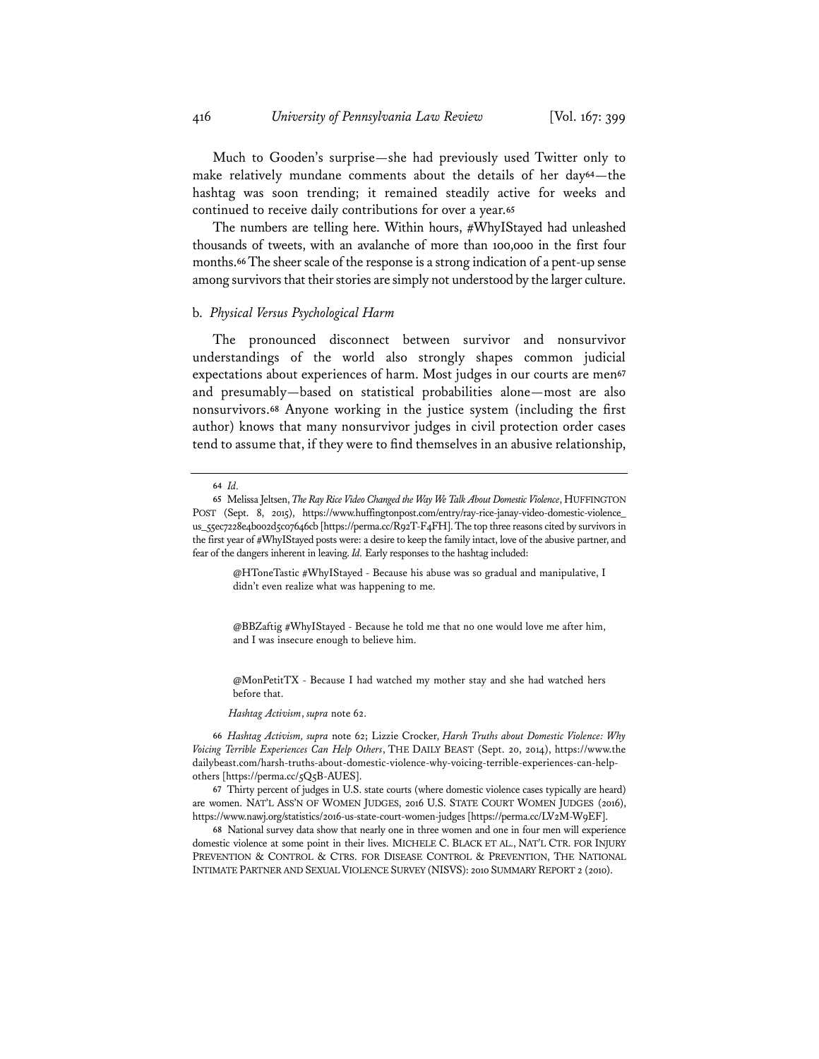Much to Gooden's surprise—she had previously used Twitter only to make relatively mundane comments about the details of her day[64]—the hashtag was soon trending; it remained steadily active for weeks and continued to receive daily contributions for over a year.[65]

The numbers are telling here. Within hours, #WhyIStayed had unleashed thousands of tweets, with an avalanche of more than 100,000 in the first four months.[66] The sheer scale of the response is a strong indication of a pent-up sense among survivors that their stories are simply not understood by the larger culture.

### b. *Physical Versus Psychological Harm*

The pronounced disconnect between survivor and nonsurvivor understandings of the world also strongly shapes common judicial expectations about experiences of harm. Most judges in our courts are men[67] and presumably—based on statistical probabilities alone—most are also nonsurvivors.[68] Anyone working in the justice system (including the first author) knows that many nonsurvivor judges in civil protection order cases tend to assume that, if they were to find themselves in an abusive relationship,

---

64 *Id.*

65 Melissa Jeltsen, *The Ray Rice Video Changed the Way We Talk About Domestic Violence*, HUFFINGTON POST (Sept. 8, 2015), https://www.huffingtonpost.com/entry/ray-rice-janay-video-domestic-violence_us_55ec7228e4b002d5c07646cb [https://perma.cc/R92T-F4FH]. The top three reasons cited by survivors in the first year of #WhyIStayed posts were: a desire to keep the family intact, love of the abusive partner, and fear of the dangers inherent in leaving. *Id.* Early responses to the hashtag included:

> @HToneTastic #WhyIStayed - Because his abuse was so gradual and manipulative, I didn't even realize what was happening to me.
>
> @BBZaftig #WhyIStayed - Because he told me that no one would love me after him, and I was insecure enough to believe him.
>
> @MonPetitTX - Because I had watched my mother stay and she had watched hers before that.

*Hashtag Activism*, *supra* note 62.

66 *Hashtag Activism, supra* note 62; Lizzie Crocker, *Harsh Truths about Domestic Violence: Why Voicing Terrible Experiences Can Help Others*, THE DAILY BEAST (Sept. 20, 2014), https://www.thedailybeast.com/harsh-truths-about-domestic-violence-why-voicing-terrible-experiences-can-help-others [https://perma.cc/5Q5B-AUES].

67 Thirty percent of judges in U.S. state courts (where domestic violence cases typically are heard) are women. NAT'L ASS'N OF WOMEN JUDGES, 2016 U.S. STATE COURT WOMEN JUDGES (2016), https://www.nawj.org/statistics/2016-us-state-court-women-judges [https://perma.cc/LV2M-W9EF].

68 National survey data show that nearly one in three women and one in four men will experience domestic violence at some point in their lives. MICHELE C. BLACK ET AL., NAT'L CTR. FOR INJURY PREVENTION & CONTROL & CTRS. FOR DISEASE CONTROL & PREVENTION, THE NATIONAL INTIMATE PARTNER AND SEXUAL VIOLENCE SURVEY (NISVS): 2010 SUMMARY REPORT 2 (2010).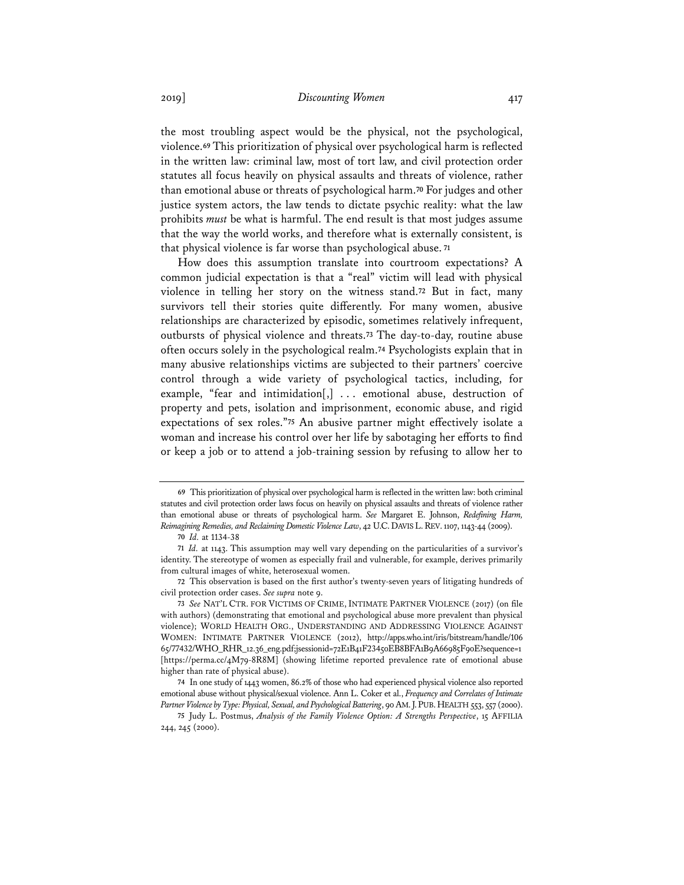the most troubling aspect would be the physical, not the psychological, violence.[69] This prioritization of physical over psychological harm is reflected in the written law: criminal law, most of tort law, and civil protection order statutes all focus heavily on physical assaults and threats of violence, rather than emotional abuse or threats of psychological harm.[70] For judges and other justice system actors, the law tends to dictate psychic reality: what the law prohibits *must* be what is harmful. The end result is that most judges assume that the way the world works, and therefore what is externally consistent, is that physical violence is far worse than psychological abuse.[71]

How does this assumption translate into courtroom expectations? A common judicial expectation is that a "real" victim will lead with physical violence in telling her story on the witness stand.[72] But in fact, many survivors tell their stories quite differently. For many women, abusive relationships are characterized by episodic, sometimes relatively infrequent, outbursts of physical violence and threats.[73] The day-to-day, routine abuse often occurs solely in the psychological realm.[74] Psychologists explain that in many abusive relationships victims are subjected to their partners' coercive control through a wide variety of psychological tactics, including, for example, "fear and intimidation[,] . . . emotional abuse, destruction of property and pets, isolation and imprisonment, economic abuse, and rigid expectations of sex roles."[75] An abusive partner might effectively isolate a woman and increase his control over her life by sabotaging her efforts to find or keep a job or to attend a job-training session by refusing to allow her to

---

69 This prioritization of physical over psychological harm is reflected in the written law: both criminal statutes and civil protection order laws focus on heavily on physical assaults and threats of violence rather than emotional abuse or threats of psychological harm. *See* Margaret E. Johnson, *Redefining Harm, Reimagining Remedies, and Reclaiming Domestic Violence Law*, 42 U.C. DAVIS L. REV. 1107, 1143-44 (2009).

70 *Id.* at 1134-38

71 *Id.* at 1143. This assumption may well vary depending on the particularities of a survivor's identity. The stereotype of women as especially frail and vulnerable, for example, derives primarily from cultural images of white, heterosexual women.

72 This observation is based on the first author's twenty-seven years of litigating hundreds of civil protection order cases. *See supra* note 9.

73 *See* NAT'L CTR. FOR VICTIMS OF CRIME, INTIMATE PARTNER VIOLENCE (2017) (on file with authors) (demonstrating that emotional and psychological abuse more prevalent than physical violence); WORLD HEALTH ORG., UNDERSTANDING AND ADDRESSING VIOLENCE AGAINST WOMEN: INTIMATE PARTNER VIOLENCE (2012), http://apps.who.int/iris/bitstream/handle/10665/77432/WHO_RHR_12.36_eng.pdf;jsessionid=72E1B41F23450EB8BFA1B9A66985F90E?sequence=1 [https://perma.cc/4M79-8R8M] (showing lifetime reported prevalence rate of emotional abuse higher than rate of physical abuse).

74 In one study of 1443 women, 86.2% of those who had experienced physical violence also reported emotional abuse without physical/sexual violence. Ann L. Coker et al., *Frequency and Correlates of Intimate Partner Violence by Type: Physical, Sexual, and Psychological Battering*, 90 AM. J. PUB. HEALTH 553, 557 (2000).

75 Judy L. Postmus, *Analysis of the Family Violence Option: A Strengths Perspective*, 15 AFFILIA 244, 245 (2000).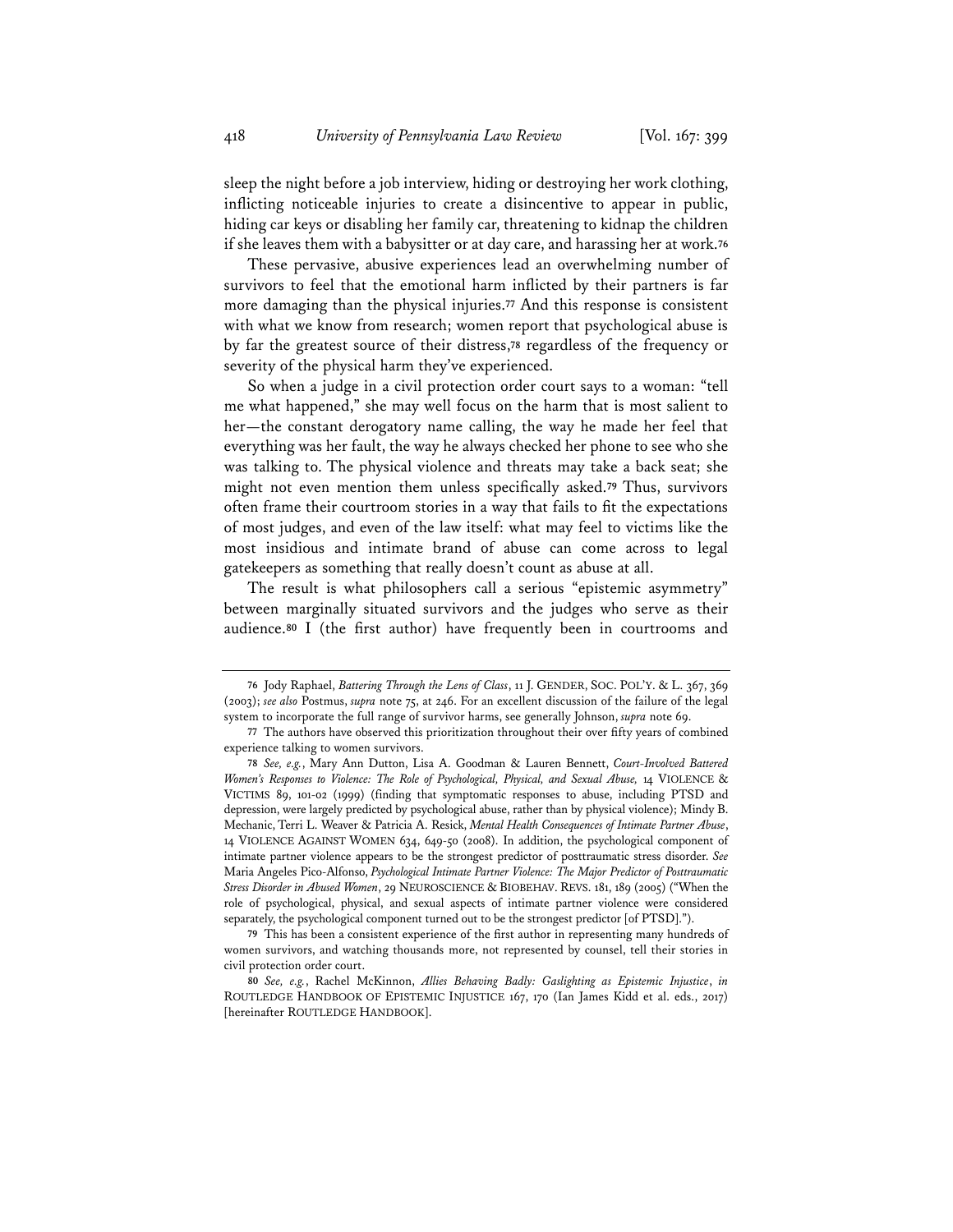sleep the night before a job interview, hiding or destroying her work clothing, inflicting noticeable injuries to create a disincentive to appear in public, hiding car keys or disabling her family car, threatening to kidnap the children if she leaves them with a babysitter or at day care, and harassing her at work.[76]

These pervasive, abusive experiences lead an overwhelming number of survivors to feel that the emotional harm inflicted by their partners is far more damaging than the physical injuries.[77] And this response is consistent with what we know from research; women report that psychological abuse is by far the greatest source of their distress,[78] regardless of the frequency or severity of the physical harm they've experienced.

So when a judge in a civil protection order court says to a woman: "tell me what happened," she may well focus on the harm that is most salient to her—the constant derogatory name calling, the way he made her feel that everything was her fault, the way he always checked her phone to see who she was talking to. The physical violence and threats may take a back seat; she might not even mention them unless specifically asked.[79] Thus, survivors often frame their courtroom stories in a way that fails to fit the expectations of most judges, and even of the law itself: what may feel to victims like the most insidious and intimate brand of abuse can come across to legal gatekeepers as something that really doesn't count as abuse at all.

The result is what philosophers call a serious "epistemic asymmetry" between marginally situated survivors and the judges who serve as their audience.[80] I (the first author) have frequently been in courtrooms and

---

76 Jody Raphael, *Battering Through the Lens of Class*, 11 J. GENDER, SOC. POL'Y. & L. 367, 369 (2003); *see also* Postmus, *supra* note 75, at 246. For an excellent discussion of the failure of the legal system to incorporate the full range of survivor harms, see generally Johnson, *supra* note 69.

77 The authors have observed this prioritization throughout their over fifty years of combined experience talking to women survivors.

78 *See, e.g.*, Mary Ann Dutton, Lisa A. Goodman & Lauren Bennett, *Court-Involved Battered Women's Responses to Violence: The Role of Psychological, Physical, and Sexual Abuse,* 14 VIOLENCE & VICTIMS 89, 101-02 (1999) (finding that symptomatic responses to abuse, including PTSD and depression, were largely predicted by psychological abuse, rather than by physical violence); Mindy B. Mechanic, Terri L. Weaver & Patricia A. Resick, *Mental Health Consequences of Intimate Partner Abuse*, 14 VIOLENCE AGAINST WOMEN 634, 649-50 (2008). In addition, the psychological component of intimate partner violence appears to be the strongest predictor of posttraumatic stress disorder. *See* Maria Angeles Pico-Alfonso, *Psychological Intimate Partner Violence: The Major Predictor of Posttraumatic Stress Disorder in Abused Women*, 29 NEUROSCIENCE & BIOBEHAV. REVS. 181, 189 (2005) ("When the role of psychological, physical, and sexual aspects of intimate partner violence were considered separately, the psychological component turned out to be the strongest predictor [of PTSD].").

79 This has been a consistent experience of the first author in representing many hundreds of women survivors, and watching thousands more, not represented by counsel, tell their stories in civil protection order court.

80 *See, e.g.*, Rachel McKinnon, *Allies Behaving Badly: Gaslighting as Epistemic Injustice*, *in* ROUTLEDGE HANDBOOK OF EPISTEMIC INJUSTICE 167, 170 (Ian James Kidd et al. eds., 2017) [hereinafter ROUTLEDGE HANDBOOK].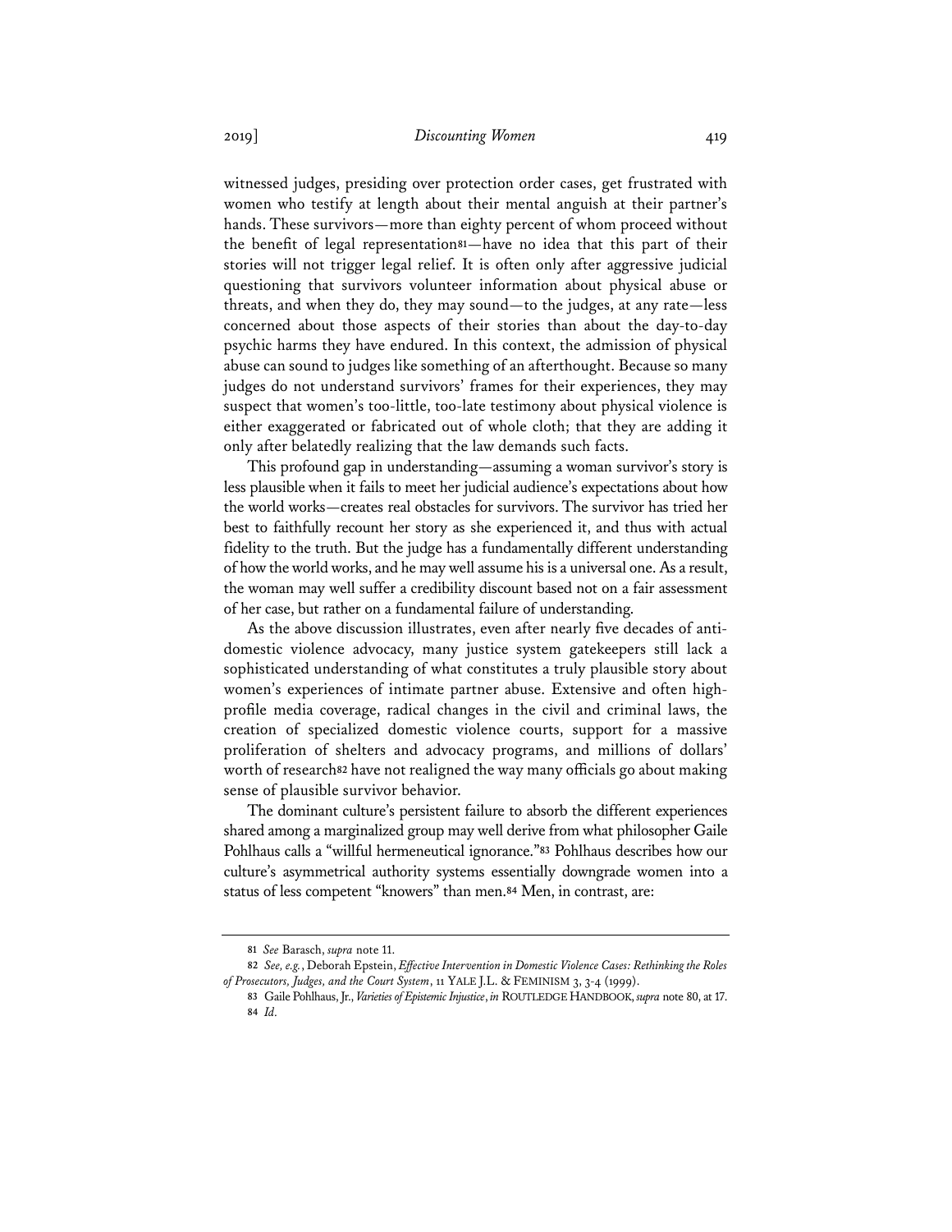witnessed judges, presiding over protection order cases, get frustrated with women who testify at length about their mental anguish at their partner's hands. These survivors—more than eighty percent of whom proceed without the benefit of legal representation[81]—have no idea that this part of their stories will not trigger legal relief. It is often only after aggressive judicial questioning that survivors volunteer information about physical abuse or threats, and when they do, they may sound—to the judges, at any rate—less concerned about those aspects of their stories than about the day-to-day psychic harms they have endured. In this context, the admission of physical abuse can sound to judges like something of an afterthought. Because so many judges do not understand survivors' frames for their experiences, they may suspect that women's too-little, too-late testimony about physical violence is either exaggerated or fabricated out of whole cloth; that they are adding it only after belatedly realizing that the law demands such facts.

This profound gap in understanding—assuming a woman survivor's story is less plausible when it fails to meet her judicial audience's expectations about how the world works—creates real obstacles for survivors. The survivor has tried her best to faithfully recount her story as she experienced it, and thus with actual fidelity to the truth. But the judge has a fundamentally different understanding of how the world works, and he may well assume his is a universal one. As a result, the woman may well suffer a credibility discount based not on a fair assessment of her case, but rather on a fundamental failure of understanding.

As the above discussion illustrates, even after nearly five decades of anti-domestic violence advocacy, many justice system gatekeepers still lack a sophisticated understanding of what constitutes a truly plausible story about women's experiences of intimate partner abuse. Extensive and often high-profile media coverage, radical changes in the civil and criminal laws, the creation of specialized domestic violence courts, support for a massive proliferation of shelters and advocacy programs, and millions of dollars' worth of research[82] have not realigned the way many officials go about making sense of plausible survivor behavior.

The dominant culture's persistent failure to absorb the different experiences shared among a marginalized group may well derive from what philosopher Gaile Pohlhaus calls a "willful hermeneutical ignorance."[83] Pohlhaus describes how our culture's asymmetrical authority systems essentially downgrade women into a status of less competent "knowers" than men.[84] Men, in contrast, are:

---

81 *See* Barasch, *supra* note 11.

82 *See, e.g.*, Deborah Epstein, *Effective Intervention in Domestic Violence Cases: Rethinking the Roles of Prosecutors, Judges, and the Court System*, 11 YALE J.L. & FEMINISM 3, 3-4 (1999).

83 Gaile Pohlhaus, Jr., *Varieties of Epistemic Injustice*, *in* ROUTLEDGE HANDBOOK, *supra* note 80, at 17.

84 *Id.*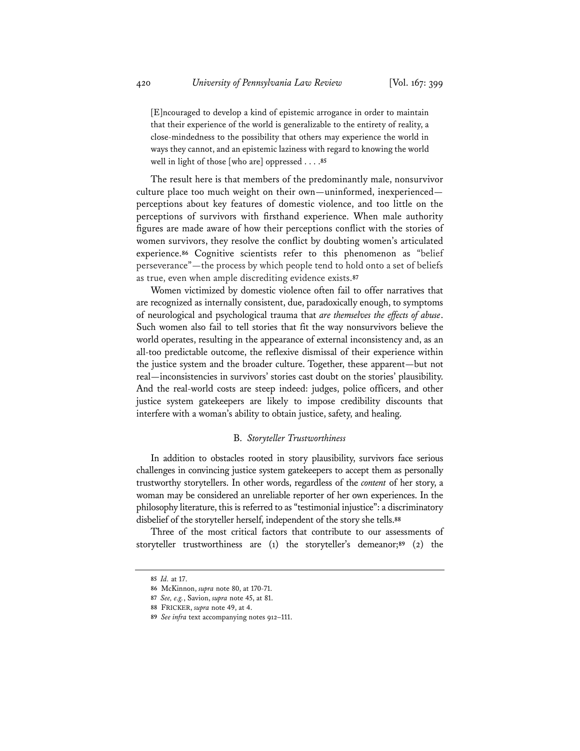> [E]ncouraged to develop a kind of epistemic arrogance in order to maintain that their experience of the world is generalizable to the entirety of reality, a close-mindedness to the possibility that others may experience the world in ways they cannot, and an epistemic laziness with regard to knowing the world well in light of those [who are] oppressed . . . .[85]

The result here is that members of the predominantly male, nonsurvivor culture place too much weight on their own—uninformed, inexperienced—perceptions about key features of domestic violence, and too little on the perceptions of survivors with firsthand experience. When male authority figures are made aware of how their perceptions conflict with the stories of women survivors, they resolve the conflict by doubting women's articulated experience.[86] Cognitive scientists refer to this phenomenon as "belief perseverance"—the process by which people tend to hold onto a set of beliefs as true, even when ample discrediting evidence exists.[87]

Women victimized by domestic violence often fail to offer narratives that are recognized as internally consistent, due, paradoxically enough, to symptoms of neurological and psychological trauma that *are themselves the effects of abuse*. Such women also fail to tell stories that fit the way nonsurvivors believe the world operates, resulting in the appearance of external inconsistency and, as an all-too predictable outcome, the reflexive dismissal of their experience within the justice system and the broader culture. Together, these apparent—but not real—inconsistencies in survivors' stories cast doubt on the stories' plausibility. And the real-world costs are steep indeed: judges, police officers, and other justice system gatekeepers are likely to impose credibility discounts that interfere with a woman's ability to obtain justice, safety, and healing.

### B. *Storyteller Trustworthiness*

In addition to obstacles rooted in story plausibility, survivors face serious challenges in convincing justice system gatekeepers to accept them as personally trustworthy storytellers. In other words, regardless of the *content* of her story, a woman may be considered an unreliable reporter of her own experiences. In the philosophy literature, this is referred to as "testimonial injustice": a discriminatory disbelief of the storyteller herself, independent of the story she tells.[88]

Three of the most critical factors that contribute to our assessments of storyteller trustworthiness are (1) the storyteller's demeanor;[89] (2) the

---

85 *Id.* at 17.

86 McKinnon, *supra* note 80, at 170-71.

87 *See, e.g.*, Savion, *supra* note 45, at 81.

88 FRICKER, *supra* note 49, at 4.

89 *See infra* text accompanying notes 912–111.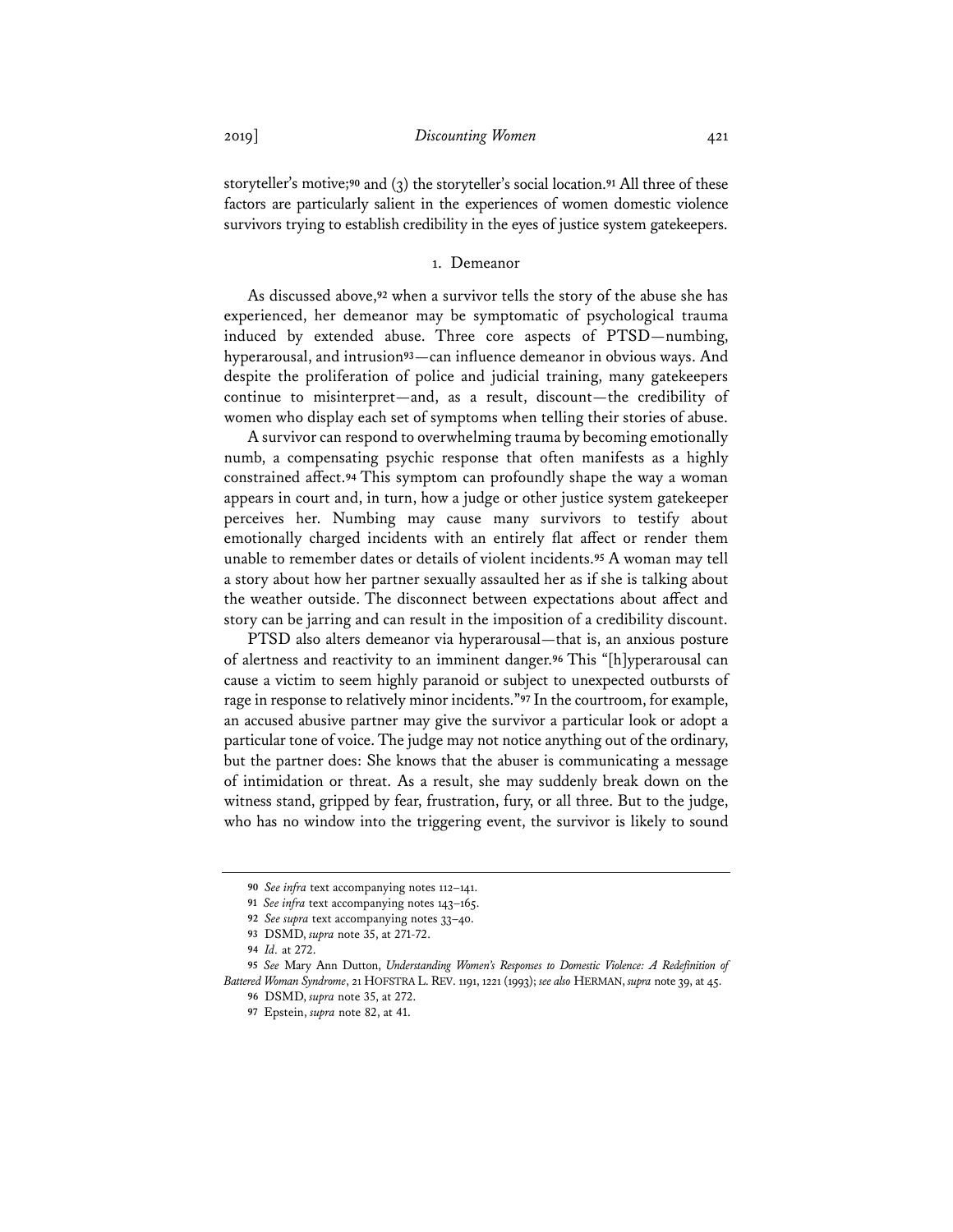storyteller's motive;[90] and (3) the storyteller's social location.[91] All three of these factors are particularly salient in the experiences of women domestic violence survivors trying to establish credibility in the eyes of justice system gatekeepers.

### 1. Demeanor

As discussed above,[92] when a survivor tells the story of the abuse she has experienced, her demeanor may be symptomatic of psychological trauma induced by extended abuse. Three core aspects of PTSD—numbing, hyperarousal, and intrusion[93]—can influence demeanor in obvious ways. And despite the proliferation of police and judicial training, many gatekeepers continue to misinterpret—and, as a result, discount—the credibility of women who display each set of symptoms when telling their stories of abuse.

A survivor can respond to overwhelming trauma by becoming emotionally numb, a compensating psychic response that often manifests as a highly constrained affect.[94] This symptom can profoundly shape the way a woman appears in court and, in turn, how a judge or other justice system gatekeeper perceives her. Numbing may cause many survivors to testify about emotionally charged incidents with an entirely flat affect or render them unable to remember dates or details of violent incidents.[95] A woman may tell a story about how her partner sexually assaulted her as if she is talking about the weather outside. The disconnect between expectations about affect and story can be jarring and can result in the imposition of a credibility discount.

PTSD also alters demeanor via hyperarousal—that is, an anxious posture of alertness and reactivity to an imminent danger.[96] This "[h]yperarousal can cause a victim to seem highly paranoid or subject to unexpected outbursts of rage in response to relatively minor incidents."[97] In the courtroom, for example, an accused abusive partner may give the survivor a particular look or adopt a particular tone of voice. The judge may not notice anything out of the ordinary, but the partner does: She knows that the abuser is communicating a message of intimidation or threat. As a result, she may suddenly break down on the witness stand, gripped by fear, frustration, fury, or all three. But to the judge, who has no window into the triggering event, the survivor is likely to sound

---

90 *See infra* text accompanying notes 112–141.

91 *See infra* text accompanying notes 143–165.

92 *See supra* text accompanying notes 33–40.

93 DSMD, *supra* note 35, at 271-72.

94 *Id.* at 272.

95 *See* Mary Ann Dutton, *Understanding Women's Responses to Domestic Violence: A Redefinition of Battered Woman Syndrome*, 21 HOFSTRA L. REV. 1191, 1221 (1993); *see also* HERMAN, *supra* note 39, at 45.

96 DSMD, *supra* note 35, at 272.

97 Epstein, *supra* note 82, at 41.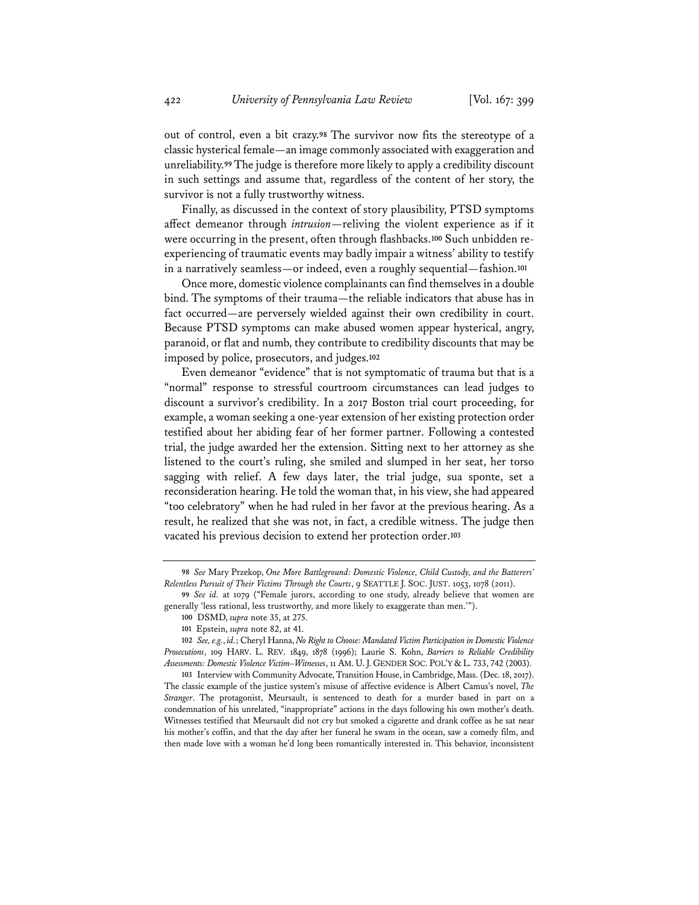out of control, even a bit crazy.[98] The survivor now fits the stereotype of a classic hysterical female—an image commonly associated with exaggeration and unreliability.[99] The judge is therefore more likely to apply a credibility discount in such settings and assume that, regardless of the content of her story, the survivor is not a fully trustworthy witness.

Finally, as discussed in the context of story plausibility, PTSD symptoms affect demeanor through *intrusion*—reliving the violent experience as if it were occurring in the present, often through flashbacks.[100] Such unbidden re-experiencing of traumatic events may badly impair a witness' ability to testify in a narratively seamless—or indeed, even a roughly sequential—fashion.[101]

Once more, domestic violence complainants can find themselves in a double bind. The symptoms of their trauma—the reliable indicators that abuse has in fact occurred—are perversely wielded against their own credibility in court. Because PTSD symptoms can make abused women appear hysterical, angry, paranoid, or flat and numb, they contribute to credibility discounts that may be imposed by police, prosecutors, and judges.[102]

Even demeanor "evidence" that is not symptomatic of trauma but that is a "normal" response to stressful courtroom circumstances can lead judges to discount a survivor's credibility. In a 2017 Boston trial court proceeding, for example, a woman seeking a one-year extension of her existing protection order testified about her abiding fear of her former partner. Following a contested trial, the judge awarded her the extension. Sitting next to her attorney as she listened to the court's ruling, she smiled and slumped in her seat, her torso sagging with relief. A few days later, the trial judge, sua sponte, set a reconsideration hearing. He told the woman that, in his view, she had appeared "too celebratory" when he had ruled in her favor at the previous hearing. As a result, he realized that she was not, in fact, a credible witness. The judge then vacated his previous decision to extend her protection order.[103]

---

[98] *See* Mary Przekop, *One More Battleground: Domestic Violence, Child Custody, and the Batterers' Relentless Pursuit of Their Victims Through the Courts*, 9 SEATTLE J. SOC. JUST. 1053, 1078 (2011).

[99] *See id.* at 1079 ("Female jurors, according to one study, already believe that women are generally 'less rational, less trustworthy, and more likely to exaggerate than men.'").

[100] DSMD, *supra* note 35, at 275.

[101] Epstein, *supra* note 82, at 41.

[102] *See, e.g.*, *id.*; Cheryl Hanna, *No Right to Choose: Mandated Victim Participation in Domestic Violence Prosecutions*, 109 HARV. L. REV. 1849, 1878 (1996); Laurie S. Kohn, *Barriers to Reliable Credibility Assessments: Domestic Violence Victim–Witnesses*, 11 AM. U. J. GENDER SOC. POL'Y & L. 733, 742 (2003).

[103] Interview with Community Advocate, Transition House, in Cambridge, Mass. (Dec. 18, 2017). The classic example of the justice system's misuse of affective evidence is Albert Camus's novel, *The Stranger*. The protagonist, Meursault, is sentenced to death for a murder based in part on a condemnation of his unrelated, "inappropriate" actions in the days following his own mother's death. Witnesses testified that Meursault did not cry but smoked a cigarette and drank coffee as he sat near his mother's coffin, and that the day after her funeral he swam in the ocean, saw a comedy film, and then made love with a woman he'd long been romantically interested in. This behavior, inconsistent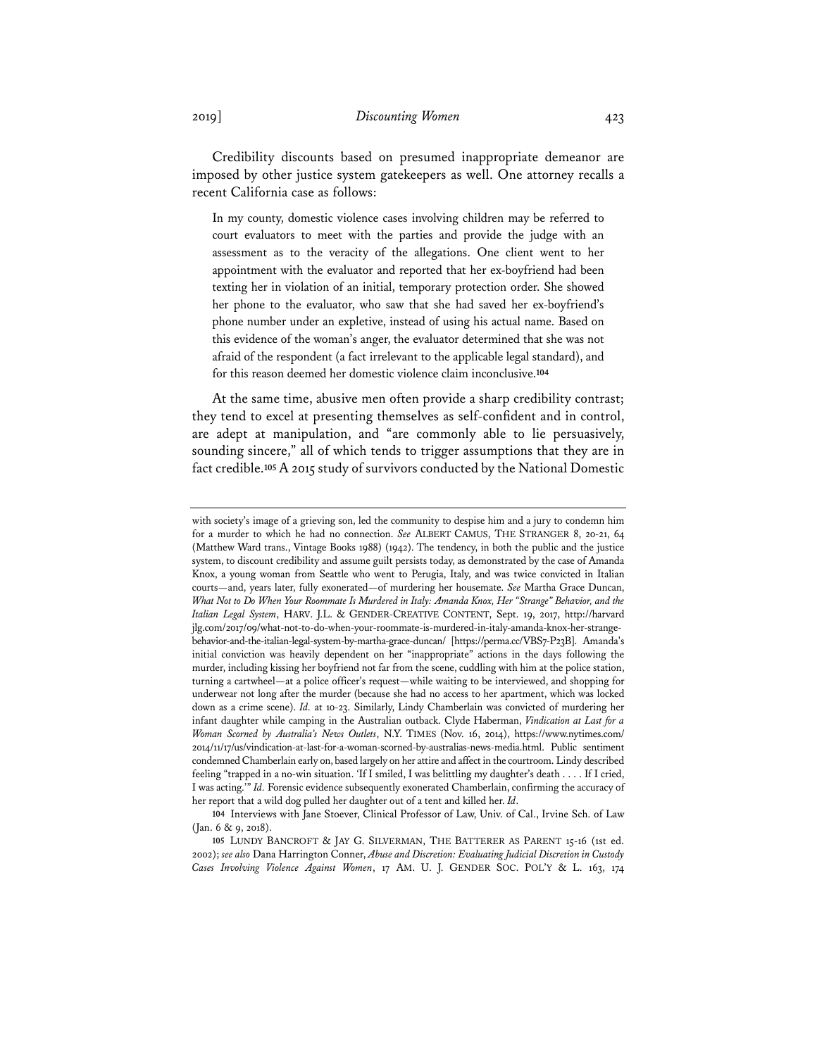Credibility discounts based on presumed inappropriate demeanor are imposed by other justice system gatekeepers as well. One attorney recalls a recent California case as follows:

> In my county, domestic violence cases involving children may be referred to court evaluators to meet with the parties and provide the judge with an assessment as to the veracity of the allegations. One client went to her appointment with the evaluator and reported that her ex-boyfriend had been texting her in violation of an initial, temporary protection order. She showed her phone to the evaluator, who saw that she had saved her ex-boyfriend's phone number under an expletive, instead of using his actual name. Based on this evidence of the woman's anger, the evaluator determined that she was not afraid of the respondent (a fact irrelevant to the applicable legal standard), and for this reason deemed her domestic violence claim inconclusive.[104]

At the same time, abusive men often provide a sharp credibility contrast; they tend to excel at presenting themselves as self-confident and in control, are adept at manipulation, and "are commonly able to lie persuasively, sounding sincere," all of which tends to trigger assumptions that they are in fact credible.[105] A 2015 study of survivors conducted by the National Domestic

---

with society's image of a grieving son, led the community to despise him and a jury to condemn him for a murder to which he had no connection. *See* ALBERT CAMUS, THE STRANGER 8, 20-21, 64 (Matthew Ward trans., Vintage Books 1988) (1942). The tendency, in both the public and the justice system, to discount credibility and assume guilt persists today, as demonstrated by the case of Amanda Knox, a young woman from Seattle who went to Perugia, Italy, and was twice convicted in Italian courts—and, years later, fully exonerated—of murdering her housemate. *See* Martha Grace Duncan, *What Not to Do When Your Roommate Is Murdered in Italy: Amanda Knox, Her "Strange" Behavior, and the Italian Legal System*, HARV. J.L. & GENDER-CREATIVE CONTENT, Sept. 19, 2017, http://harvardjlg.com/2017/09/what-not-to-do-when-your-roommate-is-murdered-in-italy-amanda-knox-her-strange-behavior-and-the-italian-legal-system-by-martha-grace-duncan/ [https://perma.cc/VBS7-P23B]. Amanda's initial conviction was heavily dependent on her "inappropriate" actions in the days following the murder, including kissing her boyfriend not far from the scene, cuddling with him at the police station, turning a cartwheel—at a police officer's request—while waiting to be interviewed, and shopping for underwear not long after the murder (because she had no access to her apartment, which was locked down as a crime scene). *Id.* at 10-23. Similarly, Lindy Chamberlain was convicted of murdering her infant daughter while camping in the Australian outback. Clyde Haberman, *Vindication at Last for a Woman Scorned by Australia's News Outlets*, N.Y. TIMES (Nov. 16, 2014), https://www.nytimes.com/2014/11/17/us/vindication-at-last-for-a-woman-scorned-by-australias-news-media.html. Public sentiment condemned Chamberlain early on, based largely on her attire and affect in the courtroom. Lindy described feeling "trapped in a no-win situation. 'If I smiled, I was belittling my daughter's death . . . . If I cried, I was acting.'" *Id.* Forensic evidence subsequently exonerated Chamberlain, confirming the accuracy of her report that a wild dog pulled her daughter out of a tent and killed her. *Id*.

104 Interviews with Jane Stoever, Clinical Professor of Law, Univ. of Cal., Irvine Sch. of Law (Jan. 6 & 9, 2018).

105 LUNDY BANCROFT & JAY G. SILVERMAN, THE BATTERER AS PARENT 15-16 (1st ed. 2002); *see also* Dana Harrington Conner, *Abuse and Discretion: Evaluating Judicial Discretion in Custody Cases Involving Violence Against Women*, 17 AM. U. J. GENDER SOC. POL'Y & L. 163, 174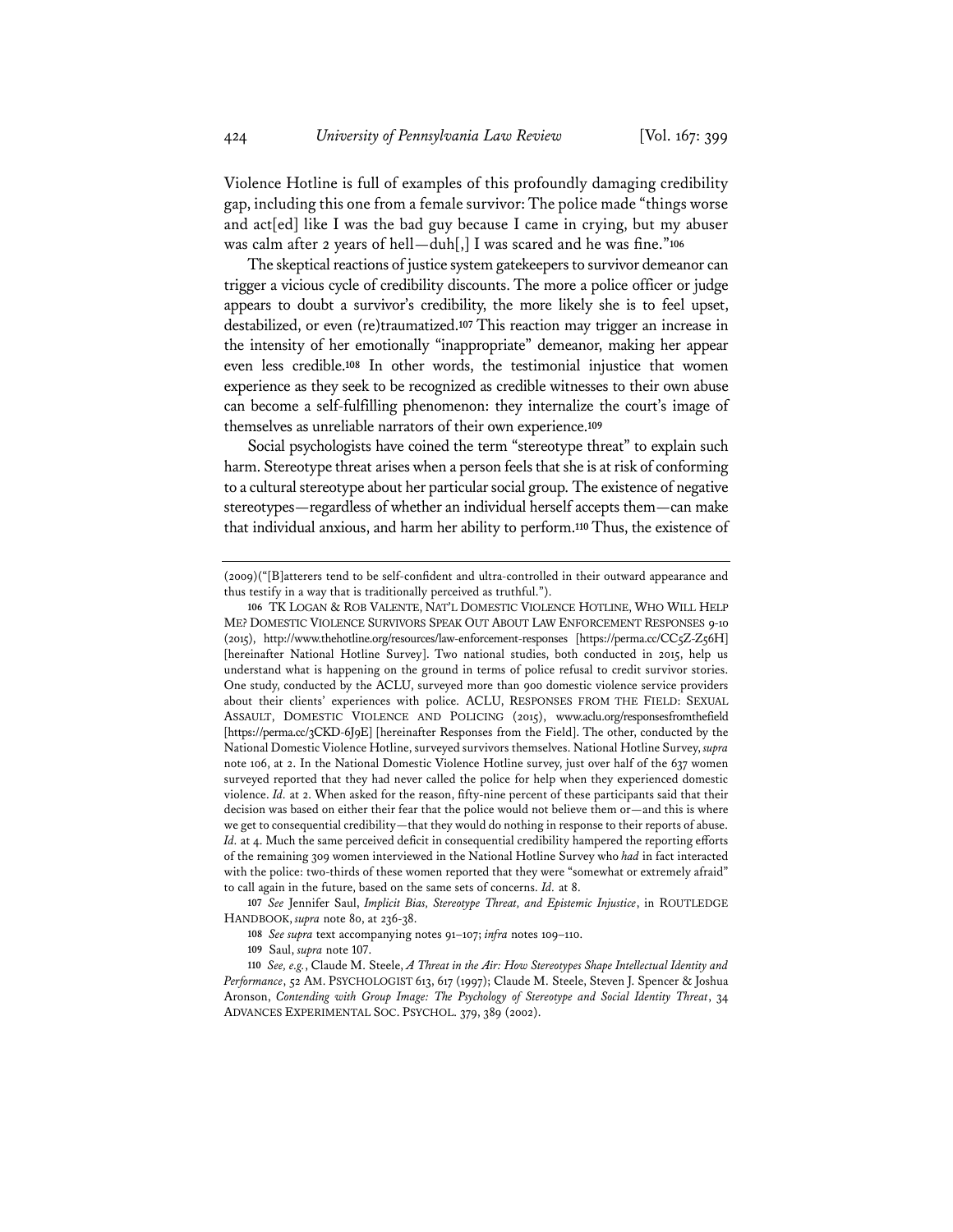Violence Hotline is full of examples of this profoundly damaging credibility gap, including this one from a female survivor: The police made "things worse and act[ed] like I was the bad guy because I came in crying, but my abuser was calm after 2 years of hell—duh[,] I was scared and he was fine."[106]

The skeptical reactions of justice system gatekeepers to survivor demeanor can trigger a vicious cycle of credibility discounts. The more a police officer or judge appears to doubt a survivor's credibility, the more likely she is to feel upset, destabilized, or even (re)traumatized.[107] This reaction may trigger an increase in the intensity of her emotionally "inappropriate" demeanor, making her appear even less credible.[108] In other words, the testimonial injustice that women experience as they seek to be recognized as credible witnesses to their own abuse can become a self-fulfilling phenomenon: they internalize the court's image of themselves as unreliable narrators of their own experience.[109]

Social psychologists have coined the term "stereotype threat" to explain such harm. Stereotype threat arises when a person feels that she is at risk of conforming to a cultural stereotype about her particular social group. The existence of negative stereotypes—regardless of whether an individual herself accepts them—can make that individual anxious, and harm her ability to perform.[110] Thus, the existence of

---

(2009)("[B]atterers tend to be self-confident and ultra-controlled in their outward appearance and thus testify in a way that is traditionally perceived as truthful.").

106 TK LOGAN & ROB VALENTE, NAT'L DOMESTIC VIOLENCE HOTLINE, WHO WILL HELP ME? DOMESTIC VIOLENCE SURVIVORS SPEAK OUT ABOUT LAW ENFORCEMENT RESPONSES 9-10 (2015), http://www.thehotline.org/resources/law-enforcement-responses [https://perma.cc/CC5Z-Z56H] [hereinafter National Hotline Survey]. Two national studies, both conducted in 2015, help us understand what is happening on the ground in terms of police refusal to credit survivor stories. One study, conducted by the ACLU, surveyed more than 900 domestic violence service providers about their clients' experiences with police. ACLU, RESPONSES FROM THE FIELD: SEXUAL ASSAULT, DOMESTIC VIOLENCE AND POLICING (2015), www.aclu.org/responsesfromthefield [https://perma.cc/3CKD-6J9E] [hereinafter Responses from the Field]. The other, conducted by the National Domestic Violence Hotline, surveyed survivors themselves. National Hotline Survey, *supra* note 106, at 2. In the National Domestic Violence Hotline survey, just over half of the 637 women surveyed reported that they had never called the police for help when they experienced domestic violence. *Id.* at 2. When asked for the reason, fifty-nine percent of these participants said that their decision was based on either their fear that the police would not believe them or—and this is where we get to consequential credibility—that they would do nothing in response to their reports of abuse. *Id.* at 4. Much the same perceived deficit in consequential credibility hampered the reporting efforts of the remaining 309 women interviewed in the National Hotline Survey who *had* in fact interacted with the police: two-thirds of these women reported that they were "somewhat or extremely afraid" to call again in the future, based on the same sets of concerns. *Id.* at 8.

107 *See* Jennifer Saul, *Implicit Bias, Stereotype Threat, and Epistemic Injustice*, in ROUTLEDGE HANDBOOK, *supra* note 80, at 236-38.

108 *See supra* text accompanying notes 91–107; *infra* notes 109–110.

109 Saul, *supra* note 107.

110 *See, e.g.*, Claude M. Steele, *A Threat in the Air: How Stereotypes Shape Intellectual Identity and Performance*, 52 AM. PSYCHOLOGIST 613, 617 (1997); Claude M. Steele, Steven J. Spencer & Joshua Aronson, *Contending with Group Image: The Psychology of Stereotype and Social Identity Threat*, 34 ADVANCES EXPERIMENTAL SOC. PSYCHOL. 379, 389 (2002).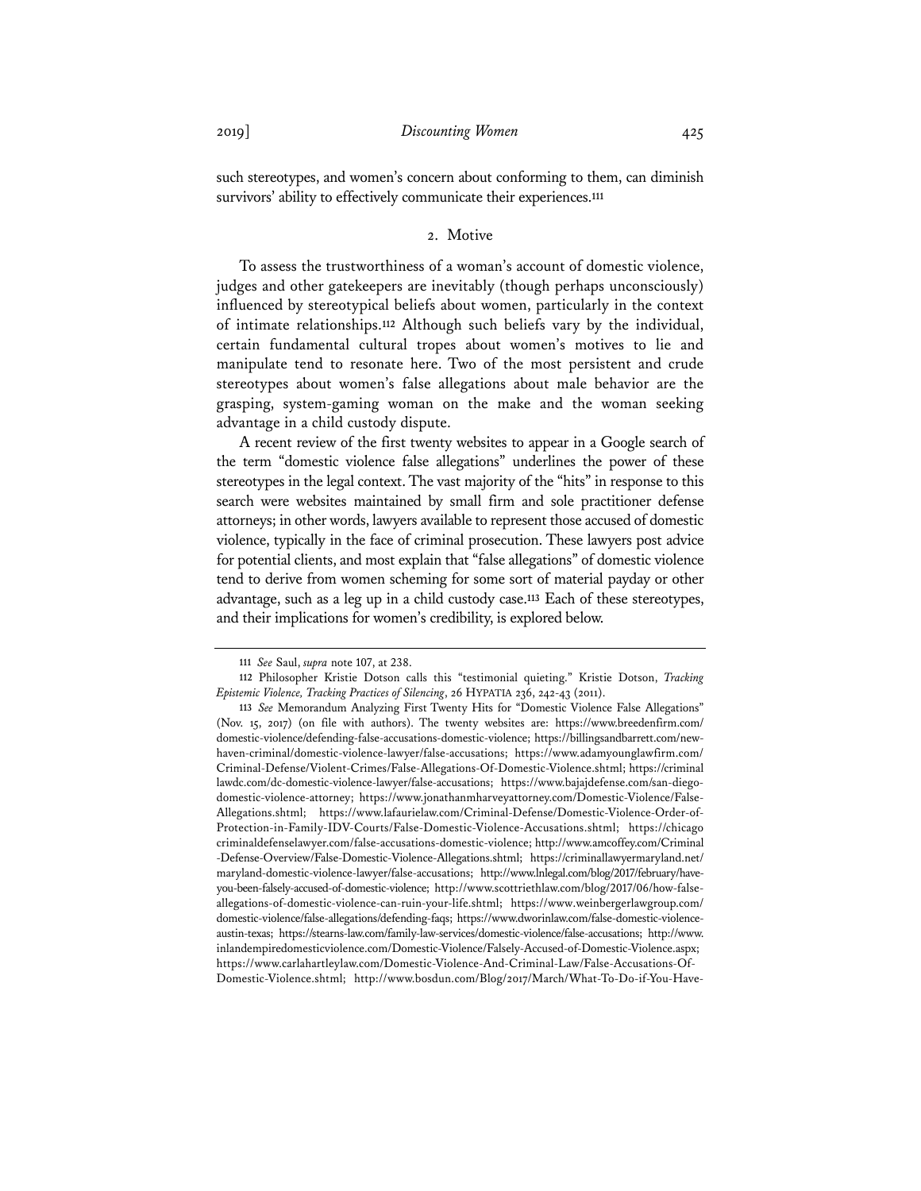such stereotypes, and women's concern about conforming to them, can diminish survivors' ability to effectively communicate their experiences.[111]

### 2. Motive

To assess the trustworthiness of a woman's account of domestic violence, judges and other gatekeepers are inevitably (though perhaps unconsciously) influenced by stereotypical beliefs about women, particularly in the context of intimate relationships.[112] Although such beliefs vary by the individual, certain fundamental cultural tropes about women's motives to lie and manipulate tend to resonate here. Two of the most persistent and crude stereotypes about women's false allegations about male behavior are the grasping, system-gaming woman on the make and the woman seeking advantage in a child custody dispute.

A recent review of the first twenty websites to appear in a Google search of the term "domestic violence false allegations" underlines the power of these stereotypes in the legal context. The vast majority of the "hits" in response to this search were websites maintained by small firm and sole practitioner defense attorneys; in other words, lawyers available to represent those accused of domestic violence, typically in the face of criminal prosecution. These lawyers post advice for potential clients, and most explain that "false allegations" of domestic violence tend to derive from women scheming for some sort of material payday or other advantage, such as a leg up in a child custody case.[113] Each of these stereotypes, and their implications for women's credibility, is explored below.

---

111 *See* Saul, *supra* note 107, at 238.

112 Philosopher Kristie Dotson calls this "testimonial quieting." Kristie Dotson, *Tracking Epistemic Violence, Tracking Practices of Silencing*, 26 HYPATIA 236, 242-43 (2011).

113 *See* Memorandum Analyzing First Twenty Hits for "Domestic Violence False Allegations" (Nov. 15, 2017) (on file with authors). The twenty websites are: https://www.breedenfirm.com/domestic-violence/defending-false-accusations-domestic-violence; https://billingsandbarrett.com/new-haven-criminal/domestic-violence-lawyer/false-accusations; https://www.adamyounglawfirm.com/Criminal-Defense/Violent-Crimes/False-Allegations-Of-Domestic-Violence.shtml; https://criminallawdc.com/dc-domestic-violence-lawyer/false-accusations; https://www.bajajdefense.com/san-diego-domestic-violence-attorney; https://www.jonathanmharveyattorney.com/Domestic-Violence/False-Allegations.shtml; https://www.lafaurielaw.com/Criminal-Defense/Domestic-Violence-Order-of-Protection-in-Family-IDV-Courts/False-Domestic-Violence-Accusations.shtml; https://chicagocriminaldefenselawyer.com/false-accusations-domestic-violence; http://www.amcoffey.com/Criminal-Defense-Overview/False-Domestic-Violence-Allegations.shtml; https://criminallawyermaryland.net/maryland-domestic-violence-lawyer/false-accusations; http://www.lnlegal.com/blog/2017/february/have-you-been-falsely-accused-of-domestic-violence; http://www.scottriethlaw.com/blog/2017/06/how-false-allegations-of-domestic-violence-can-ruin-your-life.shtml; https://www.weinbergerlawgroup.com/domestic-violence/false-allegations/defending-faqs; https://www.dworinlaw.com/false-domestic-violence-austin-texas; https://stearns-law.com/family-law-services/domestic-violence/false-accusations; http://www.inlandempiredomesticviolence.com/Domestic-Violence/Falsely-Accused-of-Domestic-Violence.aspx; https://www.carlahartleylaw.com/Domestic-Violence-And-Criminal-Law/False-Accusations-Of-Domestic-Violence.shtml; http://www.bosdun.com/Blog/2017/March/What-To-Do-if-You-Have-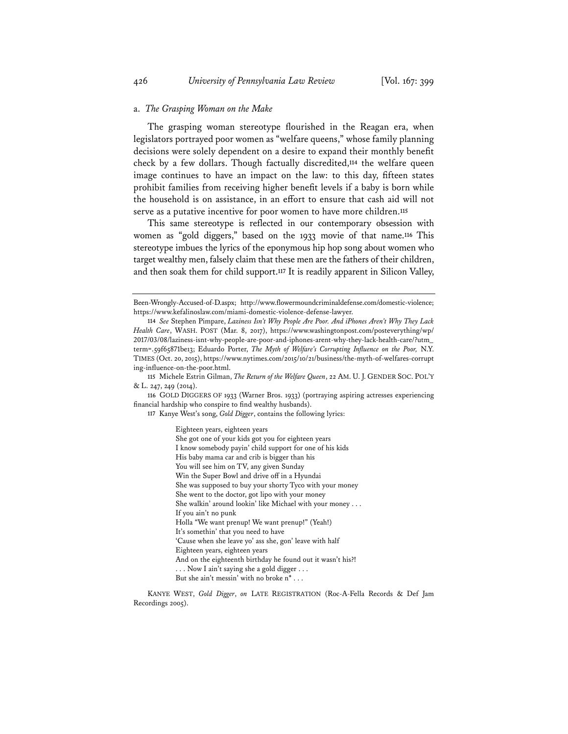### a. *The Grasping Woman on the Make*

The grasping woman stereotype flourished in the Reagan era, when legislators portrayed poor women as "welfare queens," whose family planning decisions were solely dependent on a desire to expand their monthly benefit check by a few dollars. Though factually discredited,[114] the welfare queen image continues to have an impact on the law: to this day, fifteen states prohibit families from receiving higher benefit levels if a baby is born while the household is on assistance, in an effort to ensure that cash aid will not serve as a putative incentive for poor women to have more children.[115]

This same stereotype is reflected in our contemporary obsession with women as "gold diggers," based on the 1933 movie of that name.[116] This stereotype imbues the lyrics of the eponymous hip hop song about women who target wealthy men, falsely claim that these men are the fathers of their children, and then soak them for child support.[117] It is readily apparent in Silicon Valley,

---

Been-Wrongly-Accused-of-D.aspx; http://www.flowermoundcriminaldefense.com/domestic-violence; https://www.kefalinoslaw.com/miami-domestic-violence-defense-lawyer.

[114] *See* Stephen Pimpare, *Laziness Isn't Why People Are Poor. And iPhones Aren't Why They Lack Health Care*, WASH. POST (Mar. 8, 2017), https://www.washingtonpost.com/posteverything/wp/2017/03/08/laziness-isnt-why-people-are-poor-and-iphones-arent-why-they-lack-health-care/?utm_term=.59f65871be13; Eduardo Porter, *The Myth of Welfare's Corrupting Influence on the Poor,* N.Y. TIMES (Oct. 20, 2015), https://www.nytimes.com/2015/10/21/business/the-myth-of-welfares-corrupting-influence-on-the-poor.html.

[115] Michele Estrin Gilman, *The Return of the Welfare Queen*, 22 AM. U. J. GENDER SOC. POL'Y & L. 247, 249 (2014).

[116] GOLD DIGGERS OF 1933 (Warner Bros. 1933) (portraying aspiring actresses experiencing financial hardship who conspire to find wealthy husbands).

[117] Kanye West's song, *Gold Digger*, contains the following lyrics:

> Eighteen years, eighteen years
> She got one of your kids got you for eighteen years
> I know somebody payin' child support for one of his kids
> His baby mama car and crib is bigger than his
> You will see him on TV, any given Sunday
> Win the Super Bowl and drive off in a Hyundai
> She was supposed to buy your shorty Tyco with your money
> She went to the doctor, got lipo with your money
> She walkin' around lookin' like Michael with your money . . .
> If you ain't no punk
> Holla "We want prenup! We want prenup!" (Yeah!)
> It's somethin' that you need to have
> 'Cause when she leave yo' ass she, gon' leave with half
> Eighteen years, eighteen years
> And on the eighteenth birthday he found out it wasn't his?!
> . . . Now I ain't saying she a gold digger . . .
> But she ain't messin' with no broke n* . . .

KANYE WEST, *Gold Digger*, *on* LATE REGISTRATION (Roc-A-Fella Records & Def Jam Recordings 2005).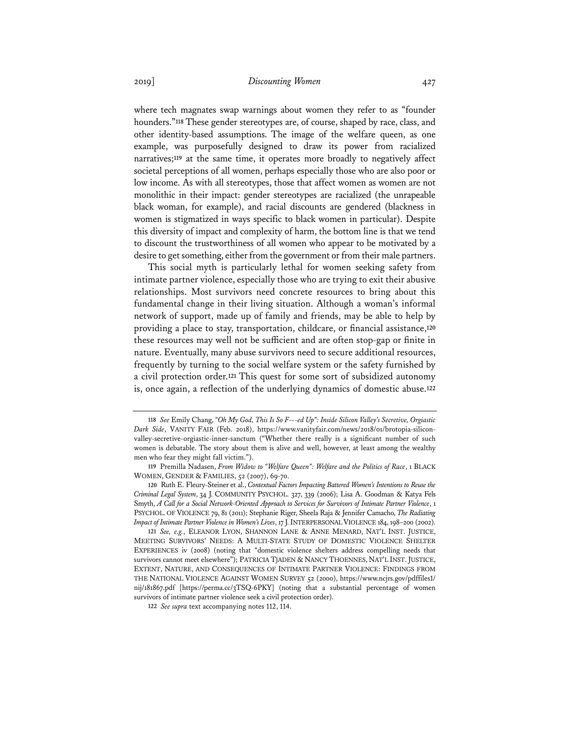where tech magnates swap warnings about women they refer to as "founder hounders."[118] These gender stereotypes are, of course, shaped by race, class, and other identity-based assumptions. The image of the welfare queen, as one example, was purposefully designed to draw its power from racialized narratives;[119] at the same time, it operates more broadly to negatively affect societal perceptions of all women, perhaps especially those who are also poor or low income. As with all stereotypes, those that affect women as women are not monolithic in their impact: gender stereotypes are racialized (the unrapeable black woman, for example), and racial discounts are gendered (blackness in women is stigmatized in ways specific to black women in particular). Despite this diversity of impact and complexity of harm, the bottom line is that we tend to discount the trustworthiness of all women who appear to be motivated by a desire to get something, either from the government or from their male partners.

This social myth is particularly lethal for women seeking safety from intimate partner violence, especially those who are trying to exit their abusive relationships. Most survivors need concrete resources to bring about this fundamental change in their living situation. Although a woman's informal network of support, made up of family and friends, may be able to help by providing a place to stay, transportation, childcare, or financial assistance,[120] these resources may well not be sufficient and are often stop-gap or finite in nature. Eventually, many abuse survivors need to secure additional resources, frequently by turning to the social welfare system or the safety furnished by a civil protection order.[121] This quest for some sort of subsidized autonomy is, once again, a reflection of the underlying dynamics of domestic abuse.[122]

---

[118] *See* Emily Chang, *"Oh My God, This Is So F---ed Up": Inside Silicon Valley's Secretive, Orgiastic Dark Side*, VANITY FAIR (Feb. 2018), https://www.vanityfair.com/news/2018/01/brotopia-silicon-valley-secretive-orgiastic-inner-sanctum ("Whether there really is a significant number of such women is debatable. The story about them is alive and well, however, at least among the wealthy men who fear they might fall victim.").

[119] Premilla Nadasen, *From Widow to "Welfare Queen": Welfare and the Politics of Race*, 1 BLACK WOMEN, GENDER & FAMILIES, 52 (2007), 69-70.

[120] Ruth E. Fleury-Steiner et al., *Contextual Factors Impacting Battered Women's Intentions to Reuse the Criminal Legal System*, 34 J. COMMUNITY PSYCHOL. 327, 339 (2006); Lisa A. Goodman & Katya Fels Smyth, *A Call for a Social Network-Oriented Approach to Services for Survivors of Intimate Partner Violence*, 1 PSYCHOL. OF VIOLENCE 79, 81 (2011); Stephanie Riger, Sheela Raja & Jennifer Camacho, *The Radiating Impact of Intimate Partner Violence in Women's Lives*, 17 J. INTERPERSONAL VIOLENCE 184, 198–200 (2002).

[121] *See, e.g.*, ELEANOR LYON, SHANNON LANE & ANNE MENARD, NAT'L INST. JUSTICE, MEETING SURVIVORS' NEEDS: A MULTI-STATE STUDY OF DOMESTIC VIOLENCE SHELTER EXPERIENCES iv (2008) (noting that "domestic violence shelters address compelling needs that survivors cannot meet elsewhere"); PATRICIA TJADEN & NANCY THOENNES, NAT'L INST. JUSTICE, EXTENT, NATURE, AND CONSEQUENCES OF INTIMATE PARTNER VIOLENCE: FINDINGS FROM THE NATIONAL VIOLENCE AGAINST WOMEN SURVEY 52 (2000), https://www.ncjrs.gov/pdffiles1/nij/181867.pdf [https://perma.cc/3TSQ-6PKY] (noting that a substantial percentage of women survivors of intimate partner violence seek a civil protection order).

[122] *See supra* text accompanying notes 112, 114.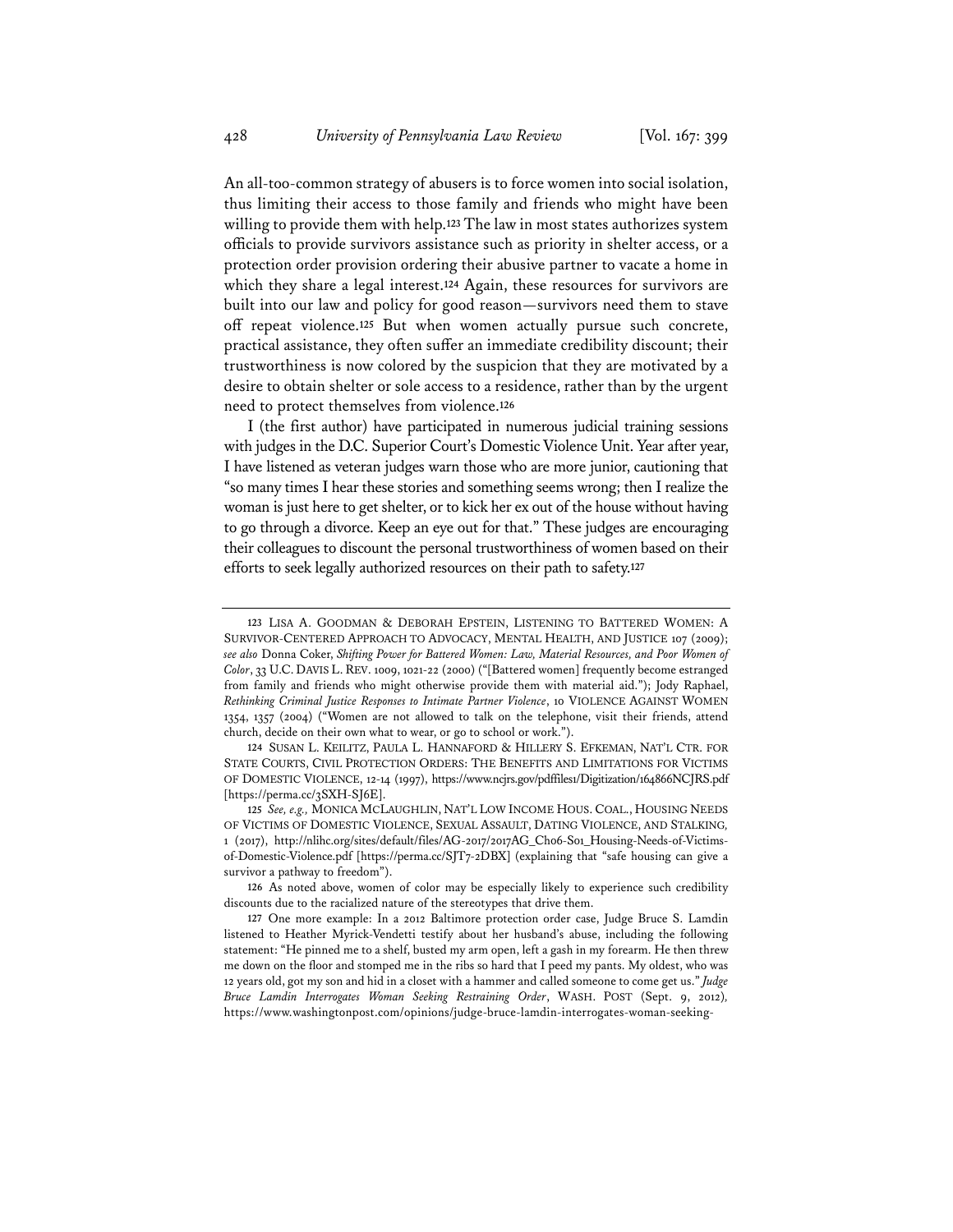An all-too-common strategy of abusers is to force women into social isolation, thus limiting their access to those family and friends who might have been willing to provide them with help.[123] The law in most states authorizes system officials to provide survivors assistance such as priority in shelter access, or a protection order provision ordering their abusive partner to vacate a home in which they share a legal interest.[124] Again, these resources for survivors are built into our law and policy for good reason—survivors need them to stave off repeat violence.[125] But when women actually pursue such concrete, practical assistance, they often suffer an immediate credibility discount; their trustworthiness is now colored by the suspicion that they are motivated by a desire to obtain shelter or sole access to a residence, rather than by the urgent need to protect themselves from violence.[126]

I (the first author) have participated in numerous judicial training sessions with judges in the D.C. Superior Court's Domestic Violence Unit. Year after year, I have listened as veteran judges warn those who are more junior, cautioning that "so many times I hear these stories and something seems wrong; then I realize the woman is just here to get shelter, or to kick her ex out of the house without having to go through a divorce. Keep an eye out for that." These judges are encouraging their colleagues to discount the personal trustworthiness of women based on their efforts to seek legally authorized resources on their path to safety.[127]

---

123 LISA A. GOODMAN & DEBORAH EPSTEIN, LISTENING TO BATTERED WOMEN: A SURVIVOR-CENTERED APPROACH TO ADVOCACY, MENTAL HEALTH, AND JUSTICE 107 (2009); *see also* Donna Coker, *Shifting Power for Battered Women: Law, Material Resources, and Poor Women of Color*, 33 U.C. DAVIS L. REV. 1009, 1021-22 (2000) ("[Battered women] frequently become estranged from family and friends who might otherwise provide them with material aid."); Jody Raphael, *Rethinking Criminal Justice Responses to Intimate Partner Violence*, 10 VIOLENCE AGAINST WOMEN 1354, 1357 (2004) ("Women are not allowed to talk on the telephone, visit their friends, attend church, decide on their own what to wear, or go to school or work.").

124 SUSAN L. KEILITZ, PAULA L. HANNAFORD & HILLERY S. EFKEMAN, NAT'L CTR. FOR STATE COURTS, CIVIL PROTECTION ORDERS: THE BENEFITS AND LIMITATIONS FOR VICTIMS OF DOMESTIC VIOLENCE, 12-14 (1997), https://www.ncjrs.gov/pdffiles1/Digitization/164866NCJRS.pdf [https://perma.cc/3SXH-SJ6E].

125 *See, e.g.,* MONICA MCLAUGHLIN, NAT'L LOW INCOME HOUS. COAL., HOUSING NEEDS OF VICTIMS OF DOMESTIC VIOLENCE, SEXUAL ASSAULT, DATING VIOLENCE, AND STALKING, 1 (2017), http://nlihc.org/sites/default/files/AG-2017/2017AG_Ch06-S01_Housing-Needs-of-Victims-of-Domestic-Violence.pdf [https://perma.cc/SJT7-2DBX] (explaining that "safe housing can give a survivor a pathway to freedom").

126 As noted above, women of color may be especially likely to experience such credibility discounts due to the racialized nature of the stereotypes that drive them.

127 One more example: In a 2012 Baltimore protection order case, Judge Bruce S. Lamdin listened to Heather Myrick-Vendetti testify about her husband's abuse, including the following statement: "He pinned me to a shelf, busted my arm open, left a gash in my forearm. He then threw me down on the floor and stomped me in the ribs so hard that I peed my pants. My oldest, who was 12 years old, got my son and hid in a closet with a hammer and called someone to come get us." *Judge Bruce Lamdin Interrogates Woman Seeking Restraining Order*, WASH. POST (Sept. 9, 2012), https://www.washingtonpost.com/opinions/judge-bruce-lamdin-interrogates-woman-seeking-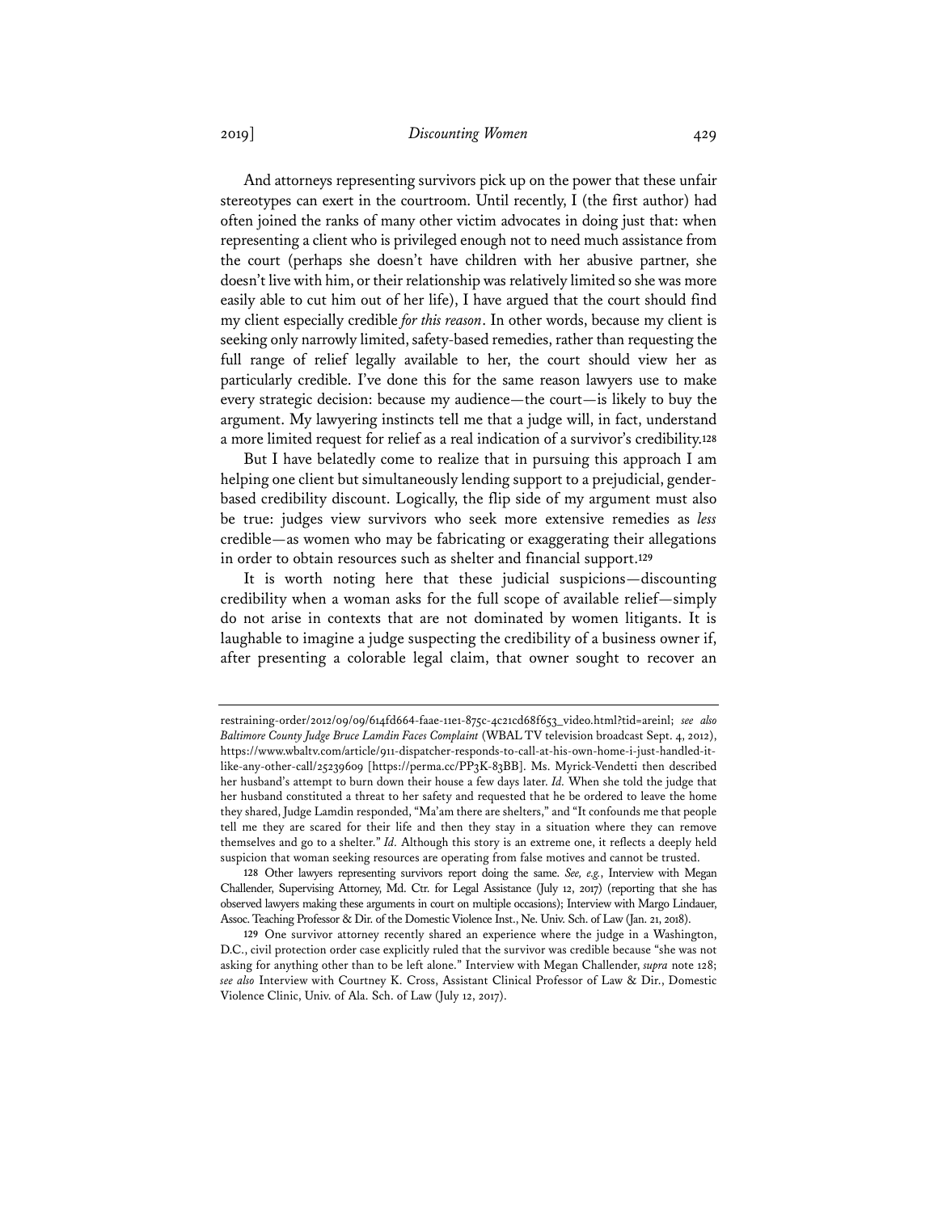And attorneys representing survivors pick up on the power that these unfair stereotypes can exert in the courtroom. Until recently, I (the first author) had often joined the ranks of many other victim advocates in doing just that: when representing a client who is privileged enough not to need much assistance from the court (perhaps she doesn't have children with her abusive partner, she doesn't live with him, or their relationship was relatively limited so she was more easily able to cut him out of her life), I have argued that the court should find my client especially credible *for this reason*. In other words, because my client is seeking only narrowly limited, safety-based remedies, rather than requesting the full range of relief legally available to her, the court should view her as particularly credible. I've done this for the same reason lawyers use to make every strategic decision: because my audience—the court—is likely to buy the argument. My lawyering instincts tell me that a judge will, in fact, understand a more limited request for relief as a real indication of a survivor's credibility.[128]

But I have belatedly come to realize that in pursuing this approach I am helping one client but simultaneously lending support to a prejudicial, gender-based credibility discount. Logically, the flip side of my argument must also be true: judges view survivors who seek more extensive remedies as *less* credible—as women who may be fabricating or exaggerating their allegations in order to obtain resources such as shelter and financial support.[129]

It is worth noting here that these judicial suspicions—discounting credibility when a woman asks for the full scope of available relief—simply do not arise in contexts that are not dominated by women litigants. It is laughable to imagine a judge suspecting the credibility of a business owner if, after presenting a colorable legal claim, that owner sought to recover an

---

restraining-order/2012/09/09/614fd664-faae-11e1-875c-4c21cd68f653_video.html?tid=areinl; *see also* *Baltimore County Judge Bruce Lamdin Faces Complaint* (WBAL TV television broadcast Sept. 4, 2012), https://www.wbaltv.com/article/911-dispatcher-responds-to-call-at-his-own-home-i-just-handled-it-like-any-other-call/25239609 [https://perma.cc/PP3K-83BB]. Ms. Myrick-Vendetti then described her husband's attempt to burn down their house a few days later. *Id.* When she told the judge that her husband constituted a threat to her safety and requested that he be ordered to leave the home they shared, Judge Lamdin responded, "Ma'am there are shelters," and "It confounds me that people tell me they are scared for their life and then they stay in a situation where they can remove themselves and go to a shelter." *Id.* Although this story is an extreme one, it reflects a deeply held suspicion that woman seeking resources are operating from false motives and cannot be trusted.

128 Other lawyers representing survivors report doing the same. *See, e.g.*, Interview with Megan Challender, Supervising Attorney, Md. Ctr. for Legal Assistance (July 12, 2017) (reporting that she has observed lawyers making these arguments in court on multiple occasions); Interview with Margo Lindauer, Assoc. Teaching Professor & Dir. of the Domestic Violence Inst., Ne. Univ. Sch. of Law (Jan. 21, 2018).

129 One survivor attorney recently shared an experience where the judge in a Washington, D.C., civil protection order case explicitly ruled that the survivor was credible because "she was not asking for anything other than to be left alone." Interview with Megan Challender, *supra* note 128; *see also* Interview with Courtney K. Cross, Assistant Clinical Professor of Law & Dir., Domestic Violence Clinic, Univ. of Ala. Sch. of Law (July 12, 2017).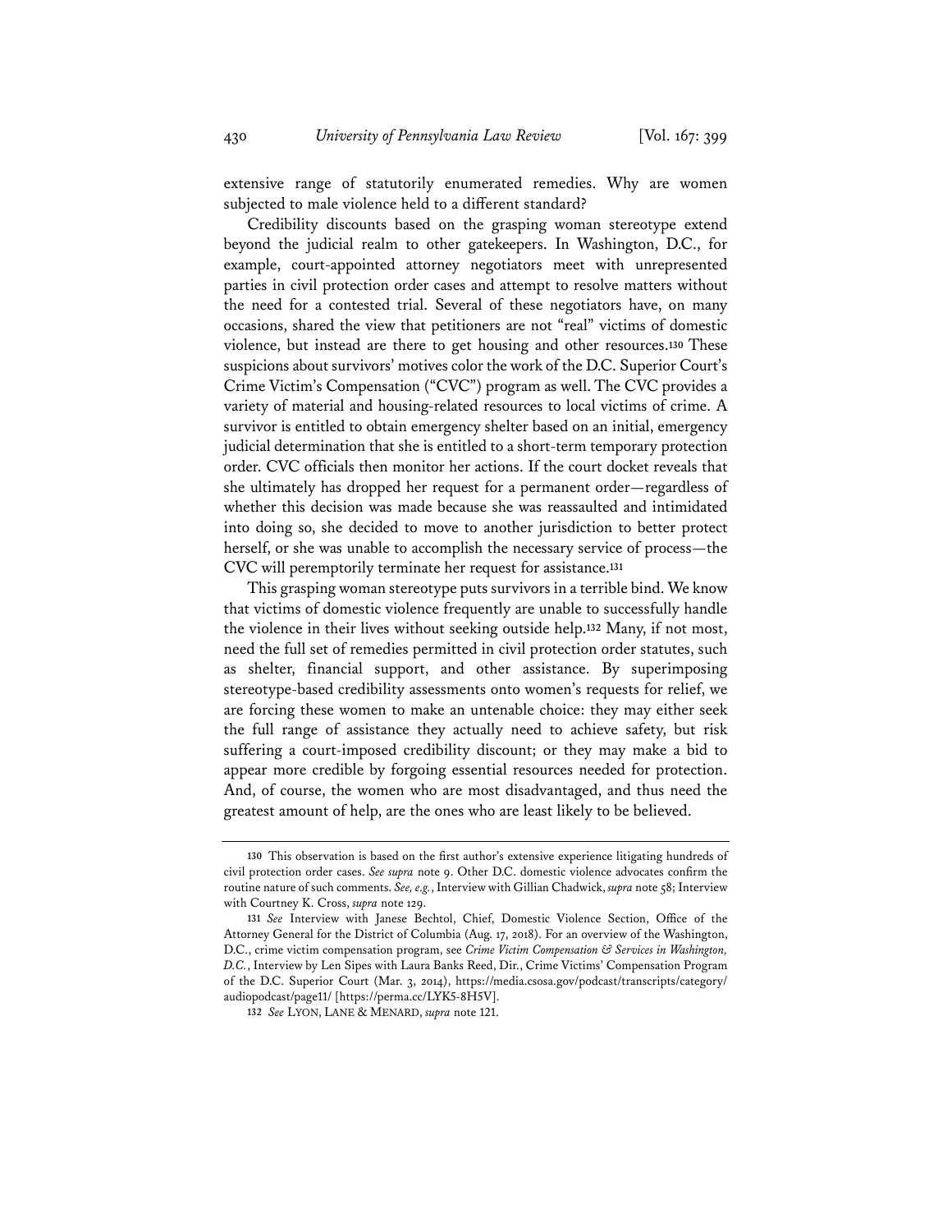extensive range of statutorily enumerated remedies. Why are women subjected to male violence held to a different standard?

Credibility discounts based on the grasping woman stereotype extend beyond the judicial realm to other gatekeepers. In Washington, D.C., for example, court-appointed attorney negotiators meet with unrepresented parties in civil protection order cases and attempt to resolve matters without the need for a contested trial. Several of these negotiators have, on many occasions, shared the view that petitioners are not "real" victims of domestic violence, but instead are there to get housing and other resources.[130] These suspicions about survivors' motives color the work of the D.C. Superior Court's Crime Victim's Compensation ("CVC") program as well. The CVC provides a variety of material and housing-related resources to local victims of crime. A survivor is entitled to obtain emergency shelter based on an initial, emergency judicial determination that she is entitled to a short-term temporary protection order. CVC officials then monitor her actions. If the court docket reveals that she ultimately has dropped her request for a permanent order—regardless of whether this decision was made because she was reassaulted and intimidated into doing so, she decided to move to another jurisdiction to better protect herself, or she was unable to accomplish the necessary service of process—the CVC will peremptorily terminate her request for assistance.[131]

This grasping woman stereotype puts survivors in a terrible bind. We know that victims of domestic violence frequently are unable to successfully handle the violence in their lives without seeking outside help.[132] Many, if not most, need the full set of remedies permitted in civil protection order statutes, such as shelter, financial support, and other assistance. By superimposing stereotype-based credibility assessments onto women's requests for relief, we are forcing these women to make an untenable choice: they may either seek the full range of assistance they actually need to achieve safety, but risk suffering a court-imposed credibility discount; or they may make a bid to appear more credible by forgoing essential resources needed for protection. And, of course, the women who are most disadvantaged, and thus need the greatest amount of help, are the ones who are least likely to be believed.

---

[130] This observation is based on the first author's extensive experience litigating hundreds of civil protection order cases. *See supra* note 9. Other D.C. domestic violence advocates confirm the routine nature of such comments. *See, e.g.*, Interview with Gillian Chadwick, *supra* note 58; Interview with Courtney K. Cross, *supra* note 129.

[131] *See* Interview with Janese Bechtol, Chief, Domestic Violence Section, Office of the Attorney General for the District of Columbia (Aug. 17, 2018). For an overview of the Washington, D.C., crime victim compensation program, see *Crime Victim Compensation & Services in Washington, D.C.*, Interview by Len Sipes with Laura Banks Reed, Dir., Crime Victims' Compensation Program of the D.C. Superior Court (Mar. 3, 2014), https://media.csosa.gov/podcast/transcripts/category/audiopodcast/page11/ [https://perma.cc/LYK5-8H5V].

[132] *See* LYON, LANE & MENARD, *supra* note 121.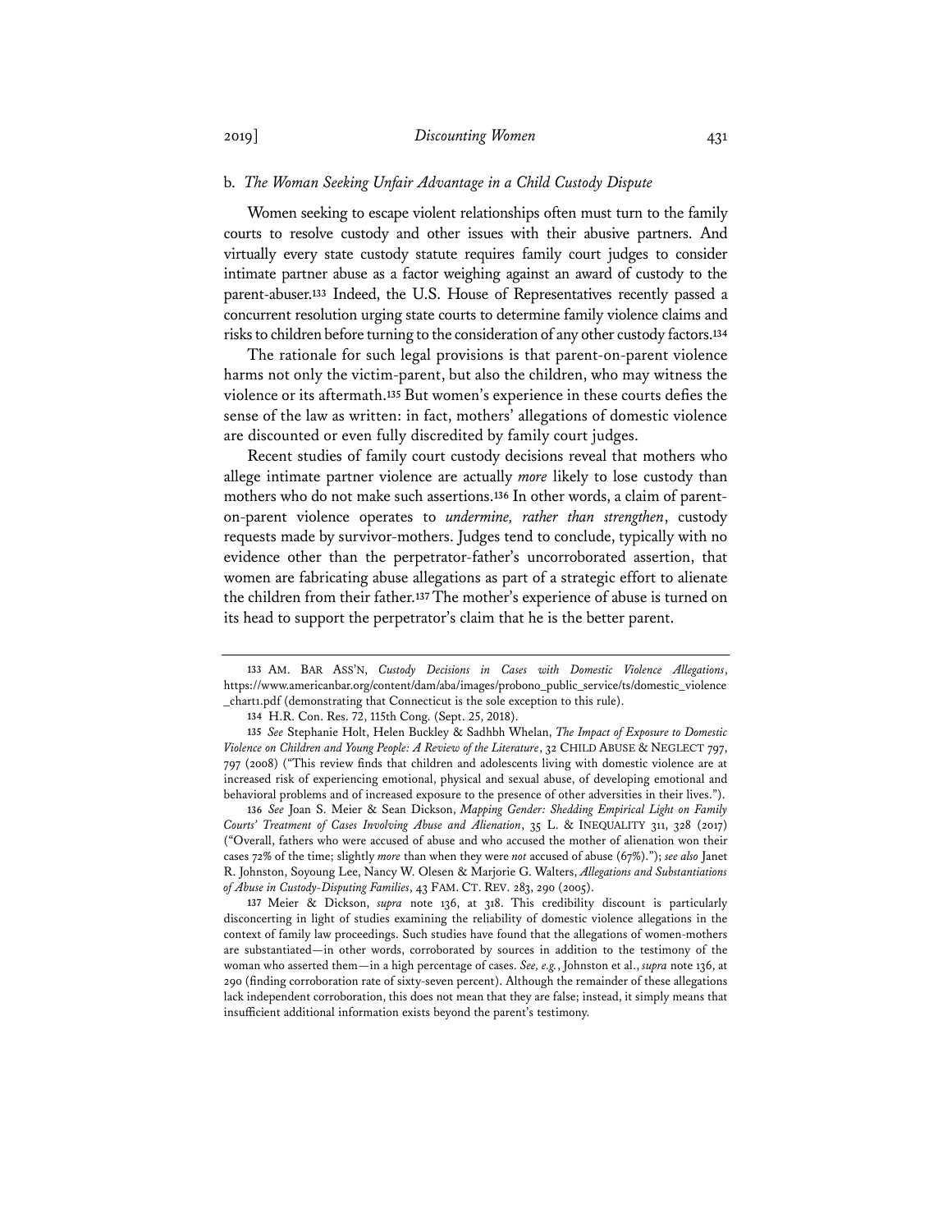### b. *The Woman Seeking Unfair Advantage in a Child Custody Dispute*

Women seeking to escape violent relationships often must turn to the family courts to resolve custody and other issues with their abusive partners. And virtually every state custody statute requires family court judges to consider intimate partner abuse as a factor weighing against an award of custody to the parent-abuser.[133] Indeed, the U.S. House of Representatives recently passed a concurrent resolution urging state courts to determine family violence claims and risks to children before turning to the consideration of any other custody factors.[134]

The rationale for such legal provisions is that parent-on-parent violence harms not only the victim-parent, but also the children, who may witness the violence or its aftermath.[135] But women's experience in these courts defies the sense of the law as written: in fact, mothers' allegations of domestic violence are discounted or even fully discredited by family court judges.

Recent studies of family court custody decisions reveal that mothers who allege intimate partner violence are actually *more* likely to lose custody than mothers who do not make such assertions.[136] In other words, a claim of parent-on-parent violence operates to *undermine, rather than strengthen*, custody requests made by survivor-mothers. Judges tend to conclude, typically with no evidence other than the perpetrator-father's uncorroborated assertion, that women are fabricating abuse allegations as part of a strategic effort to alienate the children from their father.[137] The mother's experience of abuse is turned on its head to support the perpetrator's claim that he is the better parent.

---

133 AM. BAR ASS'N, *Custody Decisions in Cases with Domestic Violence Allegations*, https://www.americanbar.org/content/dam/aba/images/probono_public_service/ts/domestic_violence_chart1.pdf (demonstrating that Connecticut is the sole exception to this rule).

134 H.R. Con. Res. 72, 115th Cong. (Sept. 25, 2018).

135 *See* Stephanie Holt, Helen Buckley & Sadhbh Whelan, *The Impact of Exposure to Domestic Violence on Children and Young People: A Review of the Literature*, 32 CHILD ABUSE & NEGLECT 797, 797 (2008) ("This review finds that children and adolescents living with domestic violence are at increased risk of experiencing emotional, physical and sexual abuse, of developing emotional and behavioral problems and of increased exposure to the presence of other adversities in their lives.").

136 *See* Joan S. Meier & Sean Dickson, *Mapping Gender: Shedding Empirical Light on Family Courts' Treatment of Cases Involving Abuse and Alienation*, 35 L. & INEQUALITY 311, 328 (2017) ("Overall, fathers who were accused of abuse and who accused the mother of alienation won their cases 72% of the time; slightly *more* than when they were *not* accused of abuse (67%)."); *see also* Janet R. Johnston, Soyoung Lee, Nancy W. Olesen & Marjorie G. Walters, *Allegations and Substantiations of Abuse in Custody-Disputing Families*, 43 FAM. CT. REV. 283, 290 (2005).

137 Meier & Dickson, *supra* note 136, at 318. This credibility discount is particularly disconcerting in light of studies examining the reliability of domestic violence allegations in the context of family law proceedings. Such studies have found that the allegations of women-mothers are substantiated—in other words, corroborated by sources in addition to the testimony of the woman who asserted them—in a high percentage of cases. *See, e.g.*, Johnston et al., *supra* note 136, at 290 (finding corroboration rate of sixty-seven percent). Although the remainder of these allegations lack independent corroboration, this does not mean that they are false; instead, it simply means that insufficient additional information exists beyond the parent's testimony.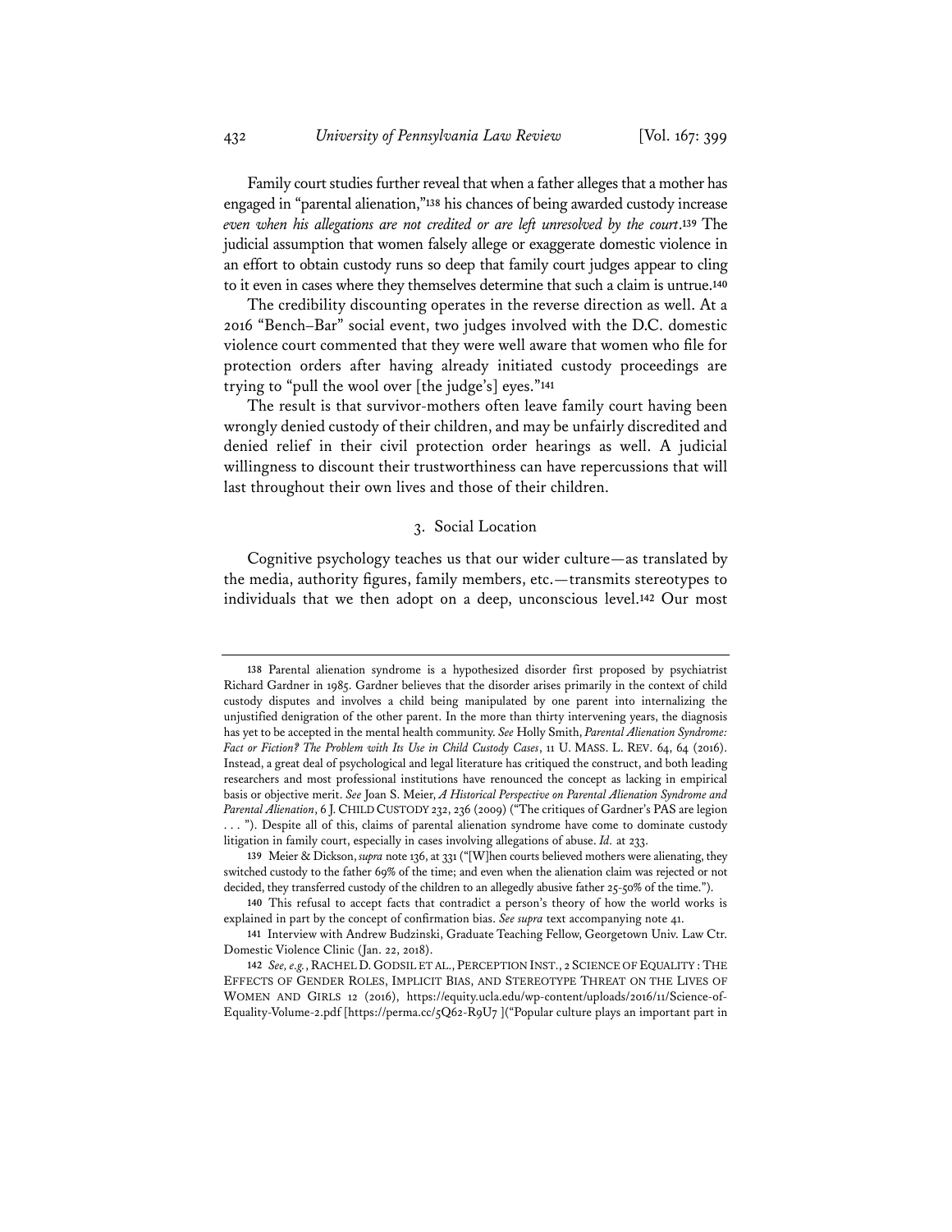Family court studies further reveal that when a father alleges that a mother has engaged in "parental alienation,"[138] his chances of being awarded custody increase *even when his allegations are not credited or are left unresolved by the court*.[139] The judicial assumption that women falsely allege or exaggerate domestic violence in an effort to obtain custody runs so deep that family court judges appear to cling to it even in cases where they themselves determine that such a claim is untrue.[140]

The credibility discounting operates in the reverse direction as well. At a 2016 "Bench–Bar" social event, two judges involved with the D.C. domestic violence court commented that they were well aware that women who file for protection orders after having already initiated custody proceedings are trying to "pull the wool over [the judge's] eyes."[141]

The result is that survivor-mothers often leave family court having been wrongly denied custody of their children, and may be unfairly discredited and denied relief in their civil protection order hearings as well. A judicial willingness to discount their trustworthiness can have repercussions that will last throughout their own lives and those of their children.

### 3. Social Location

Cognitive psychology teaches us that our wider culture—as translated by the media, authority figures, family members, etc.—transmits stereotypes to individuals that we then adopt on a deep, unconscious level.[142] Our most

---

[138] Parental alienation syndrome is a hypothesized disorder first proposed by psychiatrist Richard Gardner in 1985. Gardner believes that the disorder arises primarily in the context of child custody disputes and involves a child being manipulated by one parent into internalizing the unjustified denigration of the other parent. In the more than thirty intervening years, the diagnosis has yet to be accepted in the mental health community. *See* Holly Smith, *Parental Alienation Syndrome: Fact or Fiction? The Problem with Its Use in Child Custody Cases*, 11 U. MASS. L. REV. 64, 64 (2016). Instead, a great deal of psychological and legal literature has critiqued the construct, and both leading researchers and most professional institutions have renounced the concept as lacking in empirical basis or objective merit. *See* Joan S. Meier, *A Historical Perspective on Parental Alienation Syndrome and Parental Alienation*, 6 J. CHILD CUSTODY 232, 236 (2009) ("The critiques of Gardner's PAS are legion . . . "). Despite all of this, claims of parental alienation syndrome have come to dominate custody litigation in family court, especially in cases involving allegations of abuse. *Id.* at 233.

[139] Meier & Dickson, *supra* note 136, at 331 ("[W]hen courts believed mothers were alienating, they switched custody to the father 69% of the time; and even when the alienation claim was rejected or not decided, they transferred custody of the children to an allegedly abusive father 25-50% of the time.").

[140] This refusal to accept facts that contradict a person's theory of how the world works is explained in part by the concept of confirmation bias. *See supra* text accompanying note 41.

[141] Interview with Andrew Budzinski, Graduate Teaching Fellow, Georgetown Univ. Law Ctr. Domestic Violence Clinic (Jan. 22, 2018).

[142] *See, e.g.*, RACHEL D. GODSIL ET AL., PERCEPTION INST., 2 SCIENCE OF EQUALITY: THE EFFECTS OF GENDER ROLES, IMPLICIT BIAS, AND STEREOTYPE THREAT ON THE LIVES OF WOMEN AND GIRLS 12 (2016), https://equity.ucla.edu/wp-content/uploads/2016/11/Science-of-Equality-Volume-2.pdf [https://perma.cc/5Q62-R9U7] ("Popular culture plays an important part in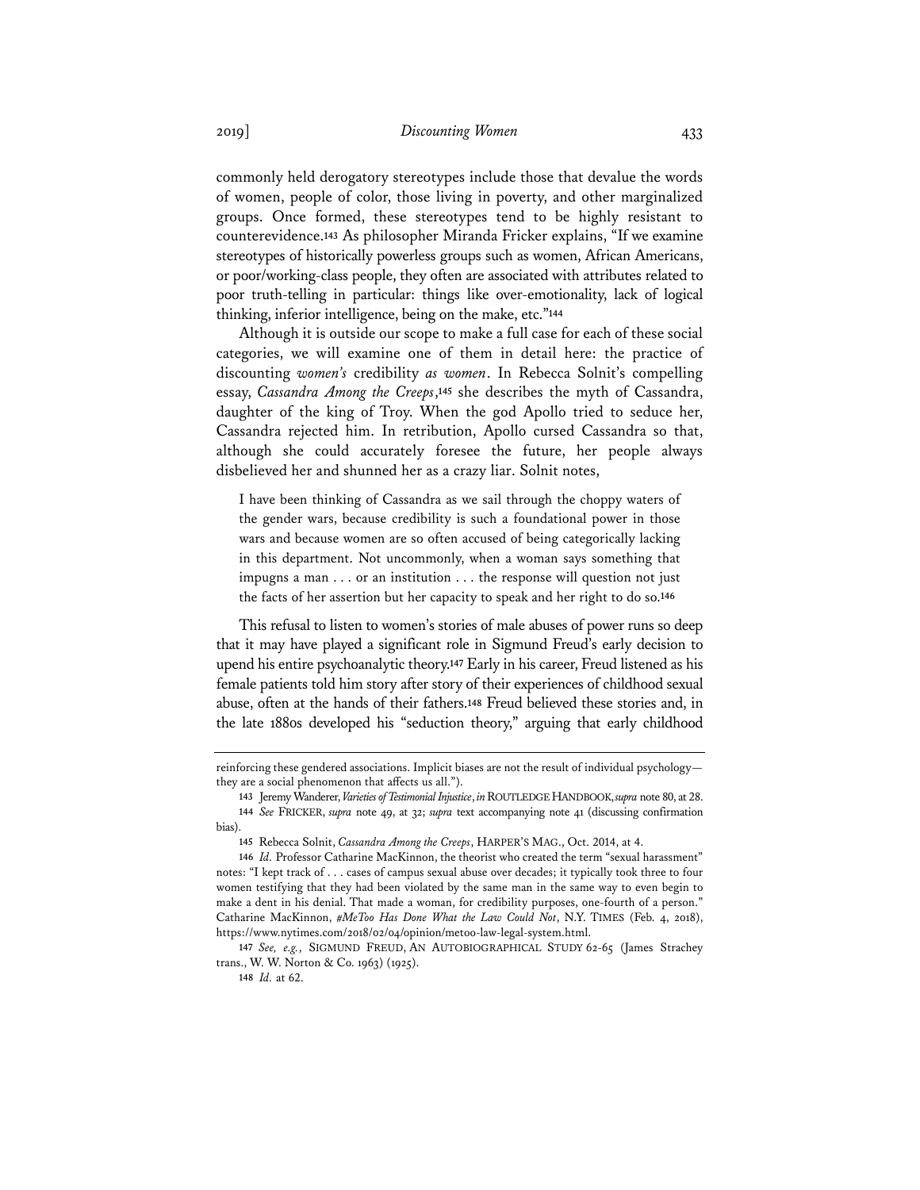commonly held derogatory stereotypes include those that devalue the words of women, people of color, those living in poverty, and other marginalized groups. Once formed, these stereotypes tend to be highly resistant to counterevidence.[143] As philosopher Miranda Fricker explains, "If we examine stereotypes of historically powerless groups such as women, African Americans, or poor/working-class people, they often are associated with attributes related to poor truth-telling in particular: things like over-emotionality, lack of logical thinking, inferior intelligence, being on the make, etc."[144]

Although it is outside our scope to make a full case for each of these social categories, we will examine one of them in detail here: the practice of discounting *women's* credibility *as women*. In Rebecca Solnit's compelling essay, *Cassandra Among the Creeps*,[145] she describes the myth of Cassandra, daughter of the king of Troy. When the god Apollo tried to seduce her, Cassandra rejected him. In retribution, Apollo cursed Cassandra so that, although she could accurately foresee the future, her people always disbelieved her and shunned her as a crazy liar. Solnit notes,

> I have been thinking of Cassandra as we sail through the choppy waters of the gender wars, because credibility is such a foundational power in those wars and because women are so often accused of being categorically lacking in this department. Not uncommonly, when a woman says something that impugns a man . . . or an institution . . . the response will question not just the facts of her assertion but her capacity to speak and her right to do so.[146]

This refusal to listen to women's stories of male abuses of power runs so deep that it may have played a significant role in Sigmund Freud's early decision to upend his entire psychoanalytic theory.[147] Early in his career, Freud listened as his female patients told him story after story of their experiences of childhood sexual abuse, often at the hands of their fathers.[148] Freud believed these stories and, in the late 1880s developed his "seduction theory," arguing that early childhood

---

reinforcing these gendered associations. Implicit biases are not the result of individual psychology—they are a social phenomenon that affects us all.").

143 Jeremy Wanderer, *Varieties of Testimonial Injustice*, *in* ROUTLEDGE HANDBOOK, *supra* note 80, at 28.

144 *See* FRICKER, *supra* note 49, at 32; *supra* text accompanying note 41 (discussing confirmation bias).

145 Rebecca Solnit, *Cassandra Among the Creeps*, HARPER'S MAG., Oct. 2014, at 4.

146 *Id.* Professor Catharine MacKinnon, the theorist who created the term "sexual harassment" notes: "I kept track of . . . cases of campus sexual abuse over decades; it typically took three to four women testifying that they had been violated by the same man in the same way to even begin to make a dent in his denial. That made a woman, for credibility purposes, one-fourth of a person." Catharine MacKinnon, *#MeToo Has Done What the Law Could Not*, N.Y. TIMES (Feb. 4, 2018), https://www.nytimes.com/2018/02/04/opinion/metoo-law-legal-system.html.

147 *See, e.g.*, SIGMUND FREUD, AN AUTOBIOGRAPHICAL STUDY 62-65 (James Strachey trans., W. W. Norton & Co. 1963) (1925).

148 *Id.* at 62.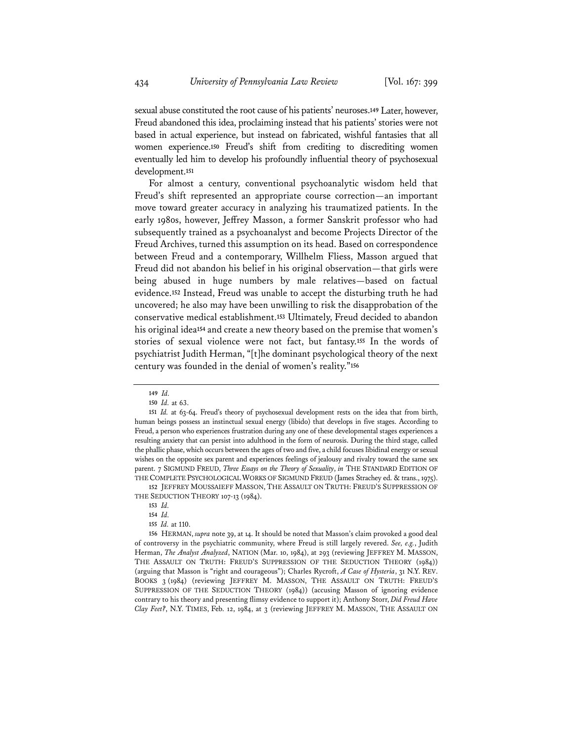sexual abuse constituted the root cause of his patients' neuroses.[149] Later, however, Freud abandoned this idea, proclaiming instead that his patients' stories were not based in actual experience, but instead on fabricated, wishful fantasies that all women experience.[150] Freud's shift from crediting to discrediting women eventually led him to develop his profoundly influential theory of psychosexual development.[151]

For almost a century, conventional psychoanalytic wisdom held that Freud's shift represented an appropriate course correction—an important move toward greater accuracy in analyzing his traumatized patients. In the early 1980s, however, Jeffrey Masson, a former Sanskrit professor who had subsequently trained as a psychoanalyst and become Projects Director of the Freud Archives, turned this assumption on its head. Based on correspondence between Freud and a contemporary, Willhelm Fliess, Masson argued that Freud did not abandon his belief in his original observation—that girls were being abused in huge numbers by male relatives—based on factual evidence.[152] Instead, Freud was unable to accept the disturbing truth he had uncovered; he also may have been unwilling to risk the disapprobation of the conservative medical establishment.[153] Ultimately, Freud decided to abandon his original idea[154] and create a new theory based on the premise that women's stories of sexual violence were not fact, but fantasy.[155] In the words of psychiatrist Judith Herman, "[t]he dominant psychological theory of the next century was founded in the denial of women's reality."[156]

---

149 *Id.*

150 *Id.* at 63.

151 *Id.* at 63-64. Freud's theory of psychosexual development rests on the idea that from birth, human beings possess an instinctual sexual energy (libido) that develops in five stages. According to Freud, a person who experiences frustration during any one of these developmental stages experiences a resulting anxiety that can persist into adulthood in the form of neurosis. During the third stage, called the phallic phase, which occurs between the ages of two and five, a child focuses libidinal energy or sexual wishes on the opposite sex parent and experiences feelings of jealousy and rivalry toward the same sex parent. 7 SIGMUND FREUD, *Three Essays on the Theory of Sexuality*, *in* THE STANDARD EDITION OF THE COMPLETE PSYCHOLOGICAL WORKS OF SIGMUND FREUD (James Strachey ed. & trans., 1975).

152 JEFFREY MOUSSAIEFF MASSON, THE ASSAULT ON TRUTH: FREUD'S SUPPRESSION OF THE SEDUCTION THEORY 107-13 (1984).

153 *Id.*

154 *Id.*

155 *Id.* at 110.

156 HERMAN, *supra* note 39, at 14. It should be noted that Masson's claim provoked a good deal of controversy in the psychiatric community, where Freud is still largely revered. *See, e.g.*, Judith Herman, *The Analyst Analyzed*, NATION (Mar. 10, 1984), at 293 (reviewing JEFFREY M. MASSON, THE ASSAULT ON TRUTH: FREUD'S SUPPRESSION OF THE SEDUCTION THEORY (1984)) (arguing that Masson is "right and courageous"); Charles Rycroft, *A Case of Hysteria*, 31 N.Y. REV. BOOKS 3 (1984) (reviewing JEFFREY M. MASSON, THE ASSAULT ON TRUTH: FREUD'S SUPPRESSION OF THE SEDUCTION THEORY (1984)) (accusing Masson of ignoring evidence contrary to his theory and presenting flimsy evidence to support it); Anthony Storr, *Did Freud Have Clay Feet?*, N.Y. TIMES, Feb. 12, 1984, at 3 (reviewing JEFFREY M. MASSON, THE ASSAULT ON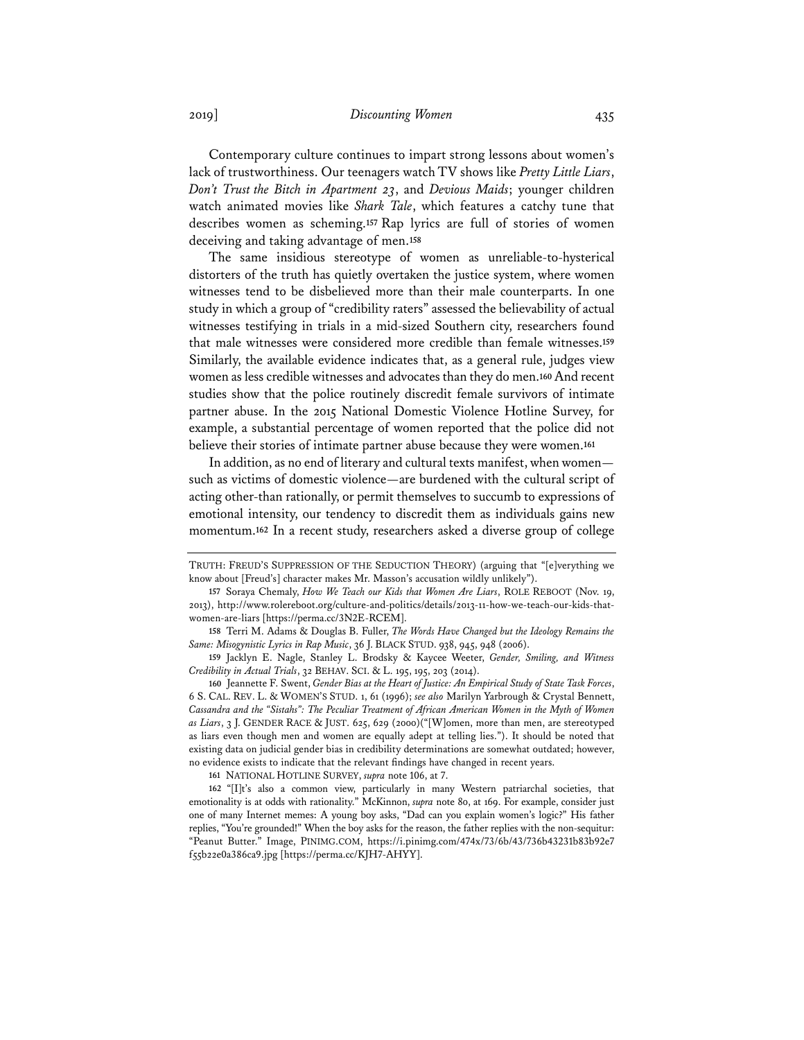Contemporary culture continues to impart strong lessons about women's lack of trustworthiness. Our teenagers watch TV shows like *Pretty Little Liars*, *Don't Trust the Bitch in Apartment 23*, and *Devious Maids*; younger children watch animated movies like *Shark Tale*, which features a catchy tune that describes women as scheming.[157] Rap lyrics are full of stories of women deceiving and taking advantage of men.[158]

The same insidious stereotype of women as unreliable-to-hysterical distorters of the truth has quietly overtaken the justice system, where women witnesses tend to be disbelieved more than their male counterparts. In one study in which a group of "credibility raters" assessed the believability of actual witnesses testifying in trials in a mid-sized Southern city, researchers found that male witnesses were considered more credible than female witnesses.[159] Similarly, the available evidence indicates that, as a general rule, judges view women as less credible witnesses and advocates than they do men.[160] And recent studies show that the police routinely discredit female survivors of intimate partner abuse. In the 2015 National Domestic Violence Hotline Survey, for example, a substantial percentage of women reported that the police did not believe their stories of intimate partner abuse because they were women.[161]

In addition, as no end of literary and cultural texts manifest, when women—such as victims of domestic violence—are burdened with the cultural script of acting other-than rationally, or permit themselves to succumb to expressions of emotional intensity, our tendency to discredit them as individuals gains new momentum.[162] In a recent study, researchers asked a diverse group of college

---

TRUTH: FREUD'S SUPPRESSION OF THE SEDUCTION THEORY) (arguing that "[e]verything we know about [Freud's] character makes Mr. Masson's accusation wildly unlikely").

157 Soraya Chemaly, *How We Teach our Kids that Women Are Liars*, ROLE REBOOT (Nov. 19, 2013), http://www.rolereboot.org/culture-and-politics/details/2013-11-how-we-teach-our-kids-that-women-are-liars [https://perma.cc/3N2E-RCEM].

158 Terri M. Adams & Douglas B. Fuller, *The Words Have Changed but the Ideology Remains the Same: Misogynistic Lyrics in Rap Music*, 36 J. BLACK STUD. 938, 945, 948 (2006).

159 Jacklyn E. Nagle, Stanley L. Brodsky & Kaycee Weeter, *Gender, Smiling, and Witness Credibility in Actual Trials*, 32 BEHAV. SCI. & L. 195, 195, 203 (2014).

160 Jeannette F. Swent, *Gender Bias at the Heart of Justice: An Empirical Study of State Task Forces*, 6 S. CAL. REV. L. & WOMEN'S STUD. 1, 61 (1996); *see also* Marilyn Yarbrough & Crystal Bennett, *Cassandra and the "Sistahs": The Peculiar Treatment of African American Women in the Myth of Women as Liars*, 3 J. GENDER RACE & JUST. 625, 629 (2000)("[W]omen, more than men, are stereotyped as liars even though men and women are equally adept at telling lies."). It should be noted that existing data on judicial gender bias in credibility determinations are somewhat outdated; however, no evidence exists to indicate that the relevant findings have changed in recent years.

161 NATIONAL HOTLINE SURVEY, *supra* note 106, at 7.

162 "[I]t's also a common view, particularly in many Western patriarchal societies, that emotionality is at odds with rationality." McKinnon, *supra* note 80, at 169. For example, consider just one of many Internet memes: A young boy asks, "Dad can you explain women's logic?" His father replies, "You're grounded!" When the boy asks for the reason, the father replies with the non-sequitur: "Peanut Butter." Image, PINIMG.COM, https://i.pinimg.com/474x/73/6b/43/736b43231b83b92e7f55b22e0a386ca9.jpg [https://perma.cc/KJH7-AHYY].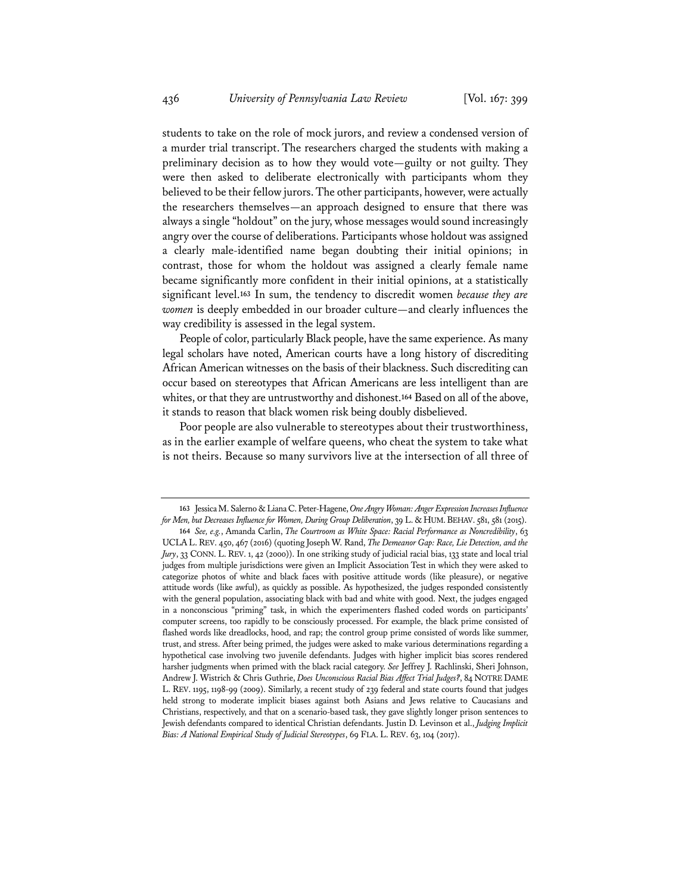students to take on the role of mock jurors, and review a condensed version of a murder trial transcript. The researchers charged the students with making a preliminary decision as to how they would vote—guilty or not guilty. They were then asked to deliberate electronically with participants whom they believed to be their fellow jurors. The other participants, however, were actually the researchers themselves—an approach designed to ensure that there was always a single "holdout" on the jury, whose messages would sound increasingly angry over the course of deliberations. Participants whose holdout was assigned a clearly male-identified name began doubting their initial opinions; in contrast, those for whom the holdout was assigned a clearly female name became significantly more confident in their initial opinions, at a statistically significant level.[163] In sum, the tendency to discredit women *because they are women* is deeply embedded in our broader culture—and clearly influences the way credibility is assessed in the legal system.

People of color, particularly Black people, have the same experience. As many legal scholars have noted, American courts have a long history of discrediting African American witnesses on the basis of their blackness. Such discrediting can occur based on stereotypes that African Americans are less intelligent than are whites, or that they are untrustworthy and dishonest.[164] Based on all of the above, it stands to reason that black women risk being doubly disbelieved.

Poor people are also vulnerable to stereotypes about their trustworthiness, as in the earlier example of welfare queens, who cheat the system to take what is not theirs. Because so many survivors live at the intersection of all three of

---

163 Jessica M. Salerno & Liana C. Peter-Hagene, *One Angry Woman: Anger Expression Increases Influence for Men, but Decreases Influence for Women, During Group Deliberation*, 39 L. & HUM. BEHAV. 581, 581 (2015).

164 *See, e.g.*, Amanda Carlin, *The Courtroom as White Space: Racial Performance as Noncredibility*, 63 UCLA L. REV. 450, 467 (2016) (quoting Joseph W. Rand, *The Demeanor Gap: Race, Lie Detection, and the Jury*, 33 CONN. L. REV. 1, 42 (2000)). In one striking study of judicial racial bias, 133 state and local trial judges from multiple jurisdictions were given an Implicit Association Test in which they were asked to categorize photos of white and black faces with positive attitude words (like pleasure), or negative attitude words (like awful), as quickly as possible. As hypothesized, the judges responded consistently with the general population, associating black with bad and white with good. Next, the judges engaged in a nonconscious "priming" task, in which the experimenters flashed coded words on participants' computer screens, too rapidly to be consciously processed. For example, the black prime consisted of flashed words like dreadlocks, hood, and rap; the control group prime consisted of words like summer, trust, and stress. After being primed, the judges were asked to make various determinations regarding a hypothetical case involving two juvenile defendants. Judges with higher implicit bias scores rendered harsher judgments when primed with the black racial category. *See* Jeffrey J. Rachlinski, Sheri Johnson, Andrew J. Wistrich & Chris Guthrie, *Does Unconscious Racial Bias Affect Trial Judges?*, 84 NOTRE DAME L. REV. 1195, 1198-99 (2009). Similarly, a recent study of 239 federal and state courts found that judges held strong to moderate implicit biases against both Asians and Jews relative to Caucasians and Christians, respectively, and that on a scenario-based task, they gave slightly longer prison sentences to Jewish defendants compared to identical Christian defendants. Justin D. Levinson et al., *Judging Implicit Bias: A National Empirical Study of Judicial Stereotypes*, 69 FLA. L. REV. 63, 104 (2017).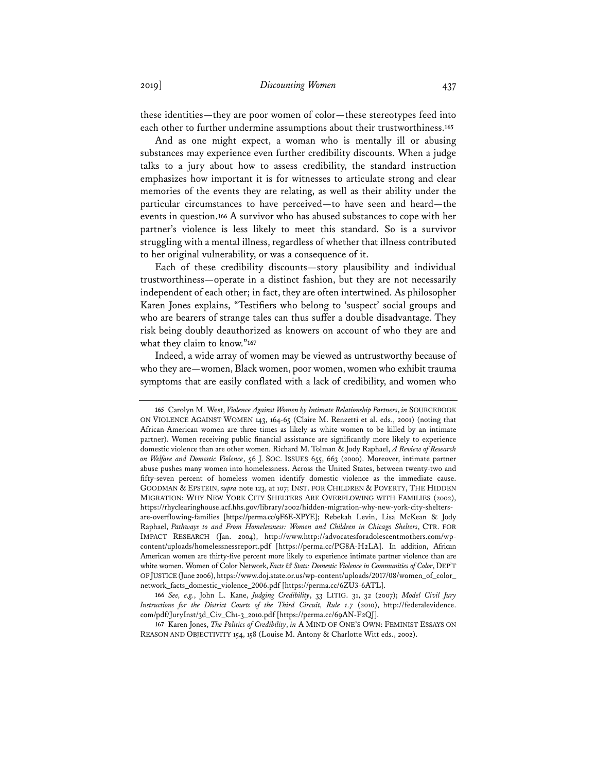these identities—they are poor women of color—these stereotypes feed into each other to further undermine assumptions about their trustworthiness.[165]

And as one might expect, a woman who is mentally ill or abusing substances may experience even further credibility discounts. When a judge talks to a jury about how to assess credibility, the standard instruction emphasizes how important it is for witnesses to articulate strong and clear memories of the events they are relating, as well as their ability under the particular circumstances to have perceived—to have seen and heard—the events in question.[166] A survivor who has abused substances to cope with her partner's violence is less likely to meet this standard. So is a survivor struggling with a mental illness, regardless of whether that illness contributed to her original vulnerability, or was a consequence of it.

Each of these credibility discounts—story plausibility and individual trustworthiness—operate in a distinct fashion, but they are not necessarily independent of each other; in fact, they are often intertwined. As philosopher Karen Jones explains, "Testifiers who belong to 'suspect' social groups and who are bearers of strange tales can thus suffer a double disadvantage. They risk being doubly deauthorized as knowers on account of who they are and what they claim to know."[167]

Indeed, a wide array of women may be viewed as untrustworthy because of who they are—women, Black women, poor women, women who exhibit trauma symptoms that are easily conflated with a lack of credibility, and women who

---

[165] Carolyn M. West, *Violence Against Women by Intimate Relationship Partners*, *in* SOURCEBOOK ON VIOLENCE AGAINST WOMEN 143, 164-65 (Claire M. Renzetti et al. eds., 2001) (noting that African-American women are three times as likely as white women to be killed by an intimate partner). Women receiving public financial assistance are significantly more likely to experience domestic violence than are other women. Richard M. Tolman & Jody Raphael, *A Review of Research on Welfare and Domestic Violence*, 56 J. SOC. ISSUES 655, 663 (2000). Moreover, intimate partner abuse pushes many women into homelessness. Across the United States, between twenty-two and fifty-seven percent of homeless women identify domestic violence as the immediate cause. GOODMAN & EPSTEIN, *supra* note 123, at 107; INST. FOR CHILDREN & POVERTY, THE HIDDEN MIGRATION: WHY NEW YORK CITY SHELTERS ARE OVERFLOWING WITH FAMILIES (2002), https://rhyclearinghouse.acf.hhs.gov/library/2002/hidden-migration-why-new-york-city-shelters-are-overflowing-families [https://perma.cc/9F6E-XPYE]; Rebekah Levin, Lisa McKean & Jody Raphael, *Pathways to and From Homelessness: Women and Children in Chicago Shelters*, CTR. FOR IMPACT RESEARCH (Jan. 2004), http://www.http://advocatesforadolescentmothers.com/wp-content/uploads/homelessnessreport.pdf [https://perma.cc/PG8A-H2LA]. In addition, African American women are thirty-five percent more likely to experience intimate partner violence than are white women. Women of Color Network, *Facts & Stats: Domestic Violence in Communities of Color*, DEP'T OF JUSTICE (June 2006), https://www.doj.state.or.us/wp-content/uploads/2017/08/women_of_color_network_facts_domestic_violence_2006.pdf [https://perma.cc/6ZU3-6ATL].

[166] *See, e.g.*, John L. Kane, *Judging Credibility*, 33 LITIG. 31, 32 (2007); *Model Civil Jury Instructions for the District Courts of the Third Circuit, Rule 1.7* (2010), http://federalevidence.com/pdf/JuryInst/3d_Civ_Ch1-3_2010.pdf [https://perma.cc/69AN-F2QJ].

[167] Karen Jones, *The Politics of Credibility*, *in* A MIND OF ONE'S OWN: FEMINIST ESSAYS ON REASON AND OBJECTIVITY 154, 158 (Louise M. Antony & Charlotte Witt eds., 2002).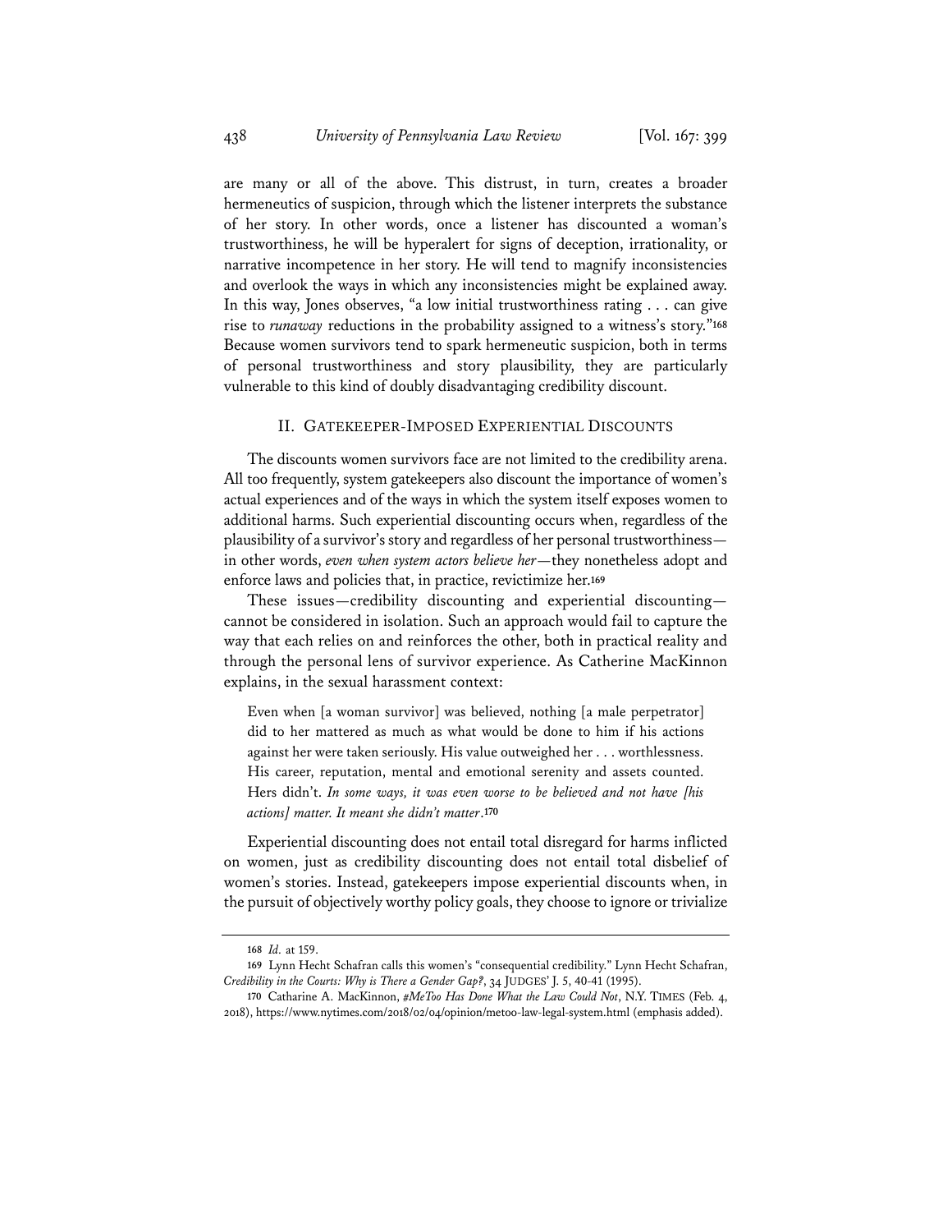are many or all of the above. This distrust, in turn, creates a broader hermeneutics of suspicion, through which the listener interprets the substance of her story. In other words, once a listener has discounted a woman's trustworthiness, he will be hyperalert for signs of deception, irrationality, or narrative incompetence in her story. He will tend to magnify inconsistencies and overlook the ways in which any inconsistencies might be explained away. In this way, Jones observes, "a low initial trustworthiness rating . . . can give rise to *runaway* reductions in the probability assigned to a witness's story."[168] Because women survivors tend to spark hermeneutic suspicion, both in terms of personal trustworthiness and story plausibility, they are particularly vulnerable to this kind of doubly disadvantaging credibility discount.

## II. GATEKEEPER-IMPOSED EXPERIENTIAL DISCOUNTS

The discounts women survivors face are not limited to the credibility arena. All too frequently, system gatekeepers also discount the importance of women's actual experiences and of the ways in which the system itself exposes women to additional harms. Such experiential discounting occurs when, regardless of the plausibility of a survivor's story and regardless of her personal trustworthiness—in other words, *even when system actors believe her*—they nonetheless adopt and enforce laws and policies that, in practice, revictimize her.[169]

These issues—credibility discounting and experiential discounting—cannot be considered in isolation. Such an approach would fail to capture the way that each relies on and reinforces the other, both in practical reality and through the personal lens of survivor experience. As Catherine MacKinnon explains, in the sexual harassment context:

> Even when [a woman survivor] was believed, nothing [a male perpetrator] did to her mattered as much as what would be done to him if his actions against her were taken seriously. His value outweighed her . . . worthlessness. His career, reputation, mental and emotional serenity and assets counted. Hers didn't. *In some ways, it was even worse to be believed and not have [his actions] matter. It meant she didn't matter*.[170]

Experiential discounting does not entail total disregard for harms inflicted on women, just as credibility discounting does not entail total disbelief of women's stories. Instead, gatekeepers impose experiential discounts when, in the pursuit of objectively worthy policy goals, they choose to ignore or trivialize

---

168 *Id.* at 159.

169 Lynn Hecht Schafran calls this women's "consequential credibility." Lynn Hecht Schafran, *Credibility in the Courts: Why is There a Gender Gap?*, 34 JUDGES' J. 5, 40-41 (1995).

170 Catharine A. MacKinnon, *#MeToo Has Done What the Law Could Not*, N.Y. TIMES (Feb. 4, 2018), https://www.nytimes.com/2018/02/04/opinion/metoo-law-legal-system.html (emphasis added).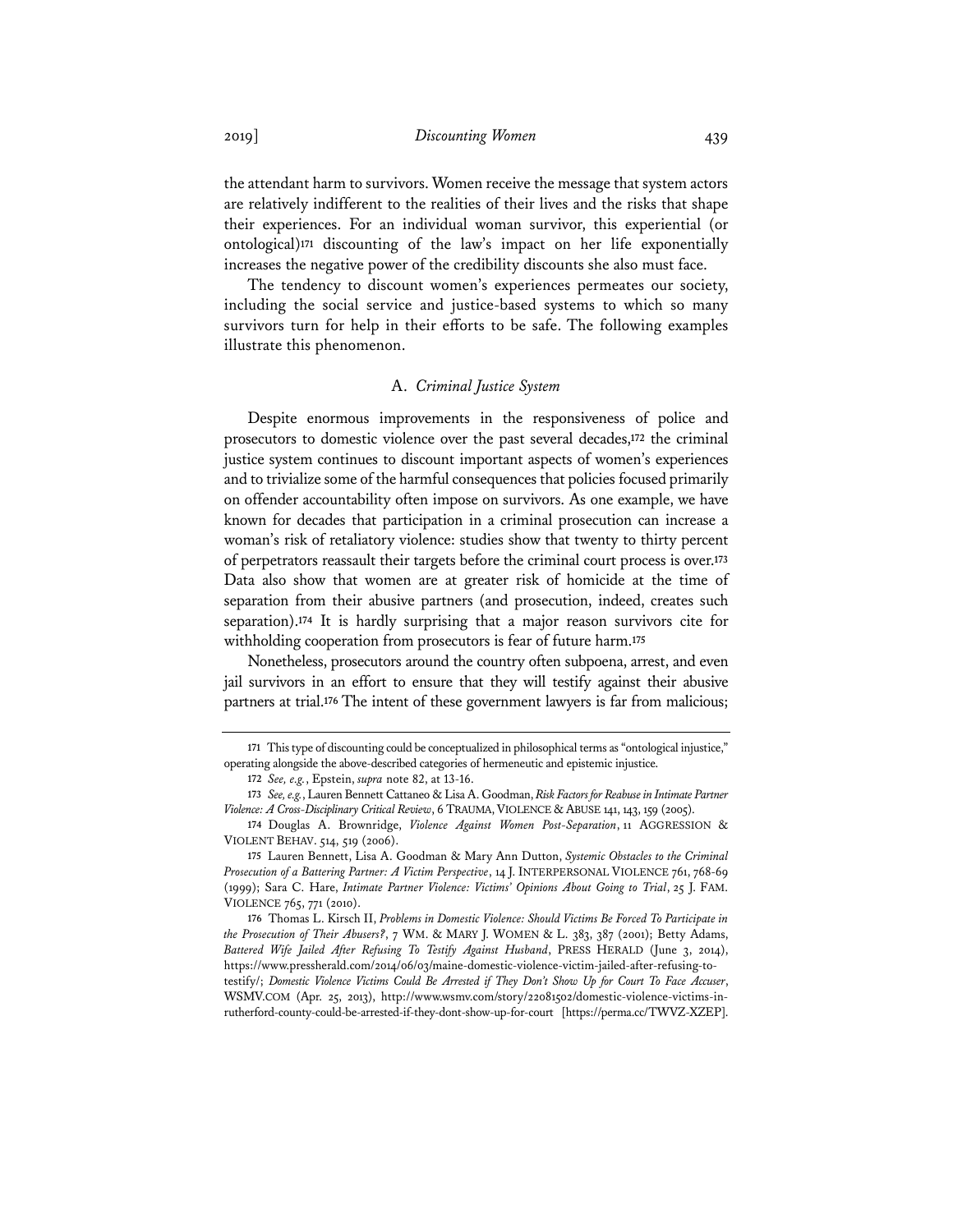the attendant harm to survivors. Women receive the message that system actors are relatively indifferent to the realities of their lives and the risks that shape their experiences. For an individual woman survivor, this experiential (or ontological)[171] discounting of the law's impact on her life exponentially increases the negative power of the credibility discounts she also must face.

The tendency to discount women's experiences permeates our society, including the social service and justice-based systems to which so many survivors turn for help in their efforts to be safe. The following examples illustrate this phenomenon.

### A. *Criminal Justice System*

Despite enormous improvements in the responsiveness of police and prosecutors to domestic violence over the past several decades,[172] the criminal justice system continues to discount important aspects of women's experiences and to trivialize some of the harmful consequences that policies focused primarily on offender accountability often impose on survivors. As one example, we have known for decades that participation in a criminal prosecution can increase a woman's risk of retaliatory violence: studies show that twenty to thirty percent of perpetrators reassault their targets before the criminal court process is over.[173] Data also show that women are at greater risk of homicide at the time of separation from their abusive partners (and prosecution, indeed, creates such separation).[174] It is hardly surprising that a major reason survivors cite for withholding cooperation from prosecutors is fear of future harm.[175]

Nonetheless, prosecutors around the country often subpoena, arrest, and even jail survivors in an effort to ensure that they will testify against their abusive partners at trial.[176] The intent of these government lawyers is far from malicious;

---

171 This type of discounting could be conceptualized in philosophical terms as "ontological injustice," operating alongside the above-described categories of hermeneutic and epistemic injustice.

172 *See, e.g.*, Epstein, *supra* note 82, at 13-16.

173 *See, e.g.*, Lauren Bennett Cattaneo & Lisa A. Goodman, *Risk Factors for Reabuse in Intimate Partner Violence: A Cross-Disciplinary Critical Review*, 6 TRAUMA, VIOLENCE & ABUSE 141, 143, 159 (2005).

174 Douglas A. Brownridge, *Violence Against Women Post-Separation*, 11 AGGRESSION & VIOLENT BEHAV. 514, 519 (2006).

175 Lauren Bennett, Lisa A. Goodman & Mary Ann Dutton, *Systemic Obstacles to the Criminal Prosecution of a Battering Partner: A Victim Perspective*, 14 J. INTERPERSONAL VIOLENCE 761, 768-69 (1999); Sara C. Hare, *Intimate Partner Violence: Victims' Opinions About Going to Trial*, 25 J. FAM. VIOLENCE 765, 771 (2010).

176 Thomas L. Kirsch II, *Problems in Domestic Violence: Should Victims Be Forced To Participate in the Prosecution of Their Abusers?*, 7 WM. & MARY J. WOMEN & L. 383, 387 (2001); Betty Adams, *Battered Wife Jailed After Refusing To Testify Against Husband*, PRESS HERALD (June 3, 2014), https://www.pressherald.com/2014/06/03/maine-domestic-violence-victim-jailed-after-refusing-to-testify/; *Domestic Violence Victims Could Be Arrested if They Don't Show Up for Court To Face Accuser*, WSMV.COM (Apr. 25, 2013), http://www.wsmv.com/story/22081502/domestic-violence-victims-in-rutherford-county-could-be-arrested-if-they-dont-show-up-for-court [https://perma.cc/TWVZ-XZEP].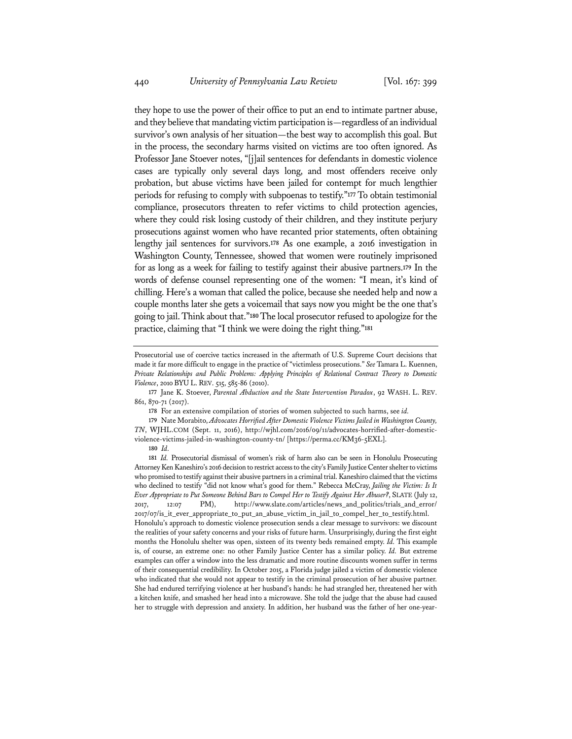they hope to use the power of their office to put an end to intimate partner abuse, and they believe that mandating victim participation is—regardless of an individual survivor's own analysis of her situation—the best way to accomplish this goal. But in the process, the secondary harms visited on victims are too often ignored. As Professor Jane Stoever notes, "[j]ail sentences for defendants in domestic violence cases are typically only several days long, and most offenders receive only probation, but abuse victims have been jailed for contempt for much lengthier periods for refusing to comply with subpoenas to testify."[177] To obtain testimonial compliance, prosecutors threaten to refer victims to child protection agencies, where they could risk losing custody of their children, and they institute perjury prosecutions against women who have recanted prior statements, often obtaining lengthy jail sentences for survivors.[178] As one example, a 2016 investigation in Washington County, Tennessee, showed that women were routinely imprisoned for as long as a week for failing to testify against their abusive partners.[179] In the words of defense counsel representing one of the women: "I mean, it's kind of chilling. Here's a woman that called the police, because she needed help and now a couple months later she gets a voicemail that says now you might be the one that's going to jail. Think about that."[180] The local prosecutor refused to apologize for the practice, claiming that "I think we were doing the right thing."[181]

---

Prosecutorial use of coercive tactics increased in the aftermath of U.S. Supreme Court decisions that made it far more difficult to engage in the practice of "victimless prosecutions." *See* Tamara L. Kuennen, *Private Relationships and Public Problems: Applying Principles of Relational Contract Theory to Domestic Violence*, 2010 BYU L. REV. 515, 585-86 (2010).

177 Jane K. Stoever, *Parental Abduction and the State Intervention Paradox*, 92 WASH. L. REV. 861, 870-71 (2017).

178 For an extensive compilation of stories of women subjected to such harms, see *id.*

179 Nate Morabito, *Advocates Horrified After Domestic Violence Victims Jailed in Washington County, TN*, WJHL.COM (Sept. 11, 2016), http://wjhl.com/2016/09/11/advocates-horrified-after-domestic-violence-victims-jailed-in-washington-county-tn/ [https://perma.cc/KM36-5EXL].

180 *Id.*

181 *Id.* Prosecutorial dismissal of women's risk of harm also can be seen in Honolulu Prosecuting Attorney Ken Kaneshiro's 2016 decision to restrict access to the city's Family Justice Center shelter to victims who promised to testify against their abusive partners in a criminal trial. Kaneshiro claimed that the victims who declined to testify "did not know what's good for them." Rebecca McCray, *Jailing the Victim: Is It Ever Appropriate to Put Someone Behind Bars to Compel Her to Testify Against Her Abuser?*, SLATE (July 12, 2017, 12:07 PM), http://www.slate.com/articles/news_and_politics/trials_and_error/2017/07/is_it_ever_appropriate_to_put_an_abuse_victim_in_jail_to_compel_her_to_testify.html. Honolulu's approach to domestic violence prosecution sends a clear message to survivors: we discount the realities of your safety concerns and your risks of future harm. Unsurprisingly, during the first eight months the Honolulu shelter was open, sixteen of its twenty beds remained empty. *Id.* This example is, of course, an extreme one: no other Family Justice Center has a similar policy. *Id.* But extreme examples can offer a window into the less dramatic and more routine discounts women suffer in terms of their consequential credibility. In October 2015, a Florida judge jailed a victim of domestic violence who indicated that she would not appear to testify in the criminal prosecution of her abusive partner. She had endured terrifying violence at her husband's hands: he had strangled her, threatened her with a kitchen knife, and smashed her head into a microwave. She told the judge that the abuse had caused her to struggle with depression and anxiety. In addition, her husband was the father of her one-year-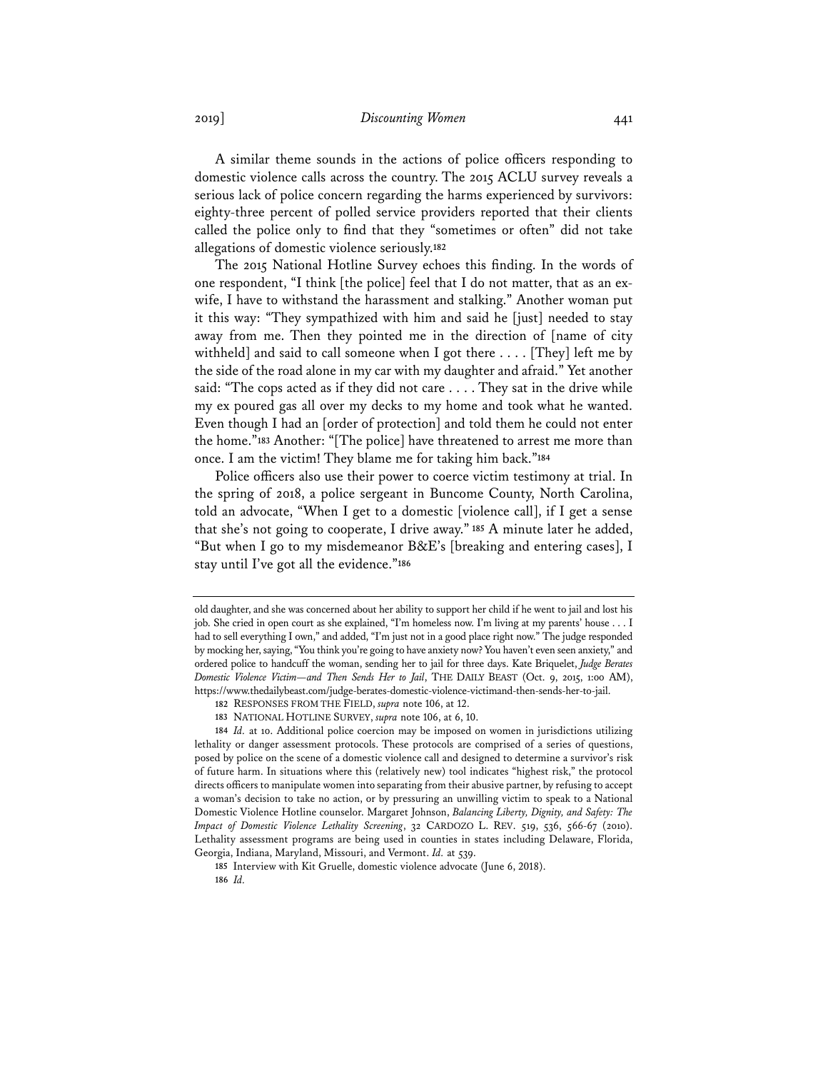A similar theme sounds in the actions of police officers responding to domestic violence calls across the country. The 2015 ACLU survey reveals a serious lack of police concern regarding the harms experienced by survivors: eighty-three percent of polled service providers reported that their clients called the police only to find that they "sometimes or often" did not take allegations of domestic violence seriously.[182]

The 2015 National Hotline Survey echoes this finding. In the words of one respondent, "I think [the police] feel that I do not matter, that as an ex-wife, I have to withstand the harassment and stalking." Another woman put it this way: "They sympathized with him and said he [just] needed to stay away from me. Then they pointed me in the direction of [name of city withheld] and said to call someone when I got there . . . . [They] left me by the side of the road alone in my car with my daughter and afraid." Yet another said: "The cops acted as if they did not care . . . . They sat in the drive while my ex poured gas all over my decks to my home and took what he wanted. Even though I had an [order of protection] and told them he could not enter the home."[183] Another: "[The police] have threatened to arrest me more than once. I am the victim! They blame me for taking him back."[184]

Police officers also use their power to coerce victim testimony at trial. In the spring of 2018, a police sergeant in Buncombe County, North Carolina, told an advocate, "When I get to a domestic [violence call], if I get a sense that she's not going to cooperate, I drive away."[185] A minute later he added, "But when I go to my misdemeanor B&E's [breaking and entering cases], I stay until I've got all the evidence."[186]

---

old daughter, and she was concerned about her ability to support her child if he went to jail and lost his job. She cried in open court as she explained, "I'm homeless now. I'm living at my parents' house . . . I had to sell everything I own," and added, "I'm just not in a good place right now." The judge responded by mocking her, saying, "You think you're going to have anxiety now? You haven't even seen anxiety," and ordered police to handcuff the woman, sending her to jail for three days. Kate Briquelet, *Judge Berates Domestic Violence Victim—and Then Sends Her to Jail*, THE DAILY BEAST (Oct. 9, 2015, 1:00 AM), https://www.thedailybeast.com/judge-berates-domestic-violence-victimand-then-sends-her-to-jail.

182 RESPONSES FROM THE FIELD, *supra* note 106, at 12.

183 NATIONAL HOTLINE SURVEY, *supra* note 106, at 6, 10.

184 *Id.* at 10. Additional police coercion may be imposed on women in jurisdictions utilizing lethality or danger assessment protocols. These protocols are comprised of a series of questions, posed by police on the scene of a domestic violence call and designed to determine a survivor's risk of future harm. In situations where this (relatively new) tool indicates "highest risk," the protocol directs officers to manipulate women into separating from their abusive partner, by refusing to accept a woman's decision to take no action, or by pressuring an unwilling victim to speak to a National Domestic Violence Hotline counselor. Margaret Johnson, *Balancing Liberty, Dignity, and Safety: The Impact of Domestic Violence Lethality Screening*, 32 CARDOZO L. REV. 519, 536, 566-67 (2010). Lethality assessment programs are being used in counties in states including Delaware, Florida, Georgia, Indiana, Maryland, Missouri, and Vermont. *Id.* at 539.

185 Interview with Kit Gruelle, domestic violence advocate (June 6, 2018).

186 *Id.*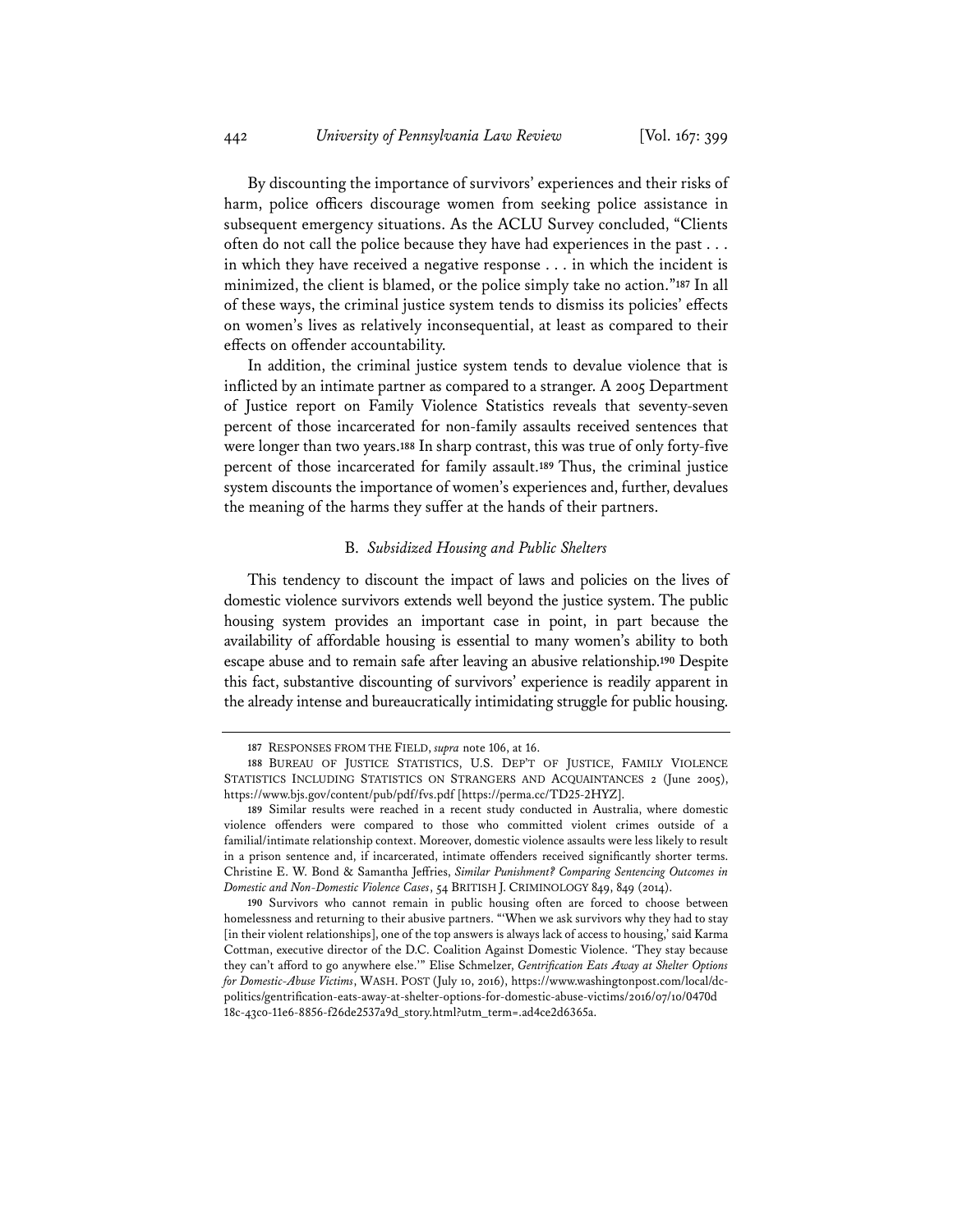By discounting the importance of survivors' experiences and their risks of harm, police officers discourage women from seeking police assistance in subsequent emergency situations. As the ACLU Survey concluded, "Clients often do not call the police because they have had experiences in the past . . . in which they have received a negative response . . . in which the incident is minimized, the client is blamed, or the police simply take no action."[187] In all of these ways, the criminal justice system tends to dismiss its policies' effects on women's lives as relatively inconsequential, at least as compared to their effects on offender accountability.

In addition, the criminal justice system tends to devalue violence that is inflicted by an intimate partner as compared to a stranger. A 2005 Department of Justice report on Family Violence Statistics reveals that seventy-seven percent of those incarcerated for non-family assaults received sentences that were longer than two years.[188] In sharp contrast, this was true of only forty-five percent of those incarcerated for family assault.[189] Thus, the criminal justice system discounts the importance of women's experiences and, further, devalues the meaning of the harms they suffer at the hands of their partners.

### B. *Subsidized Housing and Public Shelters*

This tendency to discount the impact of laws and policies on the lives of domestic violence survivors extends well beyond the justice system. The public housing system provides an important case in point, in part because the availability of affordable housing is essential to many women's ability to both escape abuse and to remain safe after leaving an abusive relationship.[190] Despite this fact, substantive discounting of survivors' experience is readily apparent in the already intense and bureaucratically intimidating struggle for public housing.

---

187 RESPONSES FROM THE FIELD, *supra* note 106, at 16.

188 BUREAU OF JUSTICE STATISTICS, U.S. DEP'T OF JUSTICE, FAMILY VIOLENCE STATISTICS INCLUDING STATISTICS ON STRANGERS AND ACQUAINTANCES 2 (June 2005), https://www.bjs.gov/content/pub/pdf/fvs.pdf [https://perma.cc/TD25-2HYZ].

189 Similar results were reached in a recent study conducted in Australia, where domestic violence offenders were compared to those who committed violent crimes outside of a familial/intimate relationship context. Moreover, domestic violence assaults were less likely to result in a prison sentence and, if incarcerated, intimate offenders received significantly shorter terms. Christine E. W. Bond & Samantha Jeffries, *Similar Punishment? Comparing Sentencing Outcomes in Domestic and Non-Domestic Violence Cases*, 54 BRITISH J. CRIMINOLOGY 849, 849 (2014).

190 Survivors who cannot remain in public housing often are forced to choose between homelessness and returning to their abusive partners. "'When we ask survivors why they had to stay [in their violent relationships], one of the top answers is always lack of access to housing,' said Karma Cottman, executive director of the D.C. Coalition Against Domestic Violence. 'They stay because they can't afford to go anywhere else.'" Elise Schmelzer, *Gentrification Eats Away at Shelter Options for Domestic-Abuse Victims*, WASH. POST (July 10, 2016), https://www.washingtonpost.com/local/dc-politics/gentrification-eats-away-at-shelter-options-for-domestic-abuse-victims/2016/07/10/0470d18c-43c0-11e6-8856-f26de2537a9d_story.html?utm_term=.ad4ce2d6365a.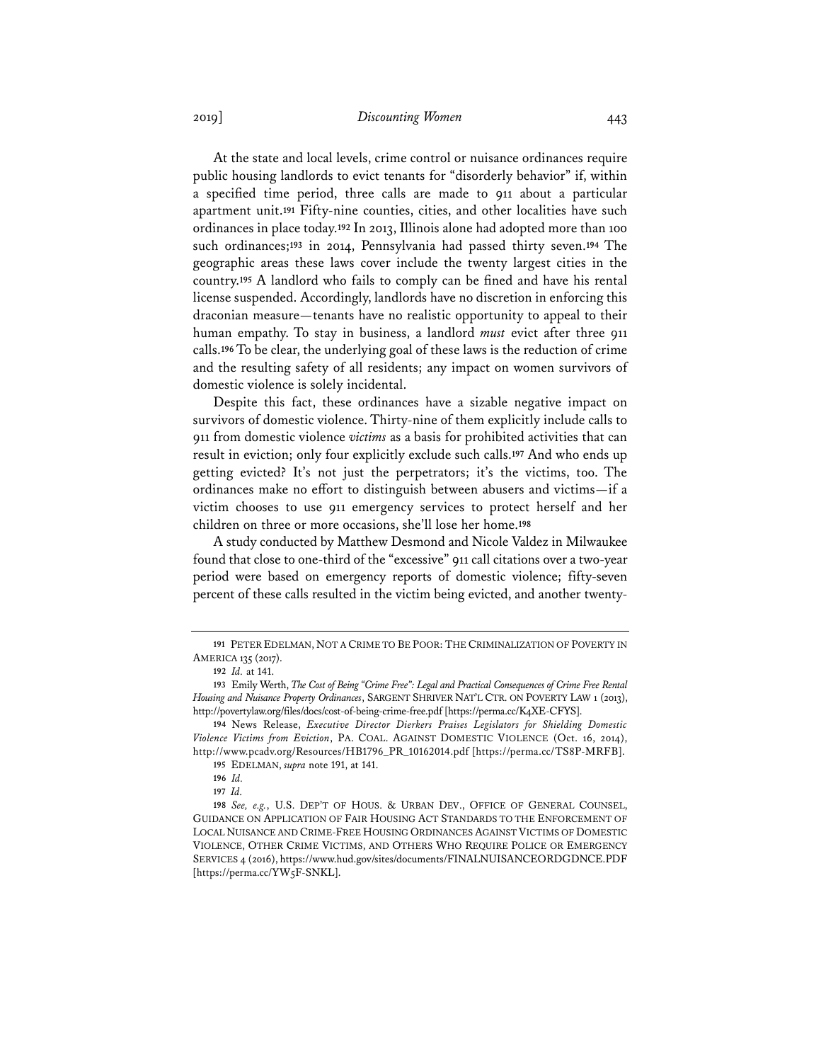At the state and local levels, crime control or nuisance ordinances require public housing landlords to evict tenants for "disorderly behavior" if, within a specified time period, three calls are made to 911 about a particular apartment unit.[191] Fifty-nine counties, cities, and other localities have such ordinances in place today.[192] In 2013, Illinois alone had adopted more than 100 such ordinances;[193] in 2014, Pennsylvania had passed thirty seven.[194] The geographic areas these laws cover include the twenty largest cities in the country.[195] A landlord who fails to comply can be fined and have his rental license suspended. Accordingly, landlords have no discretion in enforcing this draconian measure—tenants have no realistic opportunity to appeal to their human empathy. To stay in business, a landlord *must* evict after three 911 calls.[196] To be clear, the underlying goal of these laws is the reduction of crime and the resulting safety of all residents; any impact on women survivors of domestic violence is solely incidental.

Despite this fact, these ordinances have a sizable negative impact on survivors of domestic violence. Thirty-nine of them explicitly include calls to 911 from domestic violence *victims* as a basis for prohibited activities that can result in eviction; only four explicitly exclude such calls.[197] And who ends up getting evicted? It's not just the perpetrators; it's the victims, too. The ordinances make no effort to distinguish between abusers and victims—if a victim chooses to use 911 emergency services to protect herself and her children on three or more occasions, she'll lose her home.[198]

A study conducted by Matthew Desmond and Nicole Valdez in Milwaukee found that close to one-third of the "excessive" 911 call citations over a two-year period were based on emergency reports of domestic violence; fifty-seven percent of these calls resulted in the victim being evicted, and another twenty-

---

191 PETER EDELMAN, NOT A CRIME TO BE POOR: THE CRIMINALIZATION OF POVERTY IN AMERICA 135 (2017).

192 *Id.* at 141.

193 Emily Werth, *The Cost of Being "Crime Free": Legal and Practical Consequences of Crime Free Rental Housing and Nuisance Property Ordinances*, SARGENT SHRIVER NAT'L CTR. ON POVERTY LAW 1 (2013), http://povertylaw.org/files/docs/cost-of-being-crime-free.pdf [https://perma.cc/K4XE-CFYS].

194 News Release, *Executive Director Dierkers Praises Legislators for Shielding Domestic Violence Victims from Eviction*, PA. COAL. AGAINST DOMESTIC VIOLENCE (Oct. 16, 2014), http://www.pcadv.org/Resources/HB1796_PR_10162014.pdf [https://perma.cc/TS8P-MRFB].

195 EDELMAN, *supra* note 191, at 141.

196 *Id.*

197 *Id.*

198 *See, e.g.*, U.S. DEP'T OF HOUS. & URBAN DEV., OFFICE OF GENERAL COUNSEL, GUIDANCE ON APPLICATION OF FAIR HOUSING ACT STANDARDS TO THE ENFORCEMENT OF LOCAL NUISANCE AND CRIME-FREE HOUSING ORDINANCES AGAINST VICTIMS OF DOMESTIC VIOLENCE, OTHER CRIME VICTIMS, AND OTHERS WHO REQUIRE POLICE OR EMERGENCY SERVICES 4 (2016), https://www.hud.gov/sites/documents/FINALNUISANCEORDGDNCE.PDF [https://perma.cc/YW5F-SNKL].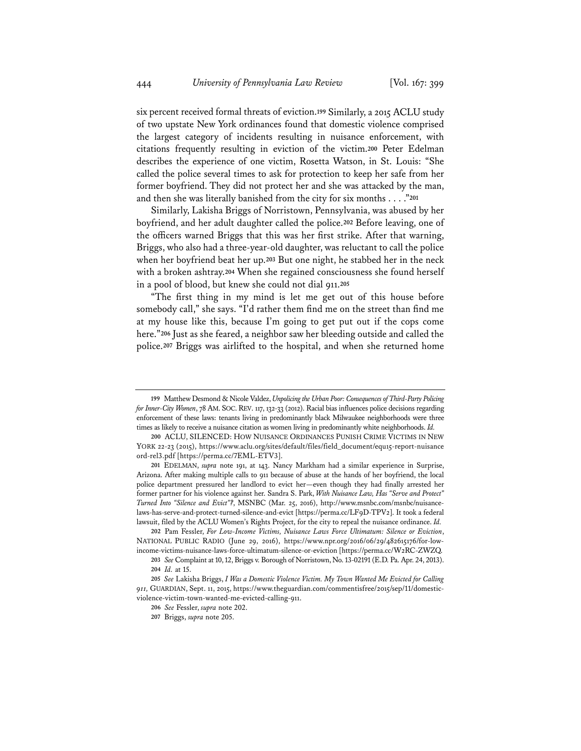six percent received formal threats of eviction.[199] Similarly, a 2015 ACLU study of two upstate New York ordinances found that domestic violence comprised the largest category of incidents resulting in nuisance enforcement, with citations frequently resulting in eviction of the victim.[200] Peter Edelman describes the experience of one victim, Rosetta Watson, in St. Louis: "She called the police several times to ask for protection to keep her safe from her former boyfriend. They did not protect her and she was attacked by the man, and then she was literally banished from the city for six months . . . ."[201]

Similarly, Lakisha Briggs of Norristown, Pennsylvania, was abused by her boyfriend, and her adult daughter called the police.[202] Before leaving, one of the officers warned Briggs that this was her first strike. After that warning, Briggs, who also had a three-year-old daughter, was reluctant to call the police when her boyfriend beat her up.[203] But one night, he stabbed her in the neck with a broken ashtray.[204] When she regained consciousness she found herself in a pool of blood, but knew she could not dial 911.[205]

"The first thing in my mind is let me get out of this house before somebody call," she says. "I'd rather them find me on the street than find me at my house like this, because I'm going to get put out if the cops come here."[206] Just as she feared, a neighbor saw her bleeding outside and called the police.[207] Briggs was airlifted to the hospital, and when she returned home

---

199 Matthew Desmond & Nicole Valdez, *Unpolicing the Urban Poor: Consequences of Third-Party Policing for Inner-City Women*, 78 AM. SOC. REV. 117, 132-33 (2012). Racial bias influences police decisions regarding enforcement of these laws: tenants living in predominantly black Milwaukee neighborhoods were three times as likely to receive a nuisance citation as women living in predominantly white neighborhoods. *Id.*

200 ACLU, SILENCED: HOW NUISANCE ORDINANCES PUNISH CRIME VICTIMS IN NEW YORK 22-23 (2015), https://www.aclu.org/sites/default/files/field_document/equ15-report-nuisanceord-rel3.pdf [https://perma.cc/7EML-ETV3].

201 EDELMAN, *supra* note 191, at 143. Nancy Markham had a similar experience in Surprise, Arizona. After making multiple calls to 911 because of abuse at the hands of her boyfriend, the local police department pressured her landlord to evict her—even though they had finally arrested her former partner for his violence against her. Sandra S. Park, *With Nuisance Law, Has "Serve and Protect" Turned Into "Silence and Evict"?*, MSNBC (Mar. 25, 2016), http://www.msnbc.com/msnbc/nuisance-laws-has-serve-and-protect-turned-silence-and-evict [https://perma.cc/LF9D-TPV2]. It took a federal lawsuit, filed by the ACLU Women's Rights Project, for the city to repeal the nuisance ordinance. *Id.*

202 Pam Fessler, *For Low-Income Victims, Nuisance Laws Force Ultimatum: Silence or Eviction*, NATIONAL PUBLIC RADIO (June 29, 2016), https://www.npr.org/2016/06/29/482615176/for-low-income-victims-nuisance-laws-force-ultimatum-silence-or-eviction [https://perma.cc/W2RC-ZWZQ.

203 *See* Complaint at 10, 12, Briggs v. Borough of Norristown, No. 13-02191 (E.D. Pa. Apr. 24, 2013).

204 *Id.* at 15.

205 *See* Lakisha Briggs, *I Was a Domestic Violence Victim. My Town Wanted Me Evicted for Calling 911,* GUARDIAN, Sept. 11, 2015, https://www.theguardian.com/commentisfree/2015/sep/11/domestic-violence-victim-town-wanted-me-evicted-calling-911.

206 *See* Fessler, *supra* note 202.

207 Briggs, *supra* note 205.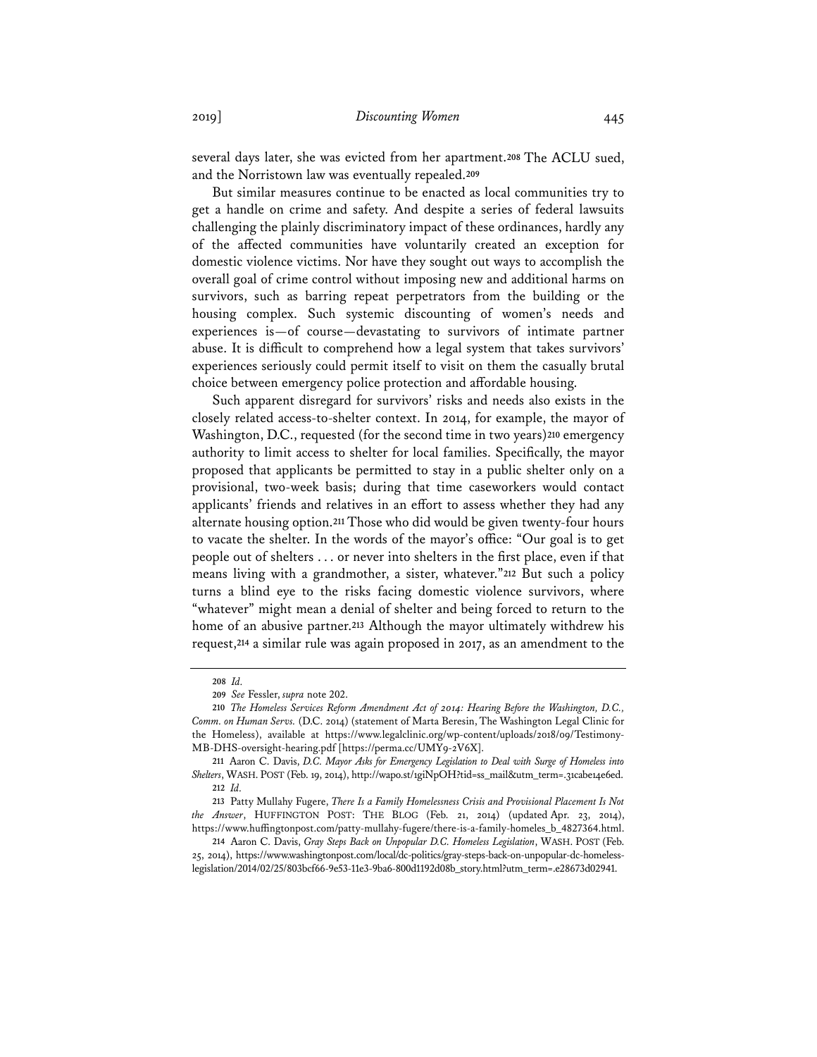several days later, she was evicted from her apartment.[208] The ACLU sued, and the Norristown law was eventually repealed.[209]

But similar measures continue to be enacted as local communities try to get a handle on crime and safety. And despite a series of federal lawsuits challenging the plainly discriminatory impact of these ordinances, hardly any of the affected communities have voluntarily created an exception for domestic violence victims. Nor have they sought out ways to accomplish the overall goal of crime control without imposing new and additional harms on survivors, such as barring repeat perpetrators from the building or the housing complex. Such systemic discounting of women's needs and experiences is—of course—devastating to survivors of intimate partner abuse. It is difficult to comprehend how a legal system that takes survivors' experiences seriously could permit itself to visit on them the casually brutal choice between emergency police protection and affordable housing.

Such apparent disregard for survivors' risks and needs also exists in the closely related access-to-shelter context. In 2014, for example, the mayor of Washington, D.C., requested (for the second time in two years)[210] emergency authority to limit access to shelter for local families. Specifically, the mayor proposed that applicants be permitted to stay in a public shelter only on a provisional, two-week basis; during that time caseworkers would contact applicants' friends and relatives in an effort to assess whether they had any alternate housing option.[211] Those who did would be given twenty-four hours to vacate the shelter. In the words of the mayor's office: "Our goal is to get people out of shelters . . . or never into shelters in the first place, even if that means living with a grandmother, a sister, whatever."[212] But such a policy turns a blind eye to the risks facing domestic violence survivors, where "whatever" might mean a denial of shelter and being forced to return to the home of an abusive partner.[213] Although the mayor ultimately withdrew his request,[214] a similar rule was again proposed in 2017, as an amendment to the

---

208 *Id.*

209 *See* Fessler, *supra* note 202.

210 *The Homeless Services Reform Amendment Act of 2014: Hearing Before the Washington, D.C., Comm. on Human Servs.* (D.C. 2014) (statement of Marta Beresin, The Washington Legal Clinic for the Homeless), available at https://www.legalclinic.org/wp-content/uploads/2018/09/Testimony-MB-DHS-oversight-hearing.pdf [https://perma.cc/UMY9-2V6X].

211 Aaron C. Davis, *D.C. Mayor Asks for Emergency Legislation to Deal with Surge of Homeless into Shelters*, WASH. POST (Feb. 19, 2014), http://wapo.st/1giNpOH?tid=ss_mail&utm_term=.31cabe14e6ed.

212 *Id.*

213 Patty Mullahy Fugere, *There Is a Family Homelessness Crisis and Provisional Placement Is Not the Answer*, HUFFINGTON POST: THE BLOG (Feb. 21, 2014) (updated Apr. 23, 2014), https://www.huffingtonpost.com/patty-mullahy-fugere/there-is-a-family-homeles_b_4827364.html.

214 Aaron C. Davis, *Gray Steps Back on Unpopular D.C. Homeless Legislation*, WASH. POST (Feb. 25, 2014), https://www.washingtonpost.com/local/dc-politics/gray-steps-back-on-unpopular-dc-homeless-legislation/2014/02/25/803bcf66-9e53-11e3-9ba6-800d1192d08b_story.html?utm_term=.e28673d02941.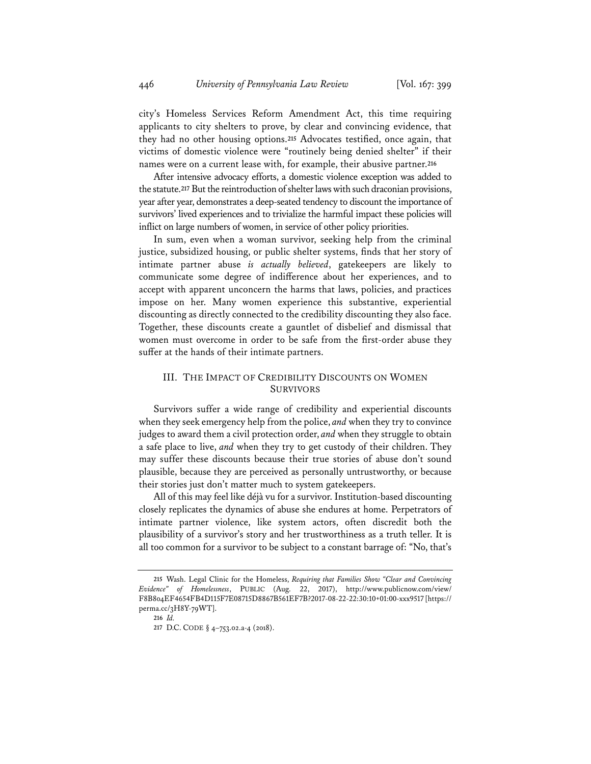city's Homeless Services Reform Amendment Act, this time requiring applicants to city shelters to prove, by clear and convincing evidence, that they had no other housing options.[215] Advocates testified, once again, that victims of domestic violence were "routinely being denied shelter" if their names were on a current lease with, for example, their abusive partner.[216]

After intensive advocacy efforts, a domestic violence exception was added to the statute.[217] But the reintroduction of shelter laws with such draconian provisions, year after year, demonstrates a deep-seated tendency to discount the importance of survivors' lived experiences and to trivialize the harmful impact these policies will inflict on large numbers of women, in service of other policy priorities.

In sum, even when a woman survivor, seeking help from the criminal justice, subsidized housing, or public shelter systems, finds that her story of intimate partner abuse *is actually believed*, gatekeepers are likely to communicate some degree of indifference about her experiences, and to accept with apparent unconcern the harms that laws, policies, and practices impose on her. Many women experience this substantive, experiential discounting as directly connected to the credibility discounting they also face. Together, these discounts create a gauntlet of disbelief and dismissal that women must overcome in order to be safe from the first-order abuse they suffer at the hands of their intimate partners.

## III. The Impact of Credibility Discounts on Women Survivors

Survivors suffer a wide range of credibility and experiential discounts when they seek emergency help from the police, *and* when they try to convince judges to award them a civil protection order, *and* when they struggle to obtain a safe place to live, *and* when they try to get custody of their children. They may suffer these discounts because their true stories of abuse don't sound plausible, because they are perceived as personally untrustworthy, or because their stories just don't matter much to system gatekeepers.

All of this may feel like déjà vu for a survivor. Institution-based discounting closely replicates the dynamics of abuse she endures at home. Perpetrators of intimate partner violence, like system actors, often discredit both the plausibility of a survivor's story and her trustworthiness as a truth teller. It is all too common for a survivor to be subject to a constant barrage of: "No, that's

---

215 Wash. Legal Clinic for the Homeless, *Requiring that Families Show "Clear and Convincing Evidence" of Homelessness*, PUBLIC (Aug. 22, 2017), http://www.publicnow.com/view/F8B804EF4654FB4D115F7E08715D8867B561EF7B?2017-08-22-22:30:10+01:00-xxx9517 [https://perma.cc/3H8Y-79WT].

216 *Id.*

217 D.C. CODE § 4–753.02.a-4 (2018).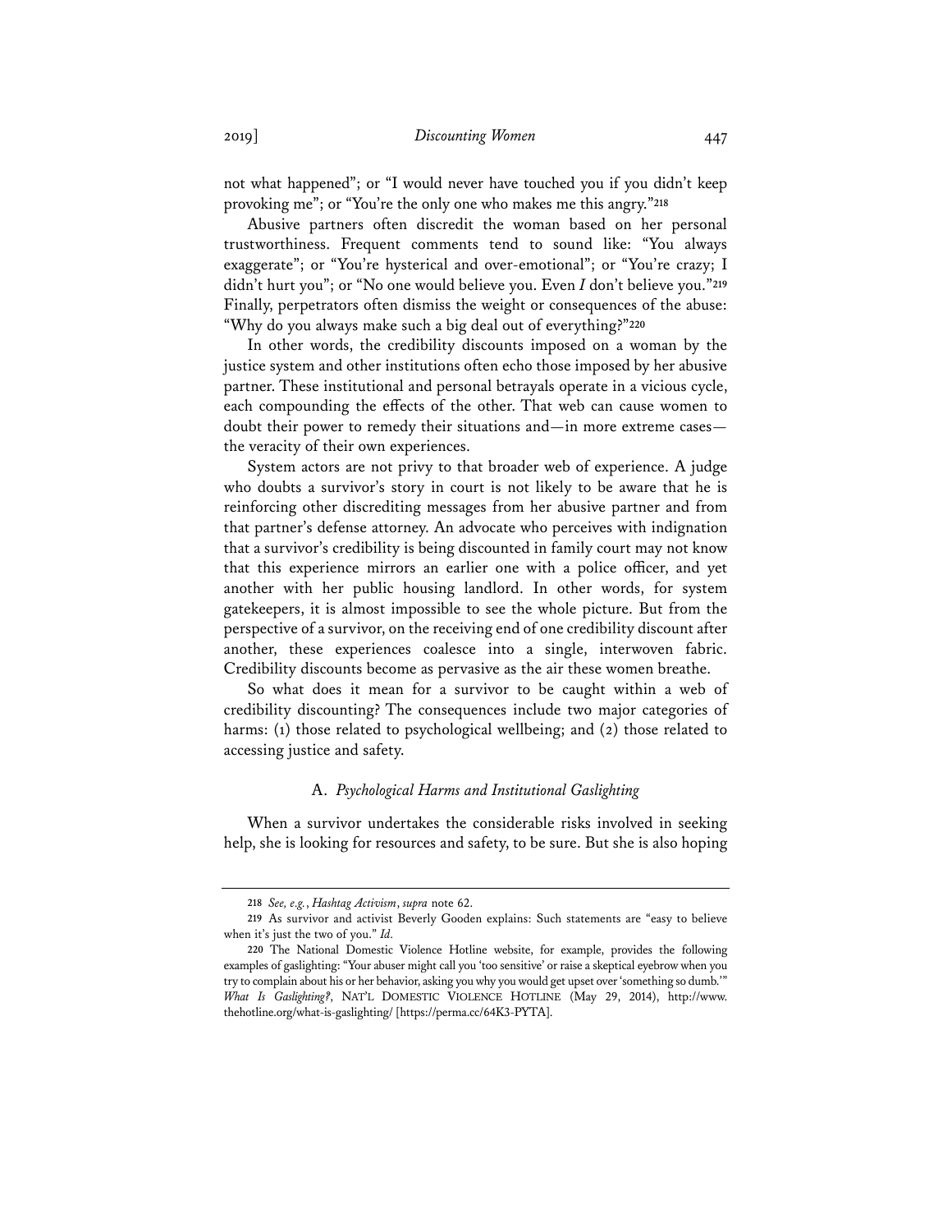not what happened"; or "I would never have touched you if you didn't keep provoking me"; or "You're the only one who makes me this angry."[218]

Abusive partners often discredit the woman based on her personal trustworthiness. Frequent comments tend to sound like: "You always exaggerate"; or "You're hysterical and over-emotional"; or "You're crazy; I didn't hurt you"; or "No one would believe you. Even *I* don't believe you."[219] Finally, perpetrators often dismiss the weight or consequences of the abuse: "Why do you always make such a big deal out of everything?"[220]

In other words, the credibility discounts imposed on a woman by the justice system and other institutions often echo those imposed by her abusive partner. These institutional and personal betrayals operate in a vicious cycle, each compounding the effects of the other. That web can cause women to doubt their power to remedy their situations and—in more extreme cases—the veracity of their own experiences.

System actors are not privy to that broader web of experience. A judge who doubts a survivor's story in court is not likely to be aware that he is reinforcing other discrediting messages from her abusive partner and from that partner's defense attorney. An advocate who perceives with indignation that a survivor's credibility is being discounted in family court may not know that this experience mirrors an earlier one with a police officer, and yet another with her public housing landlord. In other words, for system gatekeepers, it is almost impossible to see the whole picture. But from the perspective of a survivor, on the receiving end of one credibility discount after another, these experiences coalesce into a single, interwoven fabric. Credibility discounts become as pervasive as the air these women breathe.

So what does it mean for a survivor to be caught within a web of credibility discounting? The consequences include two major categories of harms: (1) those related to psychological wellbeing; and (2) those related to accessing justice and safety.

### A. *Psychological Harms and Institutional Gaslighting*

When a survivor undertakes the considerable risks involved in seeking help, she is looking for resources and safety, to be sure. But she is also hoping

---

218 *See, e.g.*, *Hashtag Activism*, *supra* note 62.

219 As survivor and activist Beverly Gooden explains: Such statements are "easy to believe when it's just the two of you." *Id.*

220 The National Domestic Violence Hotline website, for example, provides the following examples of gaslighting: "Your abuser might call you 'too sensitive' or raise a skeptical eyebrow when you try to complain about his or her behavior, asking you why you would get upset over 'something so dumb.'" *What Is Gaslighting?*, NAT'L DOMESTIC VIOLENCE HOTLINE (May 29, 2014), http://www.thehotline.org/what-is-gaslighting/ [https://perma.cc/64K3-PYTA].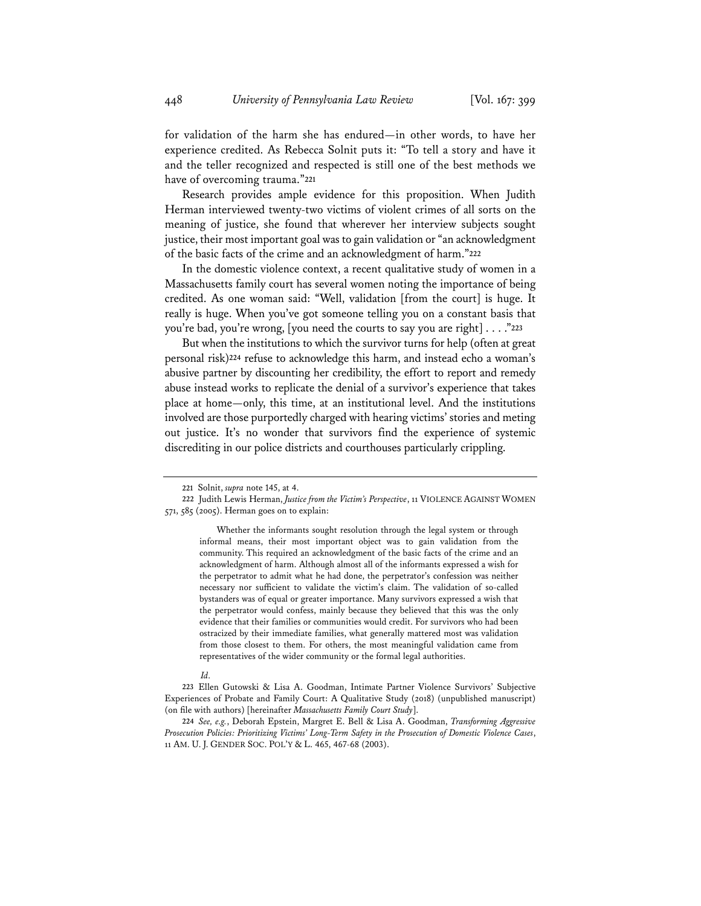for validation of the harm she has endured—in other words, to have her experience credited. As Rebecca Solnit puts it: "To tell a story and have it and the teller recognized and respected is still one of the best methods we have of overcoming trauma."[221]

Research provides ample evidence for this proposition. When Judith Herman interviewed twenty-two victims of violent crimes of all sorts on the meaning of justice, she found that wherever her interview subjects sought justice, their most important goal was to gain validation or "an acknowledgment of the basic facts of the crime and an acknowledgment of harm."[222]

In the domestic violence context, a recent qualitative study of women in a Massachusetts family court has several women noting the importance of being credited. As one woman said: "Well, validation [from the court] is huge. It really is huge. When you've got someone telling you on a constant basis that you're bad, you're wrong, [you need the courts to say you are right] . . . ."[223]

But when the institutions to which the survivor turns for help (often at great personal risk)[224] refuse to acknowledge this harm, and instead echo a woman's abusive partner by discounting her credibility, the effort to report and remedy abuse instead works to replicate the denial of a survivor's experience that takes place at home—only, this time, at an institutional level. And the institutions involved are those purportedly charged with hearing victims' stories and meting out justice. It's no wonder that survivors find the experience of systemic discrediting in our police districts and courthouses particularly crippling.

---

221 Solnit, *supra* note 145, at 4.

222 Judith Lewis Herman, *Justice from the Victim's Perspective*, 11 VIOLENCE AGAINST WOMEN 571, 585 (2005). Herman goes on to explain:

> Whether the informants sought resolution through the legal system or through informal means, their most important object was to gain validation from the community. This required an acknowledgment of the basic facts of the crime and an acknowledgment of harm. Although almost all of the informants expressed a wish for the perpetrator to admit what he had done, the perpetrator's confession was neither necessary nor sufficient to validate the victim's claim. The validation of so-called bystanders was of equal or greater importance. Many survivors expressed a wish that the perpetrator would confess, mainly because they believed that this was the only evidence that their families or communities would credit. For survivors who had been ostracized by their immediate families, what generally mattered most was validation from those closest to them. For others, the most meaningful validation came from representatives of the wider community or the formal legal authorities.

*Id.*

223 Ellen Gutowski & Lisa A. Goodman, Intimate Partner Violence Survivors' Subjective Experiences of Probate and Family Court: A Qualitative Study (2018) (unpublished manuscript) (on file with authors) [hereinafter *Massachusetts Family Court Study*].

224 *See, e.g.*, Deborah Epstein, Margret E. Bell & Lisa A. Goodman, *Transforming Aggressive Prosecution Policies: Prioritizing Victims' Long-Term Safety in the Prosecution of Domestic Violence Cases*, 11 AM. U. J. GENDER SOC. POL'Y & L. 465, 467-68 (2003).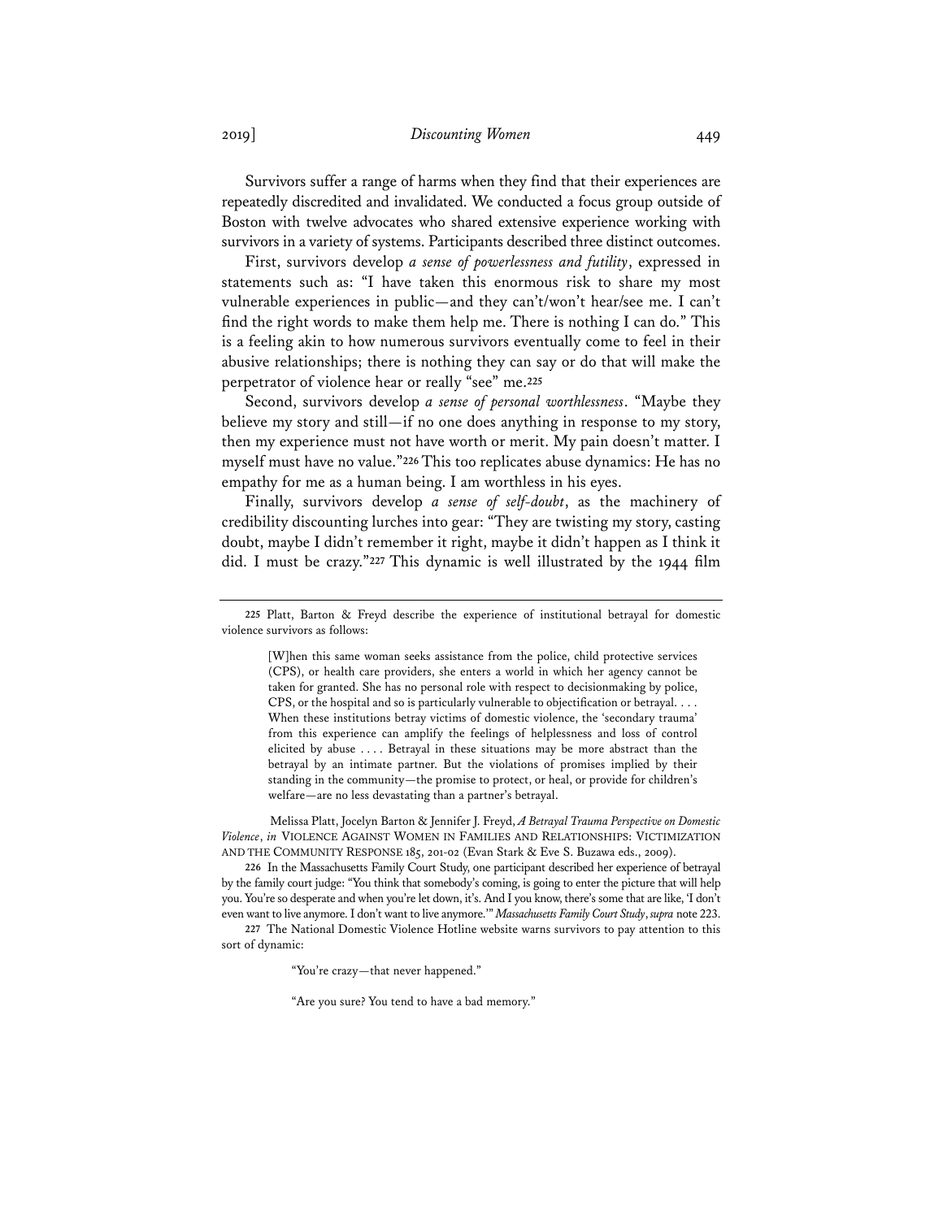Survivors suffer a range of harms when they find that their experiences are repeatedly discredited and invalidated. We conducted a focus group outside of Boston with twelve advocates who shared extensive experience working with survivors in a variety of systems. Participants described three distinct outcomes.

First, survivors develop *a sense of powerlessness and futility*, expressed in statements such as: "I have taken this enormous risk to share my most vulnerable experiences in public—and they can't/won't hear/see me. I can't find the right words to make them help me. There is nothing I can do." This is a feeling akin to how numerous survivors eventually come to feel in their abusive relationships; there is nothing they can say or do that will make the perpetrator of violence hear or really "see" me.[225]

Second, survivors develop *a sense of personal worthlessness*. "Maybe they believe my story and still—if no one does anything in response to my story, then my experience must not have worth or merit. My pain doesn't matter. I myself must have no value."[226] This too replicates abuse dynamics: He has no empathy for me as a human being. I am worthless in his eyes.

Finally, survivors develop *a sense of self-doubt*, as the machinery of credibility discounting lurches into gear: "They are twisting my story, casting doubt, maybe I didn't remember it right, maybe it didn't happen as I think it did. I must be crazy."[227] This dynamic is well illustrated by the 1944 film

---

[225] Platt, Barton & Freyd describe the experience of institutional betrayal for domestic violence survivors as follows:

> [W]hen this same woman seeks assistance from the police, child protective services (CPS), or health care providers, she enters a world in which her agency cannot be taken for granted. She has no personal role with respect to decisionmaking by police, CPS, or the hospital and so is particularly vulnerable to objectification or betrayal. . . . When these institutions betray victims of domestic violence, the 'secondary trauma' from this experience can amplify the feelings of helplessness and loss of control elicited by abuse . . . . Betrayal in these situations may be more abstract than the betrayal by an intimate partner. But the violations of promises implied by their standing in the community—the promise to protect, or heal, or provide for children's welfare—are no less devastating than a partner's betrayal.

Melissa Platt, Jocelyn Barton & Jennifer J. Freyd, *A Betrayal Trauma Perspective on Domestic Violence*, *in* VIOLENCE AGAINST WOMEN IN FAMILIES AND RELATIONSHIPS: VICTIMIZATION AND THE COMMUNITY RESPONSE 185, 201-02 (Evan Stark & Eve S. Buzawa eds., 2009).

[226] In the Massachusetts Family Court Study, one participant described her experience of betrayal by the family court judge: "You think that somebody's coming, is going to enter the picture that will help you. You're so desperate and when you're let down, it's. And I you know, there's some that are like, 'I don't even want to live anymore. I don't want to live anymore.'" *Massachusetts Family Court Study*, *supra* note 223.

[227] The National Domestic Violence Hotline website warns survivors to pay attention to this sort of dynamic:

> "You're crazy—that never happened."
>
> "Are you sure? You tend to have a bad memory."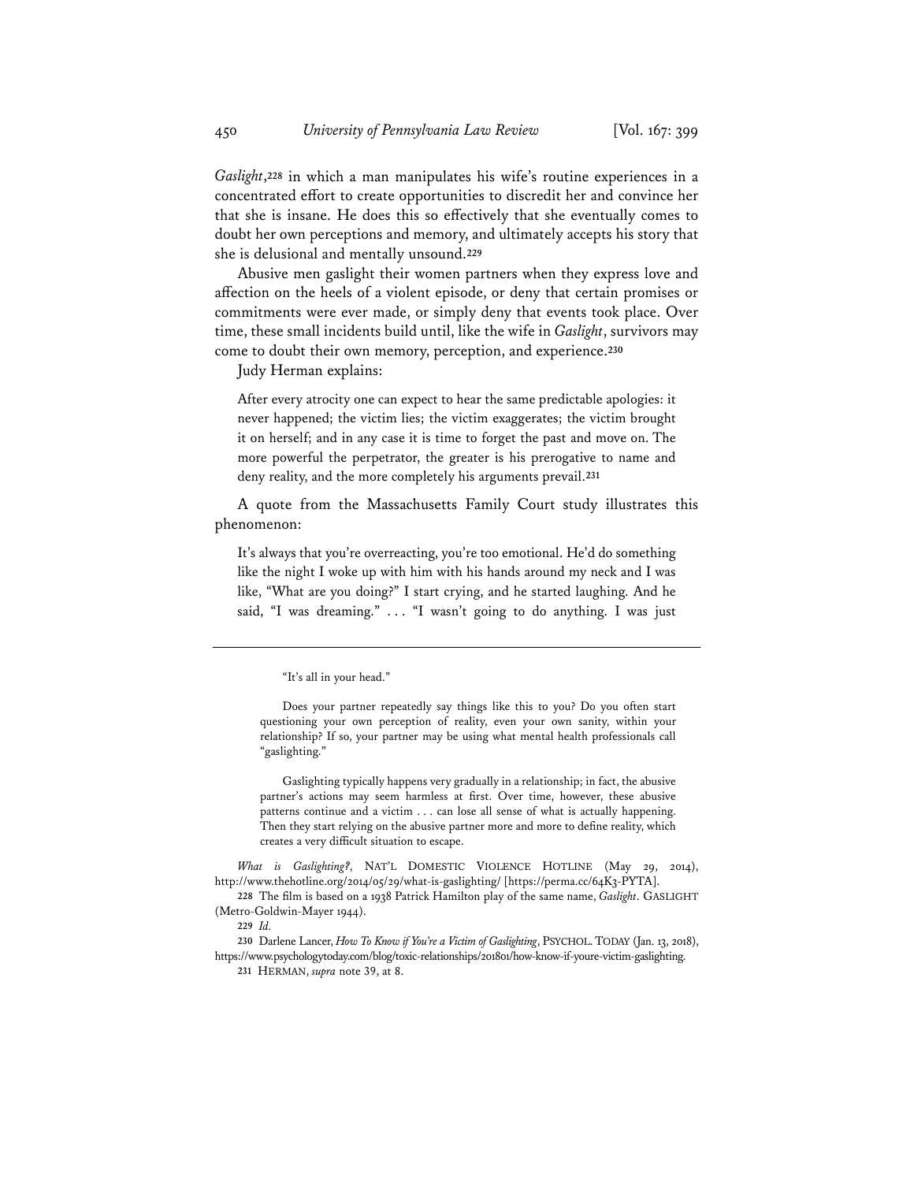*Gaslight*,[228] in which a man manipulates his wife's routine experiences in a concentrated effort to create opportunities to discredit her and convince her that she is insane. He does this so effectively that she eventually comes to doubt her own perceptions and memory, and ultimately accepts his story that she is delusional and mentally unsound.[229]

Abusive men gaslight their women partners when they express love and affection on the heels of a violent episode, or deny that certain promises or commitments were ever made, or simply deny that events took place. Over time, these small incidents build until, like the wife in *Gaslight*, survivors may come to doubt their own memory, perception, and experience.[230]

Judy Herman explains:

> After every atrocity one can expect to hear the same predictable apologies: it never happened; the victim lies; the victim exaggerates; the victim brought it on herself; and in any case it is time to forget the past and move on. The more powerful the perpetrator, the greater is his prerogative to name and deny reality, and the more completely his arguments prevail.[231]

A quote from the Massachusetts Family Court study illustrates this phenomenon:

> It's always that you're overreacting, you're too emotional. He'd do something like the night I woke up with him with his hands around my neck and I was like, "What are you doing?" I start crying, and he started laughing. And he said, "I was dreaming." . . . "I wasn't going to do anything. I was just

---

> "It's all in your head."
>
> Does your partner repeatedly say things like this to you? Do you often start questioning your own perception of reality, even your own sanity, within your relationship? If so, your partner may be using what mental health professionals call "gaslighting."
>
> Gaslighting typically happens very gradually in a relationship; in fact, the abusive partner's actions may seem harmless at first. Over time, however, these abusive patterns continue and a victim . . . can lose all sense of what is actually happening. Then they start relying on the abusive partner more and more to define reality, which creates a very difficult situation to escape.

*What is Gaslighting?*, NAT'L DOMESTIC VIOLENCE HOTLINE (May 29, 2014), http://www.thehotline.org/2014/05/29/what-is-gaslighting/ [https://perma.cc/64K3-PYTA].

228 The film is based on a 1938 Patrick Hamilton play of the same name, *Gaslight*. GASLIGHT (Metro-Goldwin-Mayer 1944).

229 *Id.*

230 Darlene Lancer, *How To Know if You're a Victim of Gaslighting*, PSYCHOL. TODAY (Jan. 13, 2018), https://www.psychologytoday.com/blog/toxic-relationships/201801/how-know-if-youre-victim-gaslighting.

231 HERMAN, *supra* note 39, at 8.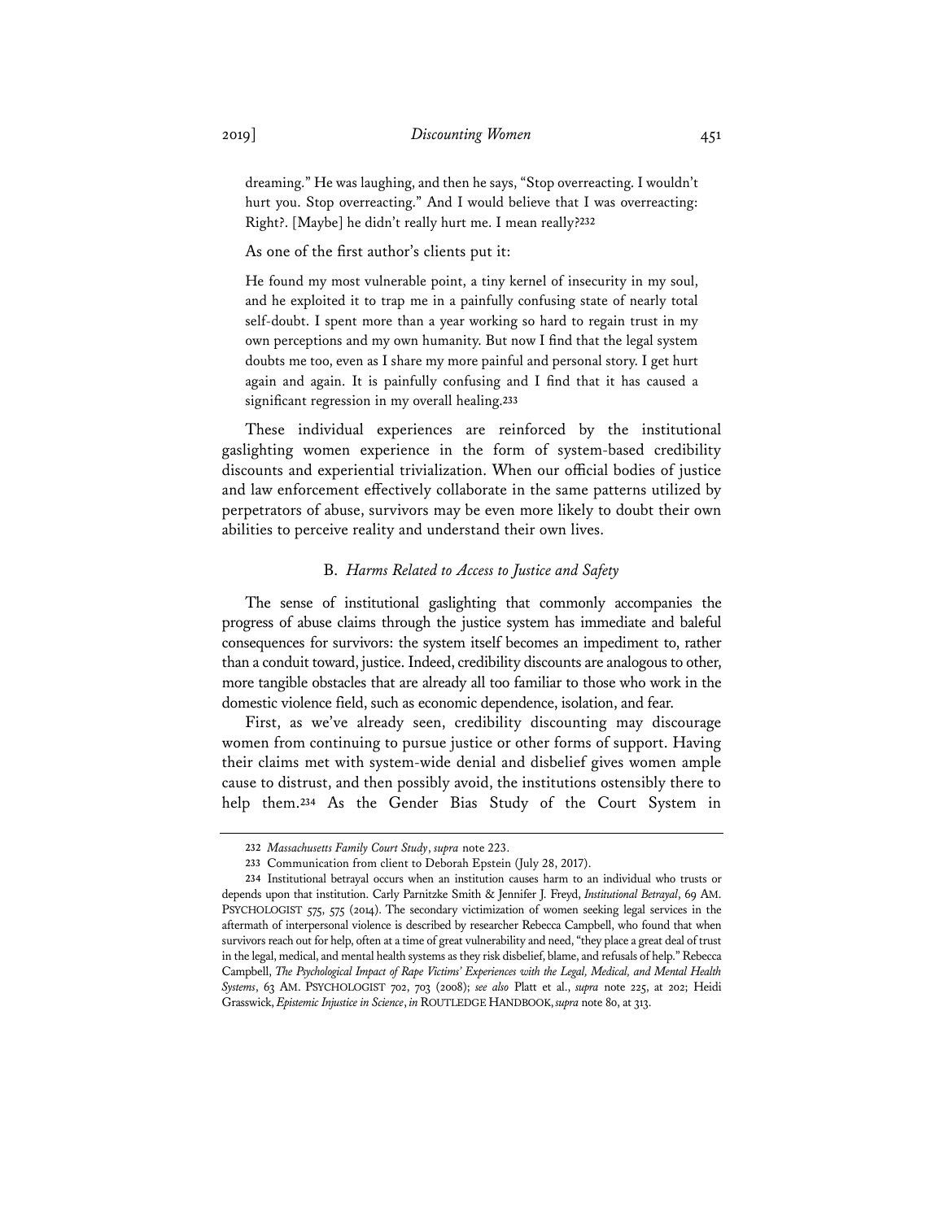> dreaming." He was laughing, and then he says, "Stop overreacting. I wouldn't hurt you. Stop overreacting." And I would believe that I was overreacting: Right?. [Maybe] he didn't really hurt me. I mean really?[232]

As one of the first author's clients put it:

> He found my most vulnerable point, a tiny kernel of insecurity in my soul, and he exploited it to trap me in a painfully confusing state of nearly total self-doubt. I spent more than a year working so hard to regain trust in my own perceptions and my own humanity. But now I find that the legal system doubts me too, even as I share my more painful and personal story. I get hurt again and again. It is painfully confusing and I find that it has caused a significant regression in my overall healing.[233]

These individual experiences are reinforced by the institutional gaslighting women experience in the form of system-based credibility discounts and experiential trivialization. When our official bodies of justice and law enforcement effectively collaborate in the same patterns utilized by perpetrators of abuse, survivors may be even more likely to doubt their own abilities to perceive reality and understand their own lives.

### B. *Harms Related to Access to Justice and Safety*

The sense of institutional gaslighting that commonly accompanies the progress of abuse claims through the justice system has immediate and baleful consequences for survivors: the system itself becomes an impediment to, rather than a conduit toward, justice. Indeed, credibility discounts are analogous to other, more tangible obstacles that are already all too familiar to those who work in the domestic violence field, such as economic dependence, isolation, and fear.

First, as we've already seen, credibility discounting may discourage women from continuing to pursue justice or other forms of support. Having their claims met with system-wide denial and disbelief gives women ample cause to distrust, and then possibly avoid, the institutions ostensibly there to help them.[234] As the Gender Bias Study of the Court System in

---

232 *Massachusetts Family Court Study*, *supra* note 223.

233 Communication from client to Deborah Epstein (July 28, 2017).

234 Institutional betrayal occurs when an institution causes harm to an individual who trusts or depends upon that institution. Carly Parnitzke Smith & Jennifer J. Freyd, *Institutional Betrayal*, 69 AM. PSYCHOLOGIST 575, 575 (2014). The secondary victimization of women seeking legal services in the aftermath of interpersonal violence is described by researcher Rebecca Campbell, who found that when survivors reach out for help, often at a time of great vulnerability and need, "they place a great deal of trust in the legal, medical, and mental health systems as they risk disbelief, blame, and refusals of help." Rebecca Campbell, *The Psychological Impact of Rape Victims' Experiences with the Legal, Medical, and Mental Health Systems*, 63 AM. PSYCHOLOGIST 702, 703 (2008); *see also* Platt et al., *supra* note 225, at 202; Heidi Grasswick, *Epistemic Injustice in Science*, *in* ROUTLEDGE HANDBOOK, *supra* note 80, at 313.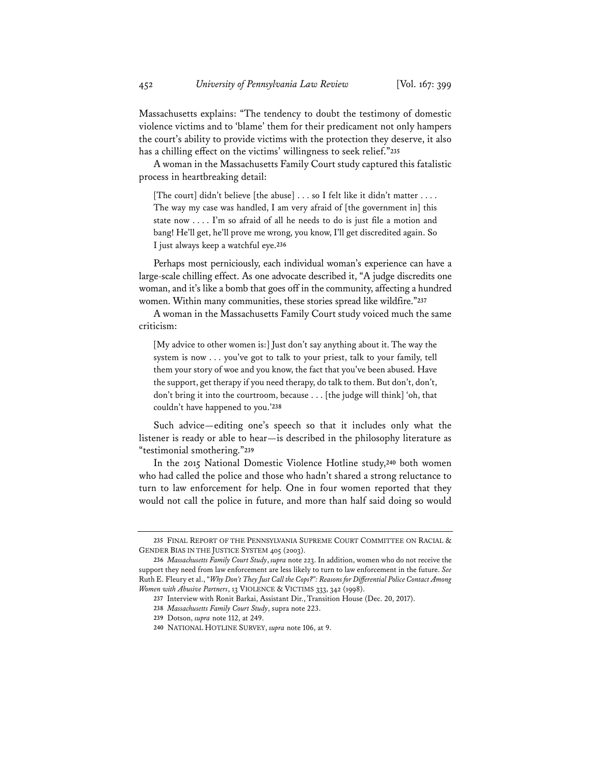Massachusetts explains: "The tendency to doubt the testimony of domestic violence victims and to 'blame' them for their predicament not only hampers the court's ability to provide victims with the protection they deserve, it also has a chilling effect on the victims' willingness to seek relief."[235]

A woman in the Massachusetts Family Court study captured this fatalistic process in heartbreaking detail:

> [The court] didn't believe [the abuse] . . . so I felt like it didn't matter . . . . The way my case was handled, I am very afraid of [the government in] this state now . . . . I'm so afraid of all he needs to do is just file a motion and bang! He'll get, he'll prove me wrong, you know, I'll get discredited again. So I just always keep a watchful eye.[236]

Perhaps most perniciously, each individual woman's experience can have a large-scale chilling effect. As one advocate described it, "A judge discredits one woman, and it's like a bomb that goes off in the community, affecting a hundred women. Within many communities, these stories spread like wildfire."[237]

A woman in the Massachusetts Family Court study voiced much the same criticism:

> [My advice to other women is:] Just don't say anything about it. The way the system is now . . . you've got to talk to your priest, talk to your family, tell them your story of woe and you know, the fact that you've been abused. Have the support, get therapy if you need therapy, do talk to them. But don't, don't, don't bring it into the courtroom, because . . . [the judge will think] 'oh, that couldn't have happened to you.'[238]

Such advice—editing one's speech so that it includes only what the listener is ready or able to hear—is described in the philosophy literature as "testimonial smothering."[239]

In the 2015 National Domestic Violence Hotline study,[240] both women who had called the police and those who hadn't shared a strong reluctance to turn to law enforcement for help. One in four women reported that they would not call the police in future, and more than half said doing so would

---

[235] FINAL REPORT OF THE PENNSYLVANIA SUPREME COURT COMMITTEE ON RACIAL & GENDER BIAS IN THE JUSTICE SYSTEM 405 (2003).

[236] *Massachusetts Family Court Study*, *supra* note 223. In addition, women who do not receive the support they need from law enforcement are less likely to turn to law enforcement in the future. *See* Ruth E. Fleury et al., "*Why Don't They Just Call the Cops?": Reasons for Differential Police Contact Among Women with Abusive Partners*, 13 VIOLENCE & VICTIMS 333, 342 (1998).

[237] Interview with Ronit Barkai, Assistant Dir., Transition House (Dec. 20, 2017).

[238] *Massachusetts Family Court Study*, supra note 223.

[239] Dotson, *supra* note 112, at 249.

[240] NATIONAL HOTLINE SURVEY, *supra* note 106, at 9.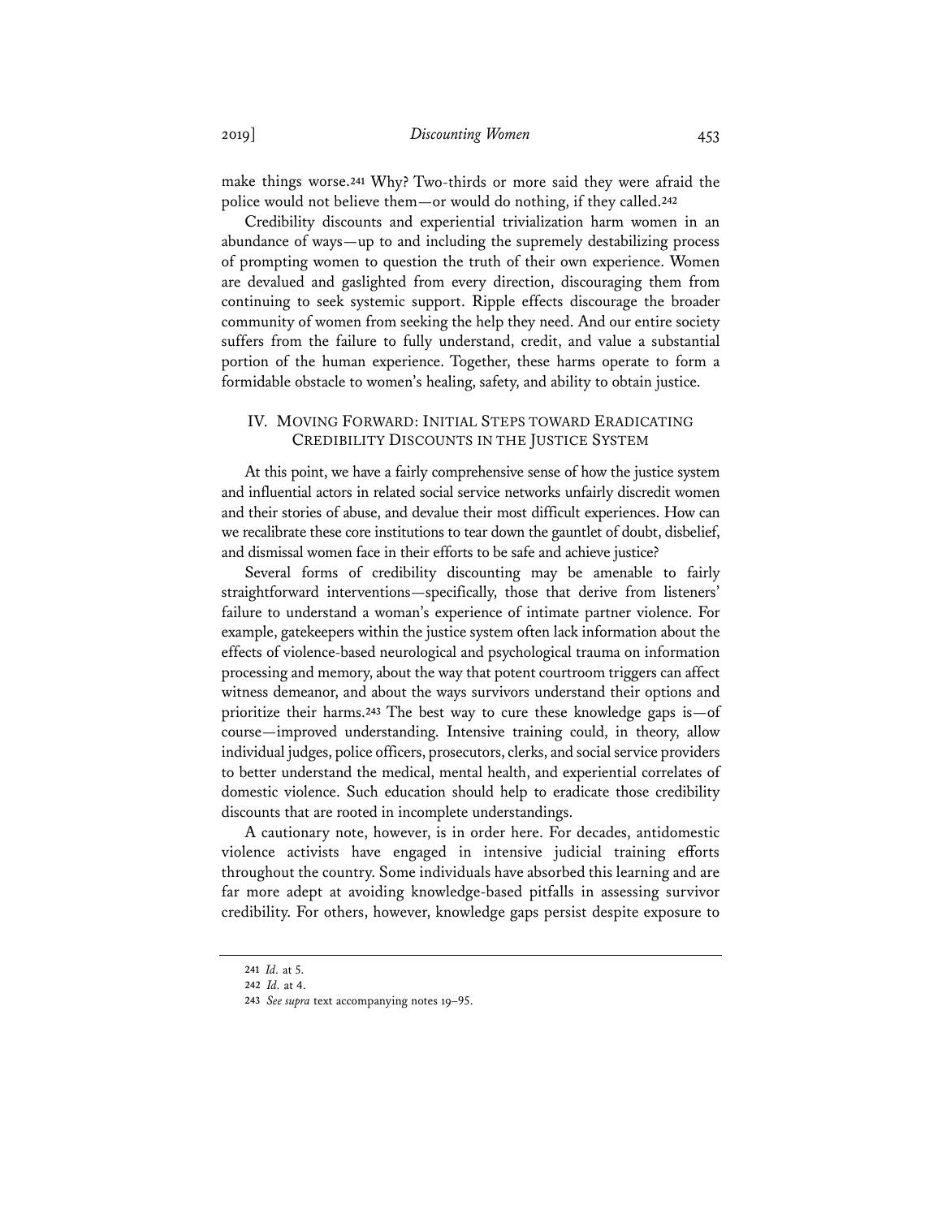make things worse.[241] Why? Two-thirds or more said they were afraid the police would not believe them—or would do nothing, if they called.[242]

Credibility discounts and experiential trivialization harm women in an abundance of ways—up to and including the supremely destabilizing process of prompting women to question the truth of their own experience. Women are devalued and gaslighted from every direction, discouraging them from continuing to seek systemic support. Ripple effects discourage the broader community of women from seeking the help they need. And our entire society suffers from the failure to fully understand, credit, and value a substantial portion of the human experience. Together, these harms operate to form a formidable obstacle to women's healing, safety, and ability to obtain justice.

## IV. MOVING FORWARD: INITIAL STEPS TOWARD ERADICATING CREDIBILITY DISCOUNTS IN THE JUSTICE SYSTEM

At this point, we have a fairly comprehensive sense of how the justice system and influential actors in related social service networks unfairly discredit women and their stories of abuse, and devalue their most difficult experiences. How can we recalibrate these core institutions to tear down the gauntlet of doubt, disbelief, and dismissal women face in their efforts to be safe and achieve justice?

Several forms of credibility discounting may be amenable to fairly straightforward interventions—specifically, those that derive from listeners' failure to understand a woman's experience of intimate partner violence. For example, gatekeepers within the justice system often lack information about the effects of violence-based neurological and psychological trauma on information processing and memory, about the way that potent courtroom triggers can affect witness demeanor, and about the ways survivors understand their options and prioritize their harms.[243] The best way to cure these knowledge gaps is—of course—improved understanding. Intensive training could, in theory, allow individual judges, police officers, prosecutors, clerks, and social service providers to better understand the medical, mental health, and experiential correlates of domestic violence. Such education should help to eradicate those credibility discounts that are rooted in incomplete understandings.

A cautionary note, however, is in order here. For decades, antidomestic violence activists have engaged in intensive judicial training efforts throughout the country. Some individuals have absorbed this learning and are far more adept at avoiding knowledge-based pitfalls in assessing survivor credibility. For others, however, knowledge gaps persist despite exposure to

---

241 *Id.* at 5.

242 *Id.* at 4.

243 *See supra* text accompanying notes 19–95.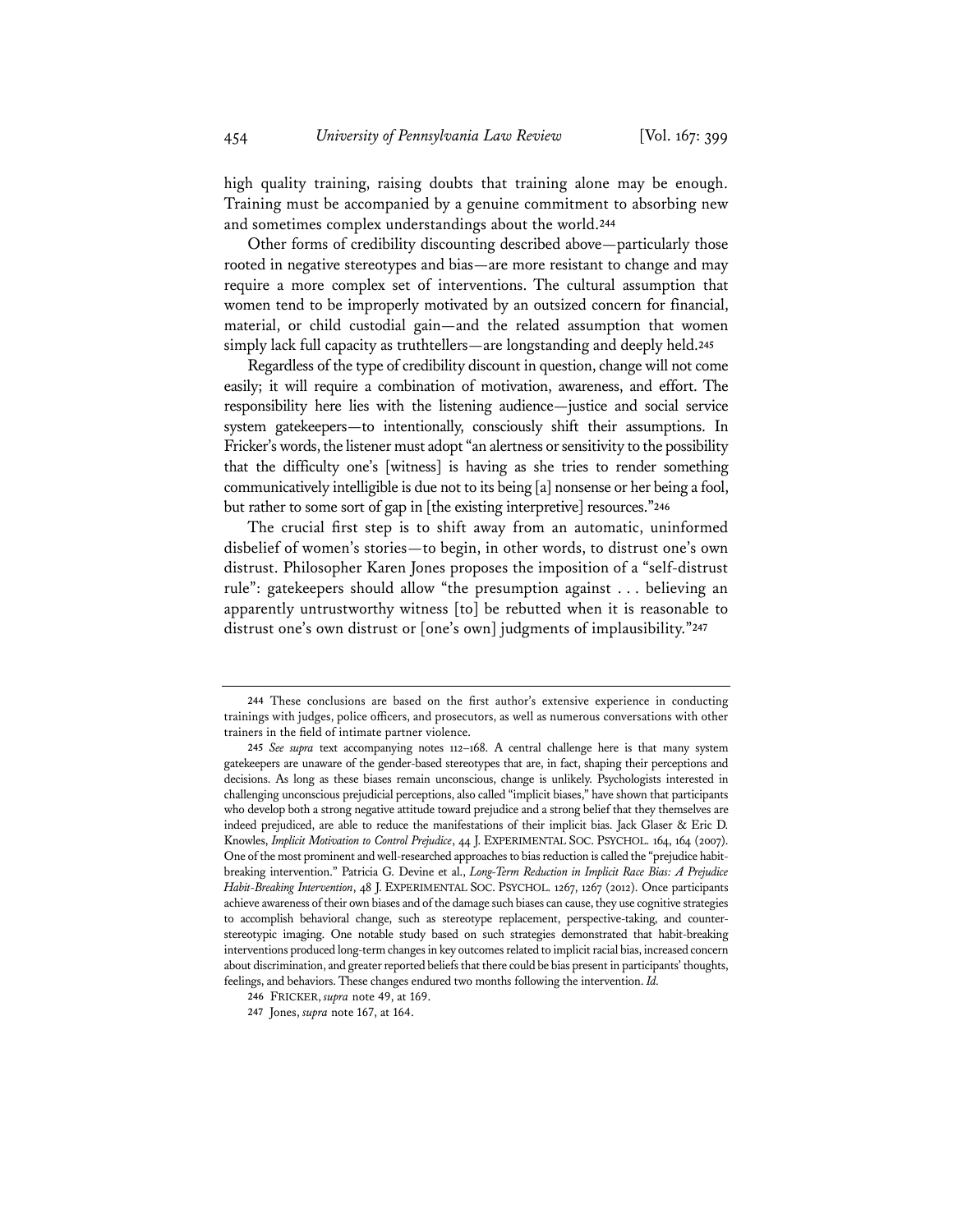high quality training, raising doubts that training alone may be enough. Training must be accompanied by a genuine commitment to absorbing new and sometimes complex understandings about the world.[244]

Other forms of credibility discounting described above—particularly those rooted in negative stereotypes and bias—are more resistant to change and may require a more complex set of interventions. The cultural assumption that women tend to be improperly motivated by an outsized concern for financial, material, or child custodial gain—and the related assumption that women simply lack full capacity as truthtellers—are longstanding and deeply held.[245]

Regardless of the type of credibility discount in question, change will not come easily; it will require a combination of motivation, awareness, and effort. The responsibility here lies with the listening audience—justice and social service system gatekeepers—to intentionally, consciously shift their assumptions. In Fricker's words, the listener must adopt "an alertness or sensitivity to the possibility that the difficulty one's [witness] is having as she tries to render something communicatively intelligible is due not to its being [a] nonsense or her being a fool, but rather to some sort of gap in [the existing interpretive] resources."[246]

The crucial first step is to shift away from an automatic, uninformed disbelief of women's stories—to begin, in other words, to distrust one's own distrust. Philosopher Karen Jones proposes the imposition of a "self-distrust rule": gatekeepers should allow "the presumption against . . . believing an apparently untrustworthy witness [to] be rebutted when it is reasonable to distrust one's own distrust or [one's own] judgments of implausibility."[247]

---

244 These conclusions are based on the first author's extensive experience in conducting trainings with judges, police officers, and prosecutors, as well as numerous conversations with other trainers in the field of intimate partner violence.

245 *See supra* text accompanying notes 112–168. A central challenge here is that many system gatekeepers are unaware of the gender-based stereotypes that are, in fact, shaping their perceptions and decisions. As long as these biases remain unconscious, change is unlikely. Psychologists interested in challenging unconscious prejudicial perceptions, also called "implicit biases," have shown that participants who develop both a strong negative attitude toward prejudice and a strong belief that they themselves are indeed prejudiced, are able to reduce the manifestations of their implicit bias. Jack Glaser & Eric D. Knowles, *Implicit Motivation to Control Prejudice*, 44 J. EXPERIMENTAL SOC. PSYCHOL. 164, 164 (2007). One of the most prominent and well-researched approaches to bias reduction is called the "prejudice habit-breaking intervention." Patricia G. Devine et al., *Long-Term Reduction in Implicit Race Bias: A Prejudice Habit-Breaking Intervention*, 48 J. EXPERIMENTAL SOC. PSYCHOL. 1267, 1267 (2012). Once participants achieve awareness of their own biases and of the damage such biases can cause, they use cognitive strategies to accomplish behavioral change, such as stereotype replacement, perspective-taking, and counter-stereotypic imaging. One notable study based on such strategies demonstrated that habit-breaking interventions produced long-term changes in key outcomes related to implicit racial bias, increased concern about discrimination, and greater reported beliefs that there could be bias present in participants' thoughts, feelings, and behaviors. These changes endured two months following the intervention. *Id.*

246 FRICKER, *supra* note 49, at 169.

247 Jones, *supra* note 167, at 164.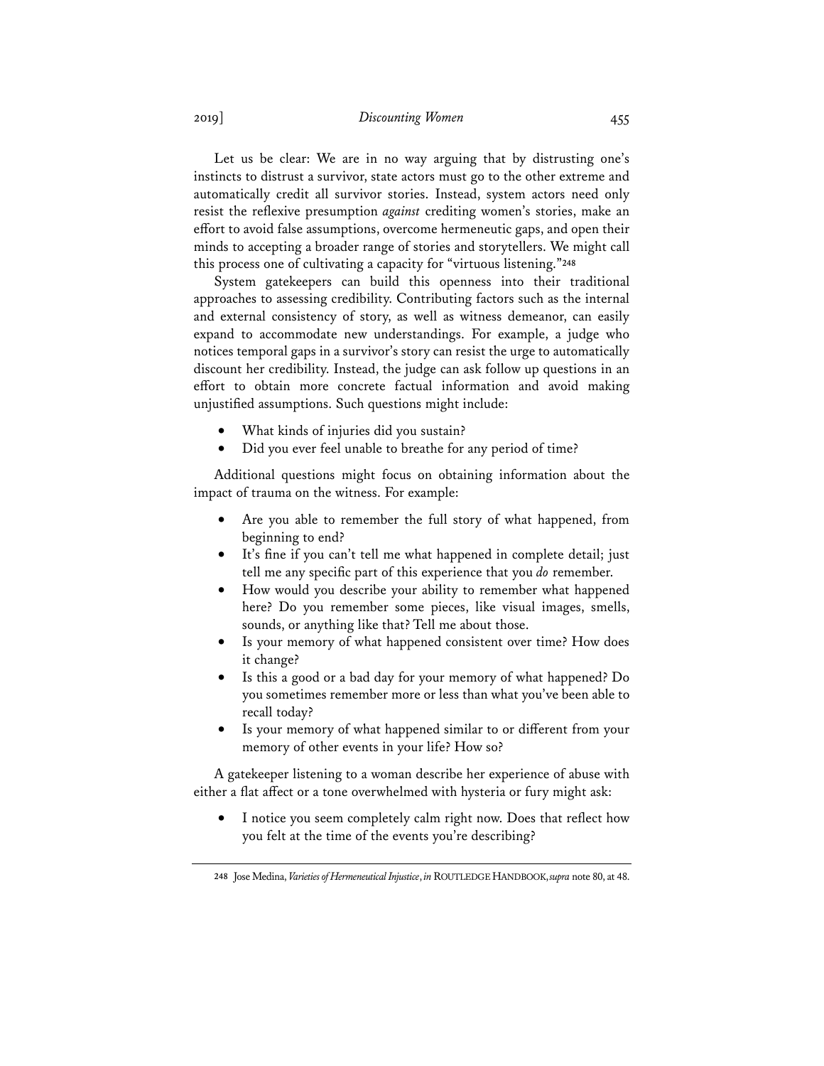Let us be clear: We are in no way arguing that by distrusting one's instincts to distrust a survivor, state actors must go to the other extreme and automatically credit all survivor stories. Instead, system actors need only resist the reflexive presumption *against* crediting women's stories, make an effort to avoid false assumptions, overcome hermeneutic gaps, and open their minds to accepting a broader range of stories and storytellers. We might call this process one of cultivating a capacity for "virtuous listening."[248]

System gatekeepers can build this openness into their traditional approaches to assessing credibility. Contributing factors such as the internal and external consistency of story, as well as witness demeanor, can easily expand to accommodate new understandings. For example, a judge who notices temporal gaps in a survivor's story can resist the urge to automatically discount her credibility. Instead, the judge can ask follow up questions in an effort to obtain more concrete factual information and avoid making unjustified assumptions. Such questions might include:

- What kinds of injuries did you sustain?
- Did you ever feel unable to breathe for any period of time?

Additional questions might focus on obtaining information about the impact of trauma on the witness. For example:

- Are you able to remember the full story of what happened, from beginning to end?
- It's fine if you can't tell me what happened in complete detail; just tell me any specific part of this experience that you *do* remember.
- How would you describe your ability to remember what happened here? Do you remember some pieces, like visual images, smells, sounds, or anything like that? Tell me about those.
- Is your memory of what happened consistent over time? How does it change?
- Is this a good or a bad day for your memory of what happened? Do you sometimes remember more or less than what you've been able to recall today?
- Is your memory of what happened similar to or different from your memory of other events in your life? How so?

A gatekeeper listening to a woman describe her experience of abuse with either a flat affect or a tone overwhelmed with hysteria or fury might ask:

- I notice you seem completely calm right now. Does that reflect how you felt at the time of the events you're describing?

---

248 Jose Medina, *Varieties of Hermeneutical Injustice*, *in* ROUTLEDGE HANDBOOK, *supra* note 80, at 48.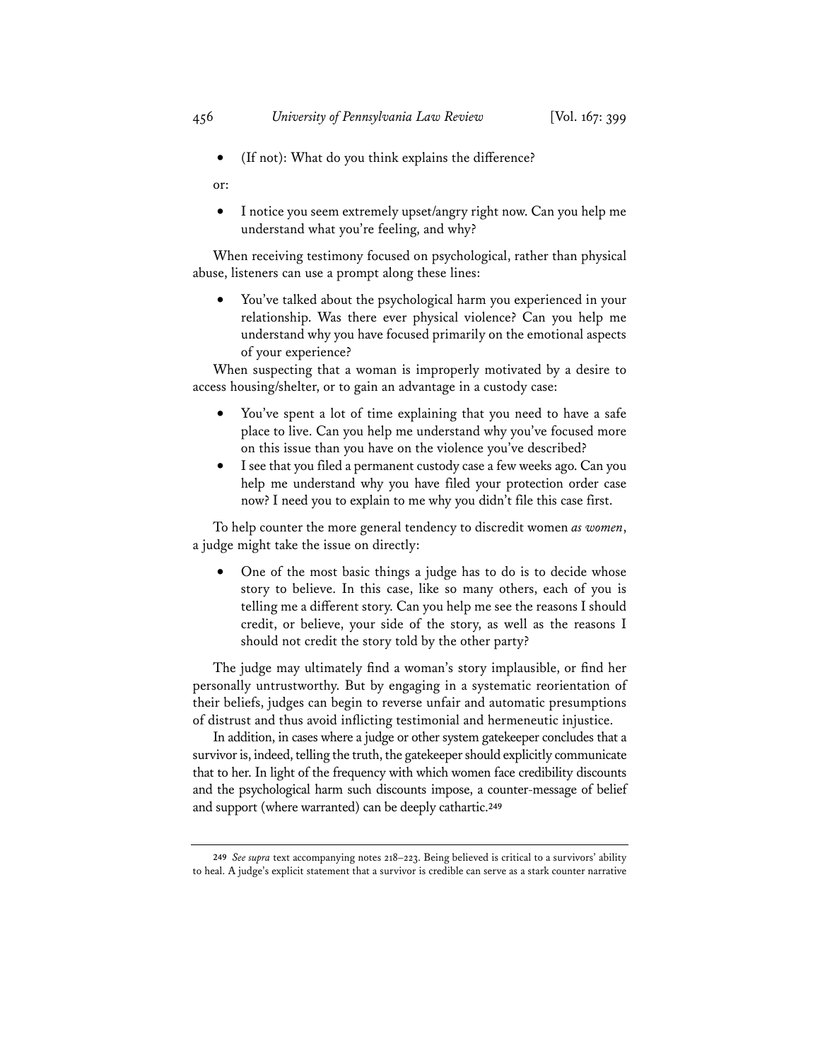- (If not): What do you think explains the difference?

or:

- I notice you seem extremely upset/angry right now. Can you help me understand what you're feeling, and why?

When receiving testimony focused on psychological, rather than physical abuse, listeners can use a prompt along these lines:

- You've talked about the psychological harm you experienced in your relationship. Was there ever physical violence? Can you help me understand why you have focused primarily on the emotional aspects of your experience?

When suspecting that a woman is improperly motivated by a desire to access housing/shelter, or to gain an advantage in a custody case:

- You've spent a lot of time explaining that you need to have a safe place to live. Can you help me understand why you've focused more on this issue than you have on the violence you've described?
- I see that you filed a permanent custody case a few weeks ago. Can you help me understand why you have filed your protection order case now? I need you to explain to me why you didn't file this case first.

To help counter the more general tendency to discredit women *as women*, a judge might take the issue on directly:

- One of the most basic things a judge has to do is to decide whose story to believe. In this case, like so many others, each of you is telling me a different story. Can you help me see the reasons I should credit, or believe, your side of the story, as well as the reasons I should not credit the story told by the other party?

The judge may ultimately find a woman's story implausible, or find her personally untrustworthy. But by engaging in a systematic reorientation of their beliefs, judges can begin to reverse unfair and automatic presumptions of distrust and thus avoid inflicting testimonial and hermeneutic injustice.

In addition, in cases where a judge or other system gatekeeper concludes that a survivor is, indeed, telling the truth, the gatekeeper should explicitly communicate that to her. In light of the frequency with which women face credibility discounts and the psychological harm such discounts impose, a counter-message of belief and support (where warranted) can be deeply cathartic.[249]

---

[249] *See supra* text accompanying notes 218–223. Being believed is critical to a survivors' ability to heal. A judge's explicit statement that a survivor is credible can serve as a stark counter narrative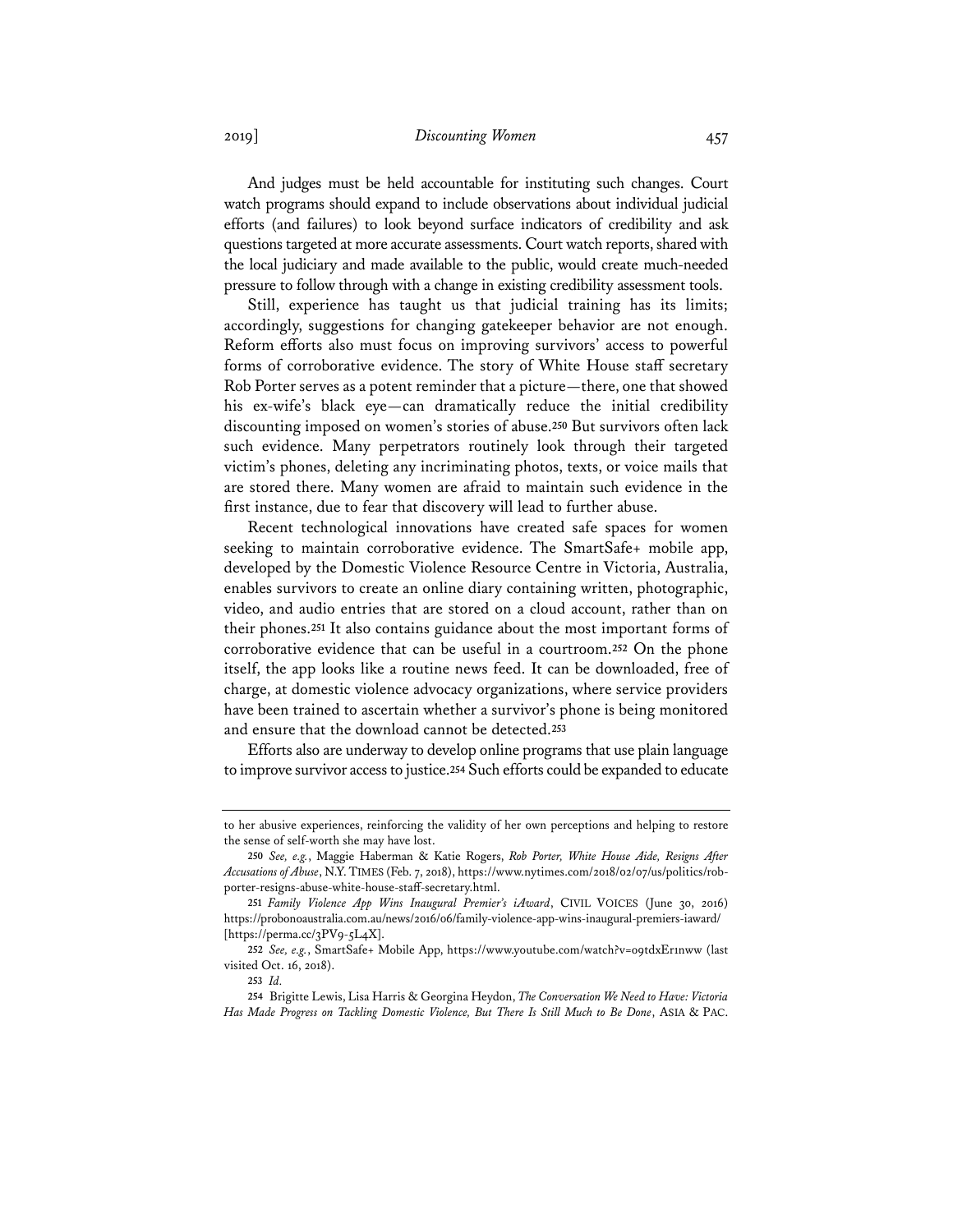And judges must be held accountable for instituting such changes. Court watch programs should expand to include observations about individual judicial efforts (and failures) to look beyond surface indicators of credibility and ask questions targeted at more accurate assessments. Court watch reports, shared with the local judiciary and made available to the public, would create much-needed pressure to follow through with a change in existing credibility assessment tools.

Still, experience has taught us that judicial training has its limits; accordingly, suggestions for changing gatekeeper behavior are not enough. Reform efforts also must focus on improving survivors' access to powerful forms of corroborative evidence. The story of White House staff secretary Rob Porter serves as a potent reminder that a picture—there, one that showed his ex-wife's black eye—can dramatically reduce the initial credibility discounting imposed on women's stories of abuse.[250] But survivors often lack such evidence. Many perpetrators routinely look through their targeted victim's phones, deleting any incriminating photos, texts, or voice mails that are stored there. Many women are afraid to maintain such evidence in the first instance, due to fear that discovery will lead to further abuse.

Recent technological innovations have created safe spaces for women seeking to maintain corroborative evidence. The SmartSafe+ mobile app, developed by the Domestic Violence Resource Centre in Victoria, Australia, enables survivors to create an online diary containing written, photographic, video, and audio entries that are stored on a cloud account, rather than on their phones.[251] It also contains guidance about the most important forms of corroborative evidence that can be useful in a courtroom.[252] On the phone itself, the app looks like a routine news feed. It can be downloaded, free of charge, at domestic violence advocacy organizations, where service providers have been trained to ascertain whether a survivor's phone is being monitored and ensure that the download cannot be detected.[253]

Efforts also are underway to develop online programs that use plain language to improve survivor access to justice.[254] Such efforts could be expanded to educate

---

to her abusive experiences, reinforcing the validity of her own perceptions and helping to restore the sense of self-worth she may have lost.

250 *See, e.g.*, Maggie Haberman & Katie Rogers, *Rob Porter, White House Aide, Resigns After Accusations of Abuse*, N.Y. TIMES (Feb. 7, 2018), https://www.nytimes.com/2018/02/07/us/politics/rob-porter-resigns-abuse-white-house-staff-secretary.html.

251 *Family Violence App Wins Inaugural Premier's iAward*, CIVIL VOICES (June 30, 2016) https://probonoaustralia.com.au/news/2016/06/family-violence-app-wins-inaugural-premiers-iaward/ [https://perma.cc/3PV9-5L4X].

252 *See, e.g.*, SmartSafe+ Mobile App, https://www.youtube.com/watch?v=o9tdxEr1nww (last visited Oct. 16, 2018).

253 *Id.*

254 Brigitte Lewis, Lisa Harris & Georgina Heydon, *The Conversation We Need to Have: Victoria Has Made Progress on Tackling Domestic Violence, But There Is Still Much to Be Done*, ASIA & PAC.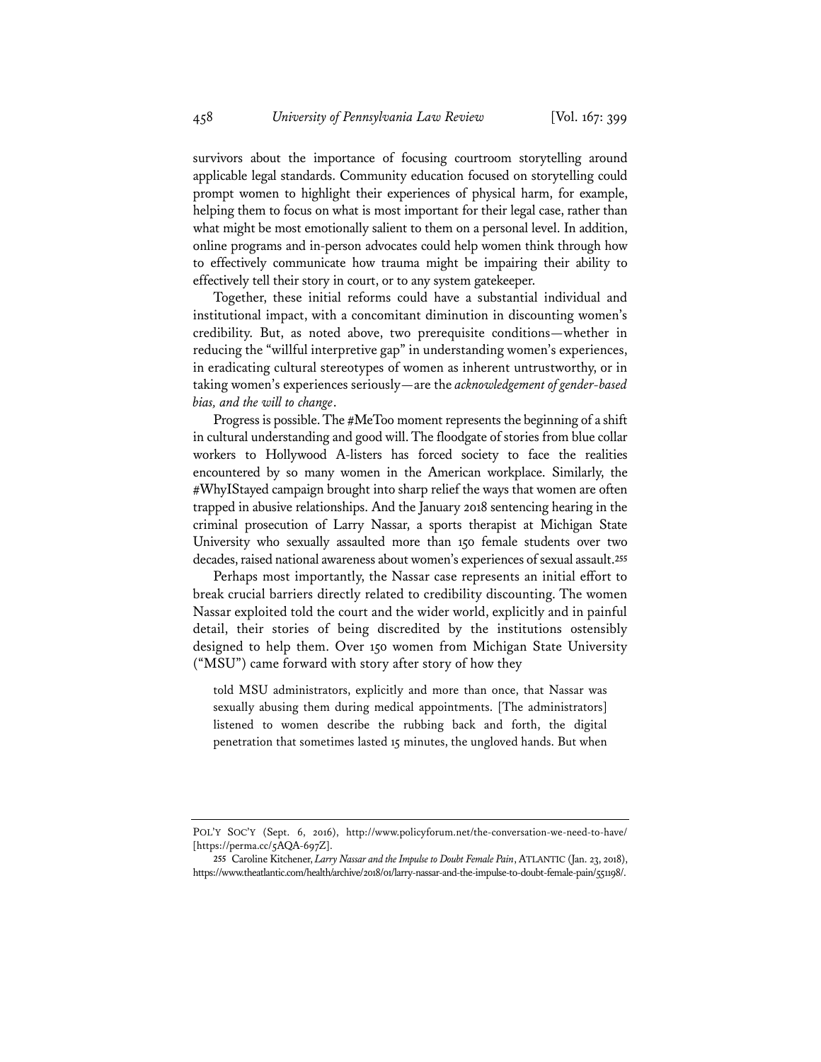survivors about the importance of focusing courtroom storytelling around applicable legal standards. Community education focused on storytelling could prompt women to highlight their experiences of physical harm, for example, helping them to focus on what is most important for their legal case, rather than what might be most emotionally salient to them on a personal level. In addition, online programs and in-person advocates could help women think through how to effectively communicate how trauma might be impairing their ability to effectively tell their story in court, or to any system gatekeeper.

Together, these initial reforms could have a substantial individual and institutional impact, with a concomitant diminution in discounting women's credibility. But, as noted above, two prerequisite conditions—whether in reducing the "willful interpretive gap" in understanding women's experiences, in eradicating cultural stereotypes of women as inherent untrustworthy, or in taking women's experiences seriously—are the *acknowledgement of gender-based bias, and the will to change*.

Progress is possible. The #MeToo moment represents the beginning of a shift in cultural understanding and good will. The floodgate of stories from blue collar workers to Hollywood A-listers has forced society to face the realities encountered by so many women in the American workplace. Similarly, the #WhyIStayed campaign brought into sharp relief the ways that women are often trapped in abusive relationships. And the January 2018 sentencing hearing in the criminal prosecution of Larry Nassar, a sports therapist at Michigan State University who sexually assaulted more than 150 female students over two decades, raised national awareness about women's experiences of sexual assault.[255]

Perhaps most importantly, the Nassar case represents an initial effort to break crucial barriers directly related to credibility discounting. The women Nassar exploited told the court and the wider world, explicitly and in painful detail, their stories of being discredited by the institutions ostensibly designed to help them. Over 150 women from Michigan State University ("MSU") came forward with story after story of how they

> told MSU administrators, explicitly and more than once, that Nassar was sexually abusing them during medical appointments. [The administrators] listened to women describe the rubbing back and forth, the digital penetration that sometimes lasted 15 minutes, the ungloved hands. But when

---

POL'Y SOC'Y (Sept. 6, 2016), http://www.policyforum.net/the-conversation-we-need-to-have/ [https://perma.cc/5AQA-697Z].

255 Caroline Kitchener, *Larry Nassar and the Impulse to Doubt Female Pain*, ATLANTIC (Jan. 23, 2018), https://www.theatlantic.com/health/archive/2018/01/larry-nassar-and-the-impulse-to-doubt-female-pain/551198/.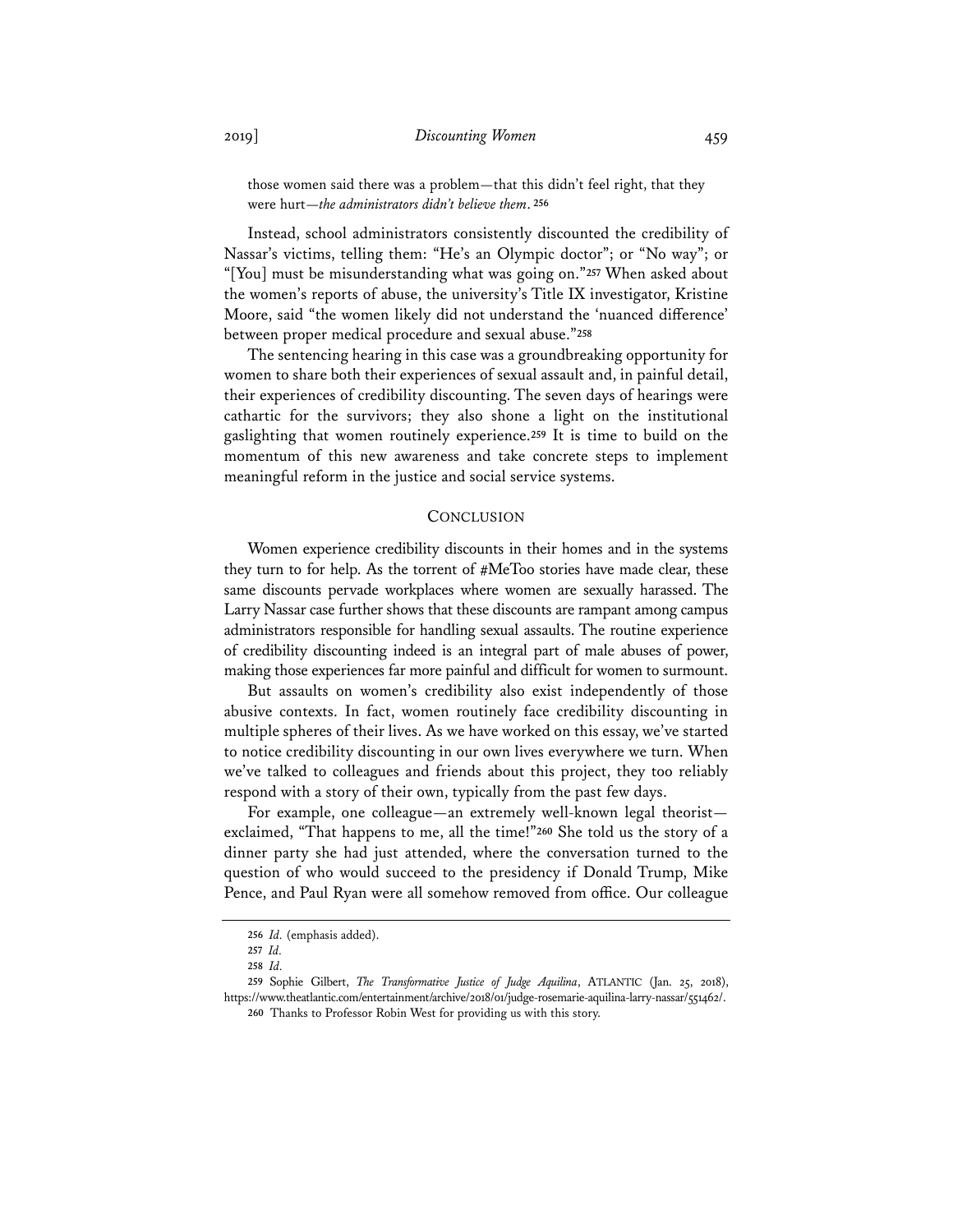those women said there was a problem—that this didn't feel right, that they were hurt—*the administrators didn't believe them*.[256]

Instead, school administrators consistently discounted the credibility of Nassar's victims, telling them: "He's an Olympic doctor"; or "No way"; or "[You] must be misunderstanding what was going on."[257] When asked about the women's reports of abuse, the university's Title IX investigator, Kristine Moore, said "the women likely did not understand the 'nuanced difference' between proper medical procedure and sexual abuse."[258]

The sentencing hearing in this case was a groundbreaking opportunity for women to share both their experiences of sexual assault and, in painful detail, their experiences of credibility discounting. The seven days of hearings were cathartic for the survivors; they also shone a light on the institutional gaslighting that women routinely experience.[259] It is time to build on the momentum of this new awareness and take concrete steps to implement meaningful reform in the justice and social service systems.

## CONCLUSION

Women experience credibility discounts in their homes and in the systems they turn to for help. As the torrent of #MeToo stories have made clear, these same discounts pervade workplaces where women are sexually harassed. The Larry Nassar case further shows that these discounts are rampant among campus administrators responsible for handling sexual assaults. The routine experience of credibility discounting indeed is an integral part of male abuses of power, making those experiences far more painful and difficult for women to surmount.

But assaults on women's credibility also exist independently of those abusive contexts. In fact, women routinely face credibility discounting in multiple spheres of their lives. As we have worked on this essay, we've started to notice credibility discounting in our own lives everywhere we turn. When we've talked to colleagues and friends about this project, they too reliably respond with a story of their own, typically from the past few days.

For example, one colleague—an extremely well-known legal theorist—exclaimed, "That happens to me, all the time!"[260] She told us the story of a dinner party she had just attended, where the conversation turned to the question of who would succeed to the presidency if Donald Trump, Mike Pence, and Paul Ryan were all somehow removed from office. Our colleague

---

256 *Id.* (emphasis added).

257 *Id.*

258 *Id.*

259 Sophie Gilbert, *The Transformative Justice of Judge Aquilina*, ATLANTIC (Jan. 25, 2018), https://www.theatlantic.com/entertainment/archive/2018/01/judge-rosemarie-aquilina-larry-nassar/551462/.

260 Thanks to Professor Robin West for providing us with this story.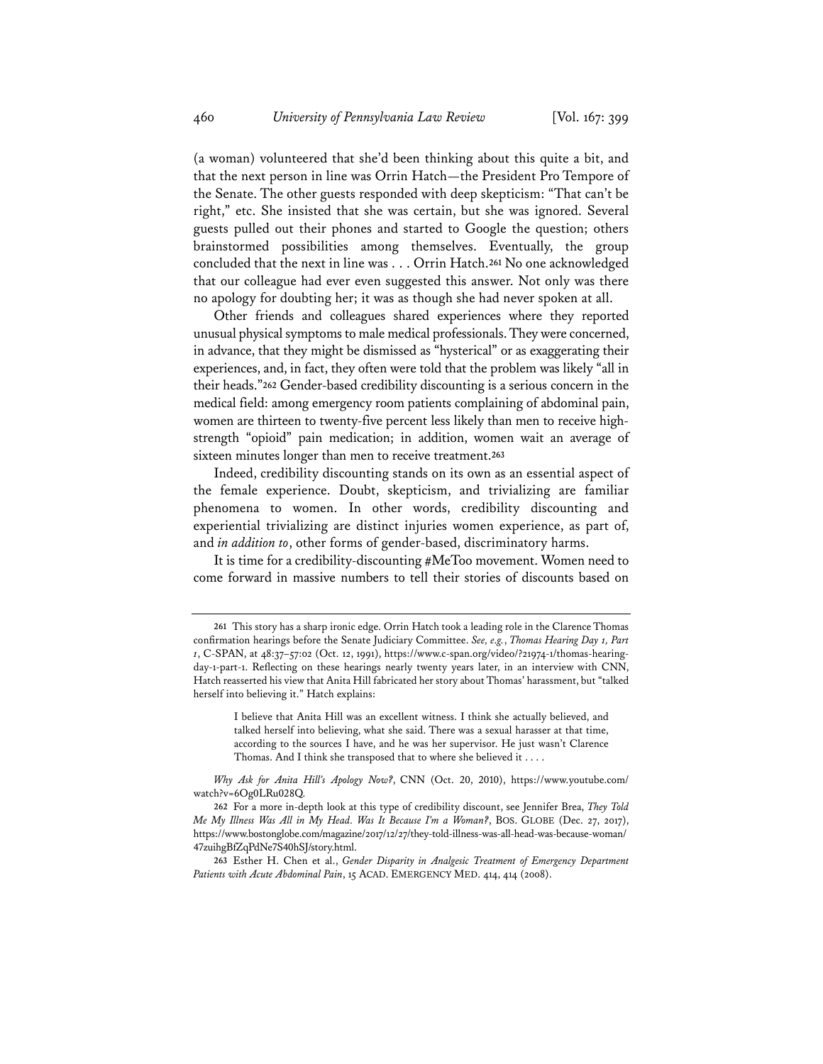(a woman) volunteered that she'd been thinking about this quite a bit, and that the next person in line was Orrin Hatch—the President Pro Tempore of the Senate. The other guests responded with deep skepticism: "That can't be right," etc. She insisted that she was certain, but she was ignored. Several guests pulled out their phones and started to Google the question; others brainstormed possibilities among themselves. Eventually, the group concluded that the next in line was . . . Orrin Hatch.[261] No one acknowledged that our colleague had ever even suggested this answer. Not only was there no apology for doubting her; it was as though she had never spoken at all.

Other friends and colleagues shared experiences where they reported unusual physical symptoms to male medical professionals. They were concerned, in advance, that they might be dismissed as "hysterical" or as exaggerating their experiences, and, in fact, they often were told that the problem was likely "all in their heads."[262] Gender-based credibility discounting is a serious concern in the medical field: among emergency room patients complaining of abdominal pain, women are thirteen to twenty-five percent less likely than men to receive high-strength "opioid" pain medication; in addition, women wait an average of sixteen minutes longer than men to receive treatment.[263]

Indeed, credibility discounting stands on its own as an essential aspect of the female experience. Doubt, skepticism, and trivializing are familiar phenomena to women. In other words, credibility discounting and experiential trivializing are distinct injuries women experience, as part of, and *in addition to*, other forms of gender-based, discriminatory harms.

It is time for a credibility-discounting #MeToo movement. Women need to come forward in massive numbers to tell their stories of discounts based on

---

261 This story has a sharp ironic edge. Orrin Hatch took a leading role in the Clarence Thomas confirmation hearings before the Senate Judiciary Committee. *See, e.g.*, *Thomas Hearing Day 1, Part 1*, C-SPAN, at 48:37–57:02 (Oct. 12, 1991), https://www.c-span.org/video/?21974-1/thomas-hearing-day-1-part-1. Reflecting on these hearings nearly twenty years later, in an interview with CNN, Hatch reasserted his view that Anita Hill fabricated her story about Thomas' harassment, but "talked herself into believing it." Hatch explains:

> I believe that Anita Hill was an excellent witness. I think she actually believed, and talked herself into believing, what she said. There was a sexual harasser at that time, according to the sources I have, and he was her supervisor. He just wasn't Clarence Thomas. And I think she transposed that to where she believed it . . . .

*Why Ask for Anita Hill's Apology Now?*, CNN (Oct. 20, 2010), https://www.youtube.com/watch?v=6Og0LRu028Q.

262 For a more in-depth look at this type of credibility discount, see Jennifer Brea, *They Told Me My Illness Was All in My Head. Was It Because I'm a Woman?*, BOS. GLOBE (Dec. 27, 2017), https://www.bostonglobe.com/magazine/2017/12/27/they-told-illness-was-all-head-was-because-woman/47zuihgBfZqPdNe7S40hSJ/story.html.

263 Esther H. Chen et al., *Gender Disparity in Analgesic Treatment of Emergency Department Patients with Acute Abdominal Pain*, 15 ACAD. EMERGENCY MED. 414, 414 (2008).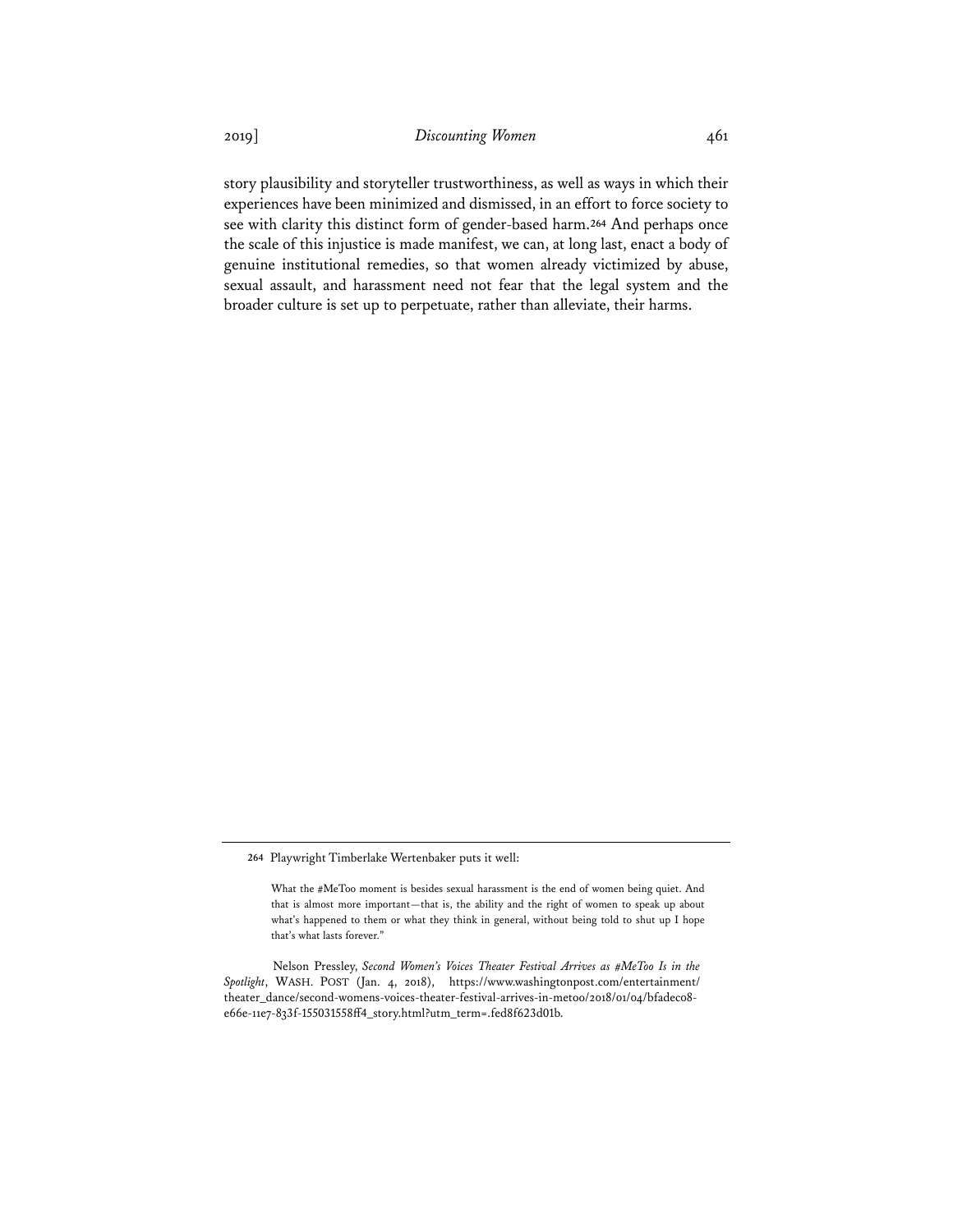story plausibility and storyteller trustworthiness, as well as ways in which their experiences have been minimized and dismissed, in an effort to force society to see with clarity this distinct form of gender-based harm.[264] And perhaps once the scale of this injustice is made manifest, we can, at long last, enact a body of genuine institutional remedies, so that women already victimized by abuse, sexual assault, and harassment need not fear that the legal system and the broader culture is set up to perpetuate, rather than alleviate, their harms.

---

264 Playwright Timberlake Wertenbaker puts it well:

> What the #MeToo moment is besides sexual harassment is the end of women being quiet. And that is almost more important—that is, the ability and the right of women to speak up about what's happened to them or what they think in general, without being told to shut up I hope that's what lasts forever."

Nelson Pressley, *Second Women's Voices Theater Festival Arrives as #MeToo Is in the Spotlight*, WASH. POST (Jan. 4, 2018), https://www.washingtonpost.com/entertainment/theater_dance/second-womens-voices-theater-festival-arrives-in-metoo/2018/01/04/bfadec08-e66e-11e7-833f-155031558ff4_story.html?utm_term=.fed8f623d01b.